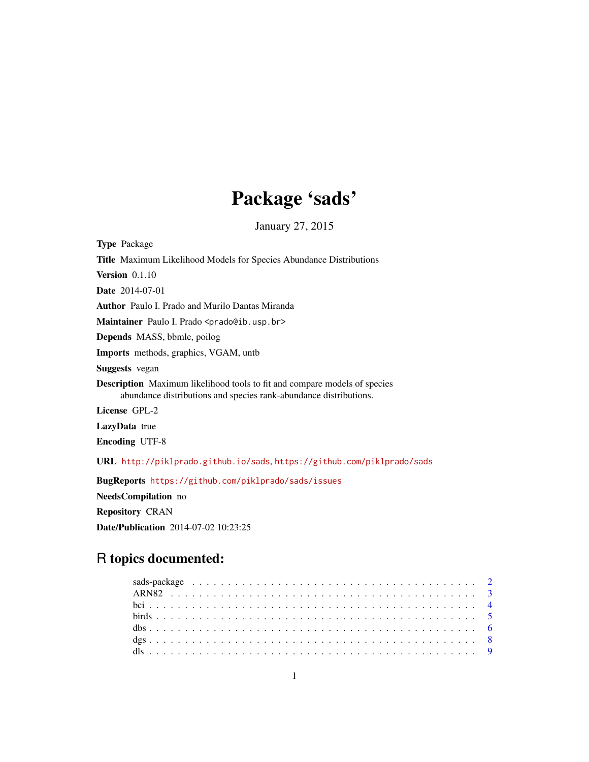# Package ‘sads’

January 27, 2015

**Type** Package

**Title** Maximum Likelihood Models for Species Abundance Distributions

**Version** 0.1.10

**Date** 2014-07-01

**Author** Paulo I. Prado and Murilo Dantas Miranda

**Maintainer** Paulo I. Prado <prado@ib.usp.br>

**Depends** MASS, bbmle, poilog

**Imports** methods, graphics, VGAM, untb

**Suggests** vegan

**Description** Maximum likelihood tools to fit and compare models of species abundance distributions and species rank-abundance distributions.

**License** GPL-2

**LazyData** true

**Encoding** UTF-8

**URL** http://piklprado.github.io/sads, https://github.com/piklprado/sads

**BugReports** https://github.com/piklprado/sads/issues

**NeedsCompilation** no

**Repository** CRAN

**Date/Publication** 2014-07-02 10:23:25

## R topics documented:

sads-package . . . . . . . . . . . . . . . . . . . . . . . . . . . . . . . . . . . . . . . . 2
ARN82 . . . . . . . . . . . . . . . . . . . . . . . . . . . . . . . . . . . . . . . . . . . 3
bci . . . . . . . . . . . . . . . . . . . . . . . . . . . . . . . . . . . . . . . . . . . . . 4
birds . . . . . . . . . . . . . . . . . . . . . . . . . . . . . . . . . . . . . . . . . . . . 5
dbs . . . . . . . . . . . . . . . . . . . . . . . . . . . . . . . . . . . . . . . . . . . . . 6
dgs . . . . . . . . . . . . . . . . . . . . . . . . . . . . . . . . . . . . . . . . . . . . . 8
dls . . . . . . . . . . . . . . . . . . . . . . . . . . . . . . . . . . . . . . . . . . . . . 9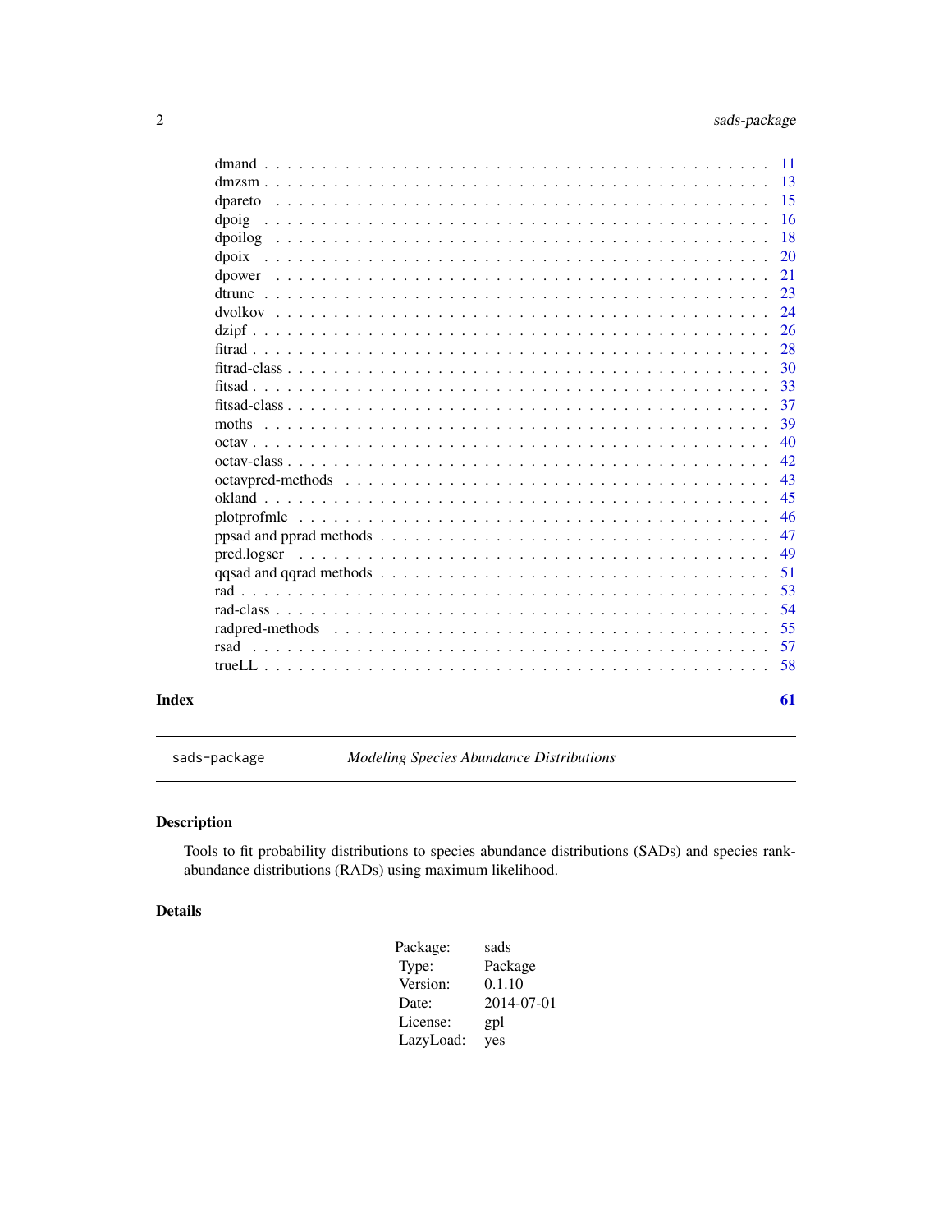| | |
|---|---|
| dmand | 11 |
| dmzsm | 13 |
| dpareto | 15 |
| dpoig | 16 |
| dpoilog | 18 |
| dpoix | 20 |
| dpower | 21 |
| dtrunc | 23 |
| dvolkov | 24 |
| dzipf | 26 |
| fitrad | 28 |
| fitrad-class | 30 |
| fitsad | 33 |
| fitsad-class | 37 |
| moths | 39 |
| octav | 40 |
| octav-class | 42 |
| octavpred-methods | 43 |
| okland | 45 |
| plotprofmle | 46 |
| ppsad and pprad methods | 47 |
| pred.logser | 49 |
| qqsad and qqrad methods | 51 |
| rad | 53 |
| rad-class | 54 |
| radpred-methods | 55 |
| rsad | 57 |
| trueLL | 58 |

**Index** **61**

---

`sads-package` *Modeling Species Abundance Distributions*

---

## Description

Tools to fit probability distributions to species abundance distributions (SADs) and species rank-abundance distributions (RADs) using maximum likelihood.

## Details

| | |
|---|---|
| Package: | sads |
| Type: | Package |
| Version: | 0.1.10 |
| Date: | 2014-07-01 |
| License: | gpl |
| LazyLoad: | yes |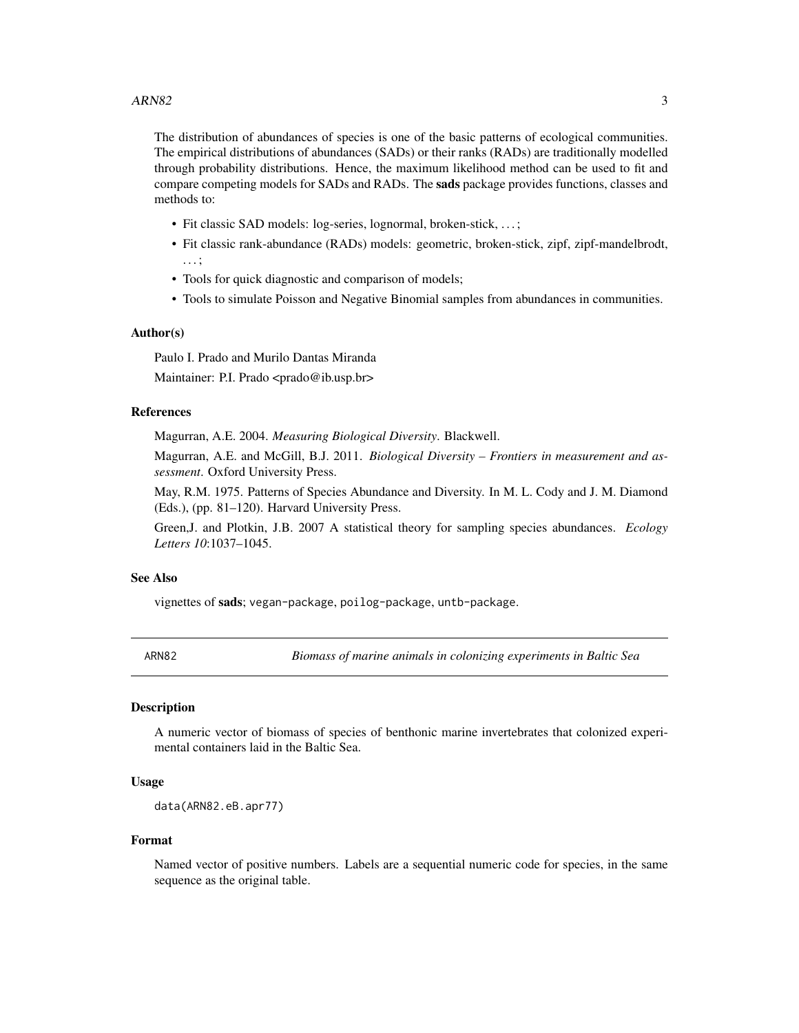The distribution of abundances of species is one of the basic patterns of ecological communities. The empirical distributions of abundances (SADs) or their ranks (RADs) are traditionally modelled through probability distributions. Hence, the maximum likelihood method can be used to fit and compare competing models for SADs and RADs. The **sads** package provides functions, classes and methods to:

- Fit classic SAD models: log-series, lognormal, broken-stick, . . . ;
- Fit classic rank-abundance (RADs) models: geometric, broken-stick, zipf, zipf-mandelbrodt, . . . ;
- Tools for quick diagnostic and comparison of models;
- Tools to simulate Poisson and Negative Binomial samples from abundances in communities.

### Author(s)

Paulo I. Prado and Murilo Dantas Miranda

Maintainer: P.I. Prado <prado@ib.usp.br>

### References

Magurran, A.E. 2004. *Measuring Biological Diversity*. Blackwell.

Magurran, A.E. and McGill, B.J. 2011. *Biological Diversity – Frontiers in measurement and assessment*. Oxford University Press.

May, R.M. 1975. Patterns of Species Abundance and Diversity. In M. L. Cody and J. M. Diamond (Eds.), (pp. 81–120). Harvard University Press.

Green,J. and Plotkin, J.B. 2007 A statistical theory for sampling species abundances. *Ecology Letters 10*:1037–1045.

### See Also

vignettes of **sads**; `vegan-package`, `poilog-package`, `untb-package`.

---

## ARN82 — *Biomass of marine animals in colonizing experiments in Baltic Sea*

### Description

A numeric vector of biomass of species of benthonic marine invertebrates that colonized experimental containers laid in the Baltic Sea.

### Usage

```
data(ARN82.eB.apr77)
```

### Format

Named vector of positive numbers. Labels are a sequential numeric code for species, in the same sequence as the original table.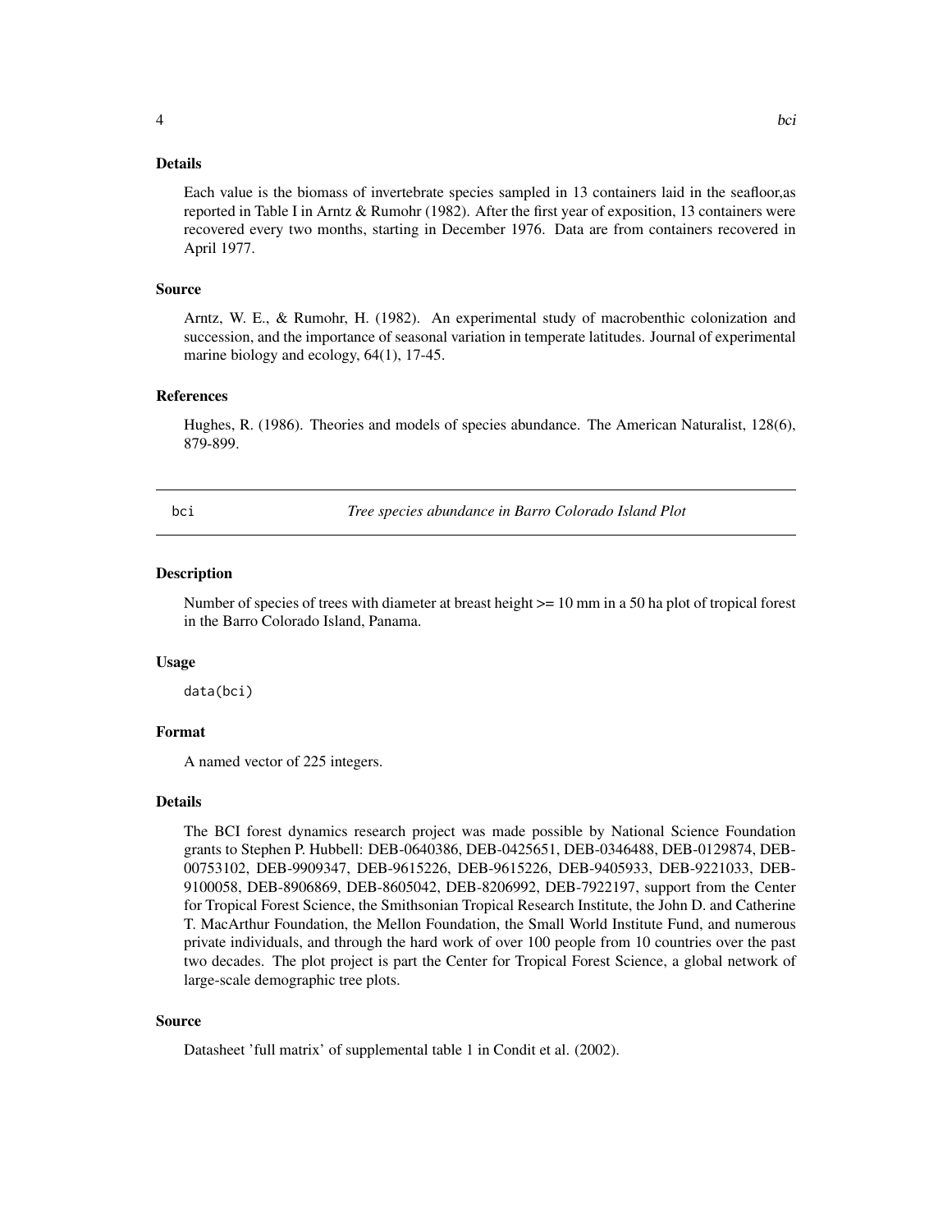### Details

Each value is the biomass of invertebrate species sampled in 13 containers laid in the seafloor,as reported in Table I in Arntz & Rumohr (1982). After the first year of exposition, 13 containers were recovered every two months, starting in December 1976. Data are from containers recovered in April 1977.

### Source

Arntz, W. E., & Rumohr, H. (1982). An experimental study of macrobenthic colonization and succession, and the importance of seasonal variation in temperate latitudes. Journal of experimental marine biology and ecology, 64(1), 17-45.

### References

Hughes, R. (1986). Theories and models of species abundance. The American Naturalist, 128(6), 879-899.

---

## bci — *Tree species abundance in Barro Colorado Island Plot*

---

### Description

Number of species of trees with diameter at breast height >= 10 mm in a 50 ha plot of tropical forest in the Barro Colorado Island, Panama.

### Usage

```
data(bci)
```

### Format

A named vector of 225 integers.

### Details

The BCI forest dynamics research project was made possible by National Science Foundation grants to Stephen P. Hubbell: DEB-0640386, DEB-0425651, DEB-0346488, DEB-0129874, DEB-00753102, DEB-9909347, DEB-9615226, DEB-9615226, DEB-9405933, DEB-9221033, DEB-9100058, DEB-8906869, DEB-8605042, DEB-8206992, DEB-7922197, support from the Center for Tropical Forest Science, the Smithsonian Tropical Research Institute, the John D. and Catherine T. MacArthur Foundation, the Mellon Foundation, the Small World Institute Fund, and numerous private individuals, and through the hard work of over 100 people from 10 countries over the past two decades. The plot project is part the Center for Tropical Forest Science, a global network of large-scale demographic tree plots.

### Source

Datasheet 'full matrix' of supplemental table 1 in Condit et al. (2002).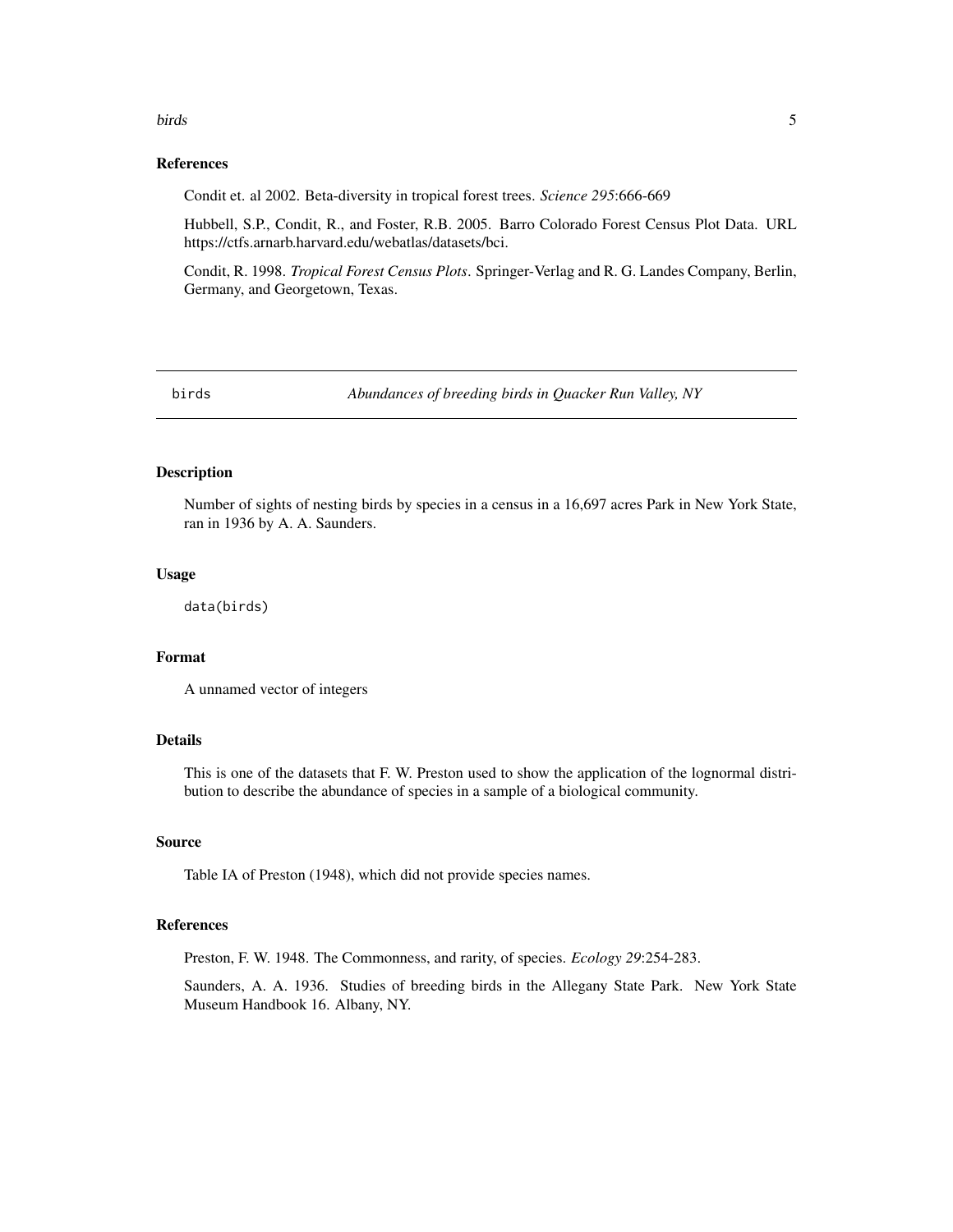## References

Condit et. al 2002. Beta-diversity in tropical forest trees. *Science 295*:666-669

Hubbell, S.P., Condit, R., and Foster, R.B. 2005. Barro Colorado Forest Census Plot Data. URL https://ctfs.arnarb.harvard.edu/webatlas/datasets/bci.

Condit, R. 1998. *Tropical Forest Census Plots*. Springer-Verlag and R. G. Landes Company, Berlin, Germany, and Georgetown, Texas.

---

# birds — *Abundances of breeding birds in Quacker Run Valley, NY*

## Description

Number of sights of nesting birds by species in a census in a 16,697 acres Park in New York State, ran in 1936 by A. A. Saunders.

## Usage

```
data(birds)
```

## Format

A unnamed vector of integers

## Details

This is one of the datasets that F. W. Preston used to show the application of the lognormal distribution to describe the abundance of species in a sample of a biological community.

## Source

Table IA of Preston (1948), which did not provide species names.

## References

Preston, F. W. 1948. The Commonness, and rarity, of species. *Ecology 29*:254-283.

Saunders, A. A. 1936. Studies of breeding birds in the Allegany State Park. New York State Museum Handbook 16. Albany, NY.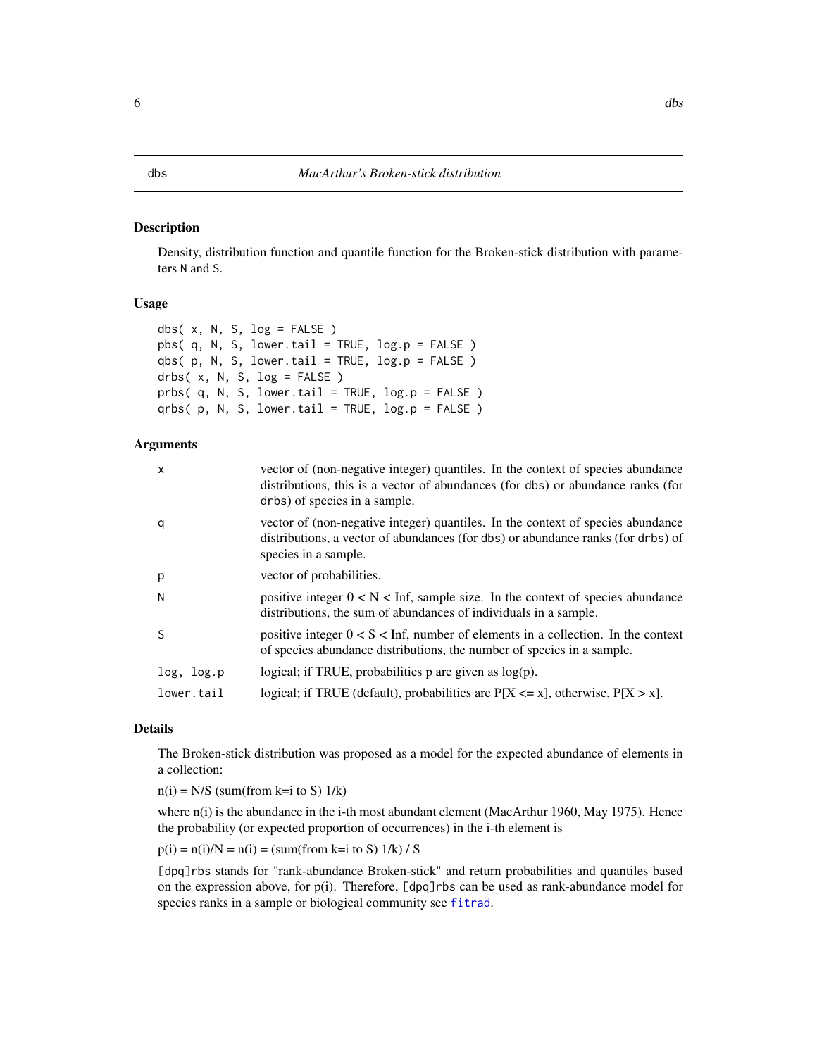# dbs — *MacArthur's Broken-stick distribution*

## Description

Density, distribution function and quantile function for the Broken-stick distribution with parameters N and S.

## Usage

```
dbs( x, N, S, log = FALSE )
pbs( q, N, S, lower.tail = TRUE, log.p = FALSE )
qbs( p, N, S, lower.tail = TRUE, log.p = FALSE )
drbs( x, N, S, log = FALSE )
prbs( q, N, S, lower.tail = TRUE, log.p = FALSE )
qrbs( p, N, S, lower.tail = TRUE, log.p = FALSE )
```

## Arguments

| | |
|---|---|
| `x` | vector of (non-negative integer) quantiles. In the context of species abundance distributions, this is a vector of abundances (for `dbs`) or abundance ranks (for `drbs`) of species in a sample. |
| `q` | vector of (non-negative integer) quantiles. In the context of species abundance distributions, a vector of abundances (for `dbs`) or abundance ranks (for `drbs`) of species in a sample. |
| `p` | vector of probabilities. |
| `N` | positive integer $0 < N < Inf$, sample size. In the context of species abundance distributions, the sum of abundances of individuals in a sample. |
| `S` | positive integer $0 < S < Inf$, number of elements in a collection. In the context of species abundance distributions, the number of species in a sample. |
| `log, log.p` | logical; if TRUE, probabilities p are given as log(p). |
| `lower.tail` | logical; if TRUE (default), probabilities are $P[X <= x]$, otherwise, $P[X > x]$. |

## Details

The Broken-stick distribution was proposed as a model for the expected abundance of elements in a collection:

n(i) = N/S (sum(from k=i to S) 1/k)

where n(i) is the abundance in the i-th most abundant element (MacArthur 1960, May 1975). Hence the probability (or expected proportion of occurrences) in the i-th element is

p(i) = n(i)/N = n(i) = (sum(from k=i to S) 1/k) / S

`[dpq]rbs` stands for "rank-abundance Broken-stick" and return probabilities and quantiles based on the expression above, for p(i). Therefore, `[dpq]rbs` can be used as rank-abundance model for species ranks in a sample or biological community see `fitrad`.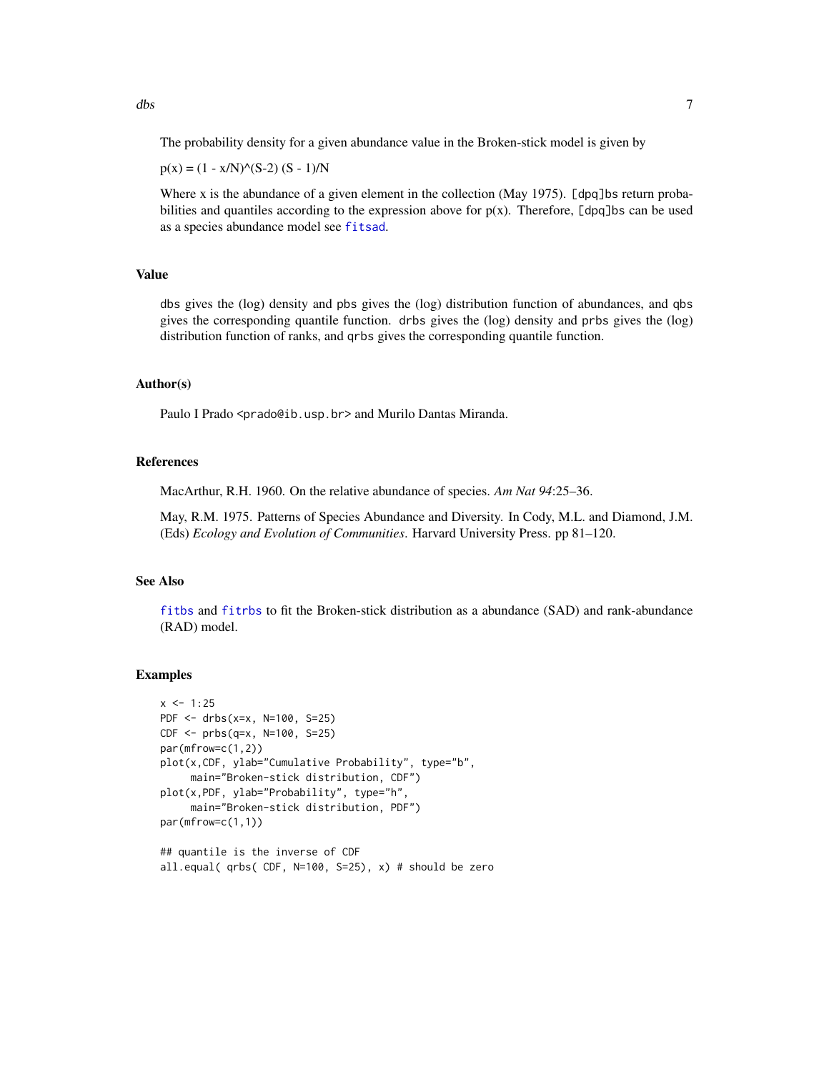The probability density for a given abundance value in the Broken-stick model is given by

$p(x) = (1 - x/N)^{(S-2)} (S - 1)/N$

Where x is the abundance of a given element in the collection (May 1975). `[dpq]bs` return probabilities and quantiles according to the expression above for p(x). Therefore, `[dpq]bs` can be used as a species abundance model see `fitsad`.

## Value

`dbs` gives the (log) density and `pbs` gives the (log) distribution function of abundances, and `qbs` gives the corresponding quantile function. `drbs` gives the (log) density and `prbs` gives the (log) distribution function of ranks, and `qrbs` gives the corresponding quantile function.

## Author(s)

Paulo I Prado <prado@ib.usp.br> and Murilo Dantas Miranda.

## References

MacArthur, R.H. 1960. On the relative abundance of species. *Am Nat 94*:25–36.

May, R.M. 1975. Patterns of Species Abundance and Diversity. In Cody, M.L. and Diamond, J.M. (Eds) *Ecology and Evolution of Communities*. Harvard University Press. pp 81–120.

## See Also

`fitbs` and `fitrbs` to fit the Broken-stick distribution as a abundance (SAD) and rank-abundance (RAD) model.

## Examples

```
x <- 1:25
PDF <- drbs(x=x, N=100, S=25)
CDF <- prbs(q=x, N=100, S=25)
par(mfrow=c(1,2))
plot(x,CDF, ylab="Cumulative Probability", type="b",
     main="Broken-stick distribution, CDF")
plot(x,PDF, ylab="Probability", type="h",
     main="Broken-stick distribution, PDF")
par(mfrow=c(1,1))

## quantile is the inverse of CDF
all.equal( qrbs( CDF, N=100, S=25), x) # should be zero
```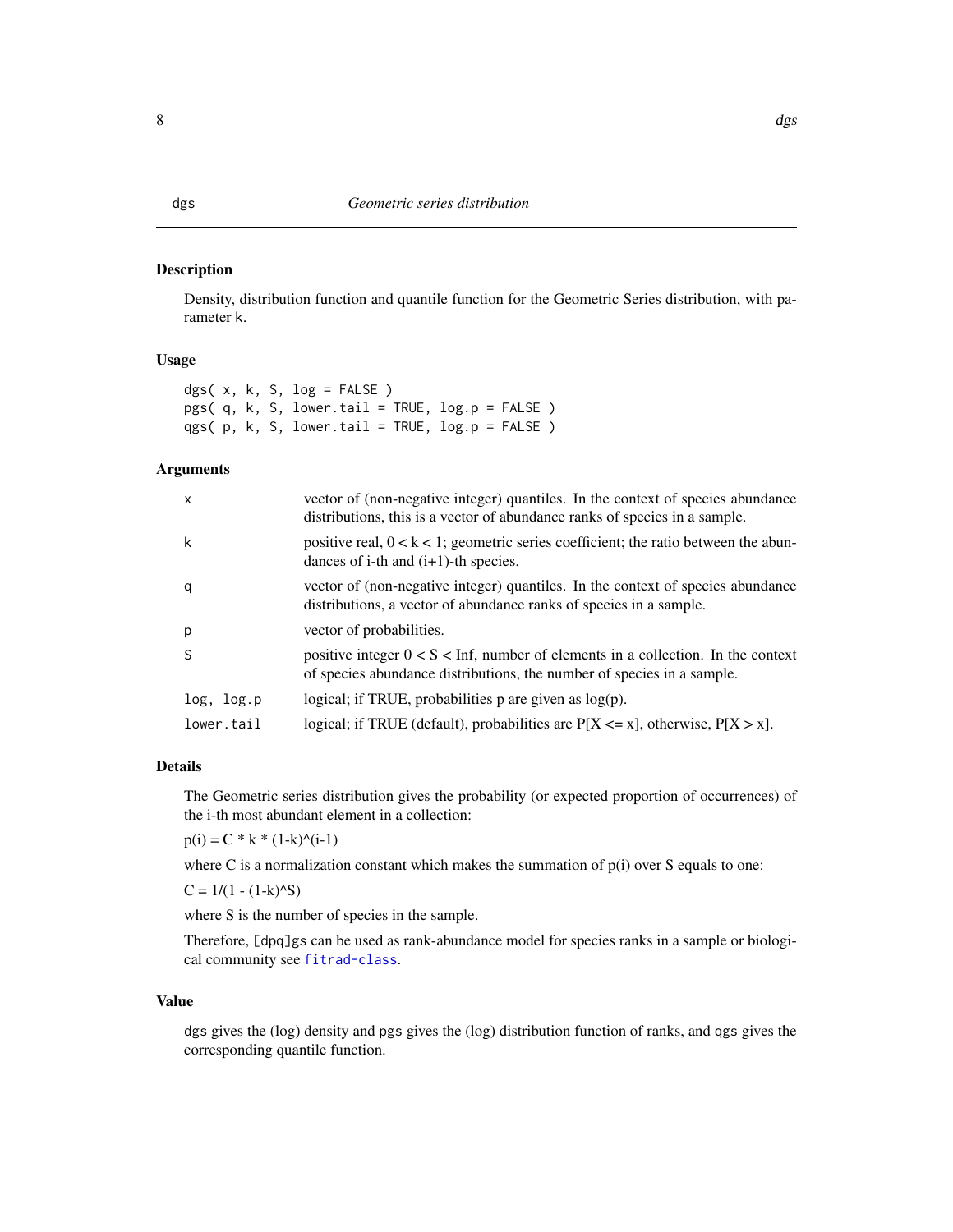# dgs — *Geometric series distribution*

## Description

Density, distribution function and quantile function for the Geometric Series distribution, with parameter k.

## Usage

```
dgs( x, k, S, log = FALSE )
pgs( q, k, S, lower.tail = TRUE, log.p = FALSE )
qgs( p, k, S, lower.tail = TRUE, log.p = FALSE )
```

## Arguments

| | |
|---|---|
| `x` | vector of (non-negative integer) quantiles. In the context of species abundance distributions, this is a vector of abundance ranks of species in a sample. |
| `k` | positive real, $0 < k < 1$; geometric series coefficient; the ratio between the abundances of i-th and (i+1)-th species. |
| `q` | vector of (non-negative integer) quantiles. In the context of species abundance distributions, a vector of abundance ranks of species in a sample. |
| `p` | vector of probabilities. |
| `S` | positive integer $0 < S < Inf$, number of elements in a collection. In the context of species abundance distributions, the number of species in a sample. |
| `log, log.p` | logical; if TRUE, probabilities p are given as log(p). |
| `lower.tail` | logical; if TRUE (default), probabilities are $P[X <= x]$, otherwise, $P[X > x]$. |

## Details

The Geometric series distribution gives the probability (or expected proportion of occurrences) of the i-th most abundant element in a collection:

$p(i) = C * k * (1-k)^{(i-1)}$

where C is a normalization constant which makes the summation of p(i) over S equals to one:

$C = 1/(1 - (1-k)^S)$

where S is the number of species in the sample.

Therefore, `[dpq]gs` can be used as rank-abundance model for species ranks in a sample or biological community see `fitrad-class`.

## Value

`dgs` gives the (log) density and `pgs` gives the (log) distribution function of ranks, and `qgs` gives the corresponding quantile function.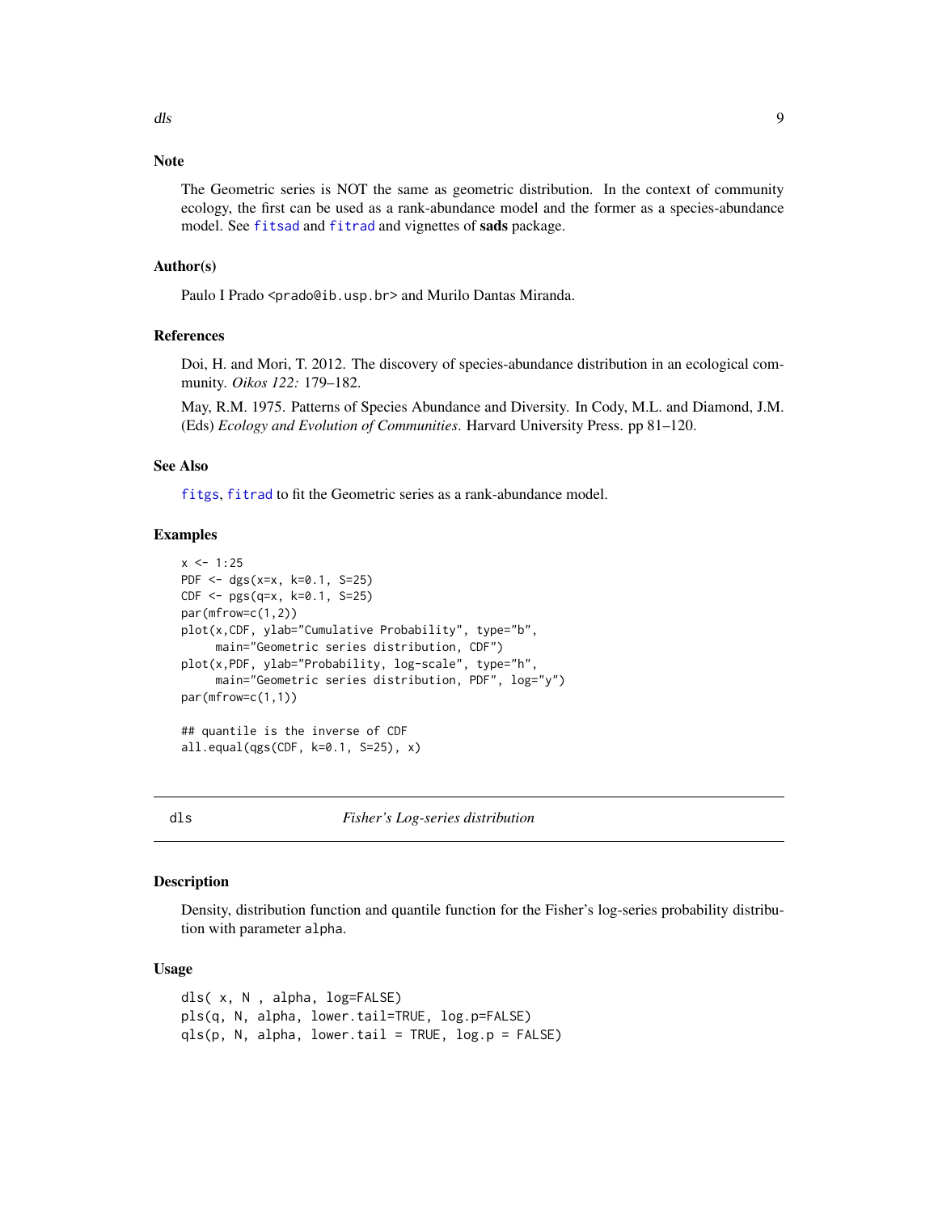### Note

The Geometric series is NOT the same as geometric distribution. In the context of community ecology, the first can be used as a rank-abundance model and the former as a species-abundance model. See fitsad and fitrad and vignettes of **sads** package.

### Author(s)

Paulo I Prado <prado@ib.usp.br> and Murilo Dantas Miranda.

### References

Doi, H. and Mori, T. 2012. The discovery of species-abundance distribution in an ecological community. *Oikos 122:* 179–182.

May, R.M. 1975. Patterns of Species Abundance and Diversity. In Cody, M.L. and Diamond, J.M. (Eds) *Ecology and Evolution of Communities*. Harvard University Press. pp 81–120.

### See Also

fitgs, fitrad to fit the Geometric series as a rank-abundance model.

### Examples

```
x <- 1:25
PDF <- dgs(x=x, k=0.1, S=25)
CDF <- pgs(q=x, k=0.1, S=25)
par(mfrow=c(1,2))
plot(x,CDF, ylab="Cumulative Probability", type="b",
     main="Geometric series distribution, CDF")
plot(x,PDF, ylab="Probability, log-scale", type="h",
     main="Geometric series distribution, PDF", log="y")
par(mfrow=c(1,1))

## quantile is the inverse of CDF
all.equal(qgs(CDF, k=0.1, S=25), x)
```

---

## dls — *Fisher's Log-series distribution*

### Description

Density, distribution function and quantile function for the Fisher's log-series probability distribution with parameter alpha.

### Usage

```
dls( x, N , alpha, log=FALSE)
pls(q, N, alpha, lower.tail=TRUE, log.p=FALSE)
qls(p, N, alpha, lower.tail = TRUE, log.p = FALSE)
```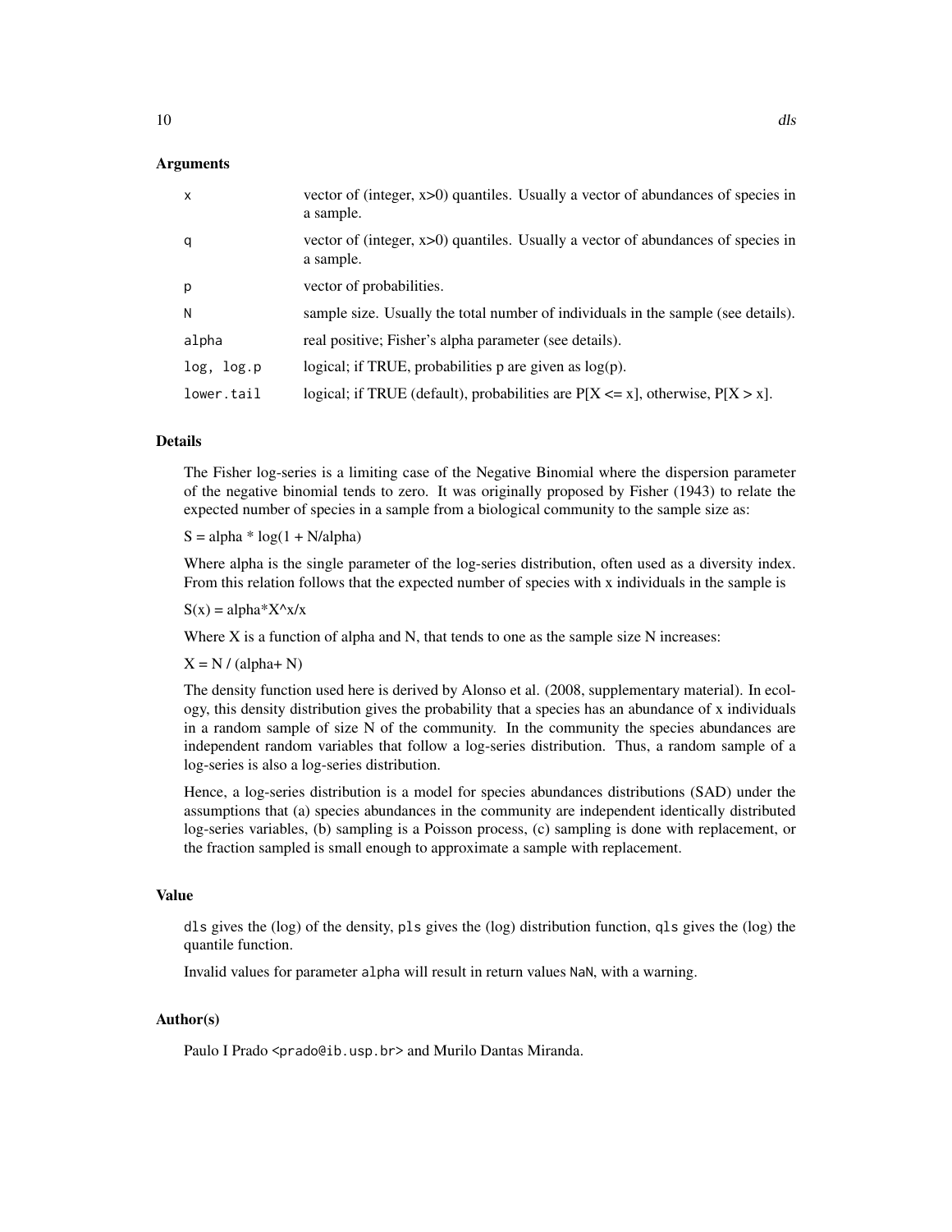### Arguments

| | |
|---|---|
| `x` | vector of (integer, x>0) quantiles. Usually a vector of abundances of species in a sample. |
| `q` | vector of (integer, x>0) quantiles. Usually a vector of abundances of species in a sample. |
| `p` | vector of probabilities. |
| `N` | sample size. Usually the total number of individuals in the sample (see details). |
| `alpha` | real positive; Fisher's alpha parameter (see details). |
| `log, log.p` | logical; if TRUE, probabilities p are given as log(p). |
| `lower.tail` | logical; if TRUE (default), probabilities are P[X <= x], otherwise, P[X > x]. |

### Details

The Fisher log-series is a limiting case of the Negative Binomial where the dispersion parameter of the negative binomial tends to zero. It was originally proposed by Fisher (1943) to relate the expected number of species in a sample from a biological community to the sample size as:

S = alpha * log(1 + N/alpha)

Where alpha is the single parameter of the log-series distribution, often used as a diversity index. From this relation follows that the expected number of species with x individuals in the sample is

S(x) = alpha*X^x/x

Where X is a function of alpha and N, that tends to one as the sample size N increases:

X = N / (alpha+ N)

The density function used here is derived by Alonso et al. (2008, supplementary material). In ecology, this density distribution gives the probability that a species has an abundance of x individuals in a random sample of size N of the community. In the community the species abundances are independent random variables that follow a log-series distribution. Thus, a random sample of a log-series is also a log-series distribution.

Hence, a log-series distribution is a model for species abundances distributions (SAD) under the assumptions that (a) species abundances in the community are independent identically distributed log-series variables, (b) sampling is a Poisson process, (c) sampling is done with replacement, or the fraction sampled is small enough to approximate a sample with replacement.

### Value

`dls` gives the (log) of the density, `pls` gives the (log) distribution function, `qls` gives the (log) the quantile function.

Invalid values for parameter `alpha` will result in return values `NaN`, with a warning.

### Author(s)

Paulo I Prado <prado@ib.usp.br> and Murilo Dantas Miranda.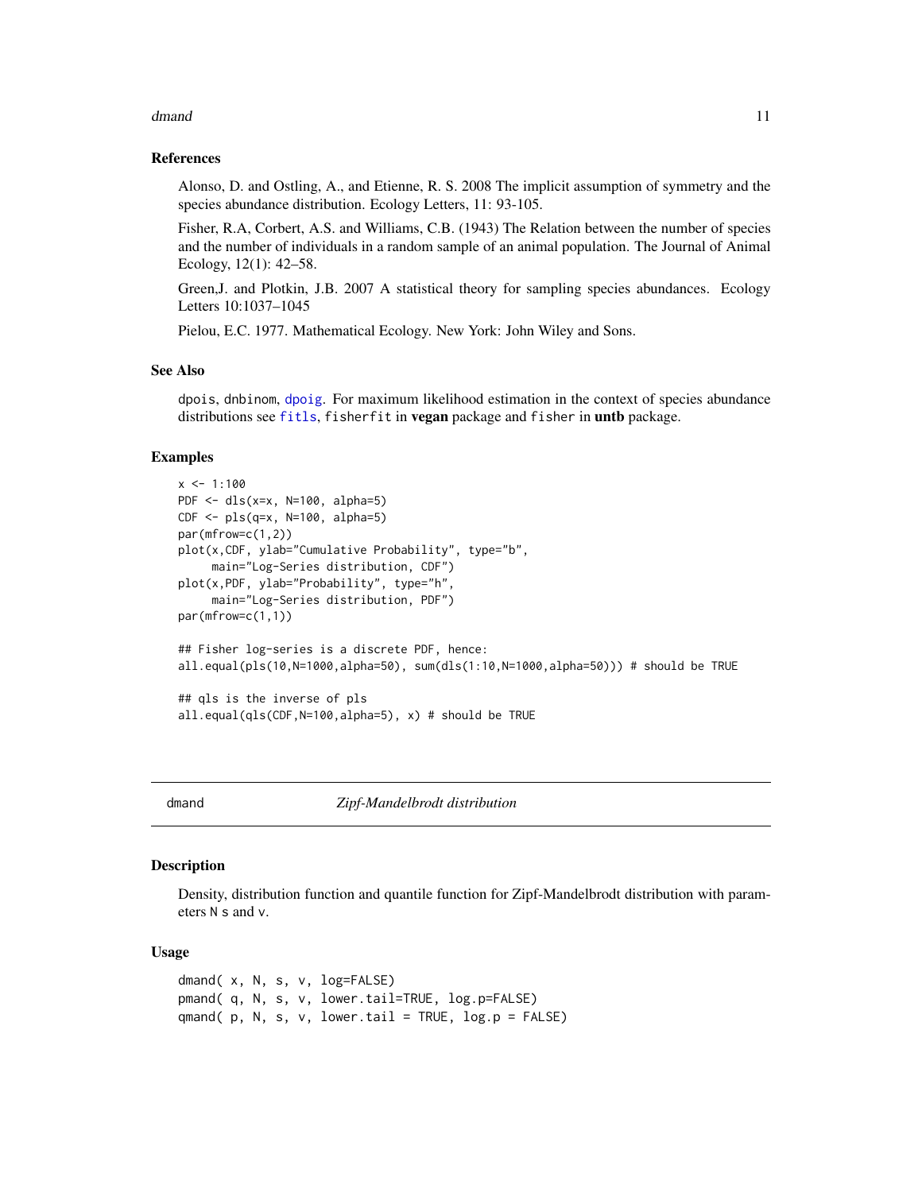### References

Alonso, D. and Ostling, A., and Etienne, R. S. 2008 The implicit assumption of symmetry and the species abundance distribution. Ecology Letters, 11: 93-105.

Fisher, R.A, Corbert, A.S. and Williams, C.B. (1943) The Relation between the number of species and the number of individuals in a random sample of an animal population. The Journal of Animal Ecology, 12(1): 42–58.

Green,J. and Plotkin, J.B. 2007 A statistical theory for sampling species abundances. Ecology Letters 10:1037–1045

Pielou, E.C. 1977. Mathematical Ecology. New York: John Wiley and Sons.

### See Also

dpois, dnbinom, dpoig. For maximum likelihood estimation in the context of species abundance distributions see fitls, fisherfit in **vegan** package and fisher in **untb** package.

### Examples

```
x <- 1:100
PDF <- dls(x=x, N=100, alpha=5)
CDF <- pls(q=x, N=100, alpha=5)
par(mfrow=c(1,2))
plot(x,CDF, ylab="Cumulative Probability", type="b",
     main="Log-Series distribution, CDF")
plot(x,PDF, ylab="Probability", type="h",
     main="Log-Series distribution, PDF")
par(mfrow=c(1,1))

## Fisher log-series is a discrete PDF, hence:
all.equal(pls(10,N=1000,alpha=50), sum(dls(1:10,N=1000,alpha=50))) # should be TRUE

## qls is the inverse of pls
all.equal(qls(CDF,N=100,alpha=5), x) # should be TRUE
```

---

## dmand *Zipf-Mandelbrodt distribution*

### Description

Density, distribution function and quantile function for Zipf-Mandelbrodt distribution with parameters N s and v.

### Usage

```
dmand( x, N, s, v, log=FALSE)
pmand( q, N, s, v, lower.tail=TRUE, log.p=FALSE)
qmand( p, N, s, v, lower.tail = TRUE, log.p = FALSE)
```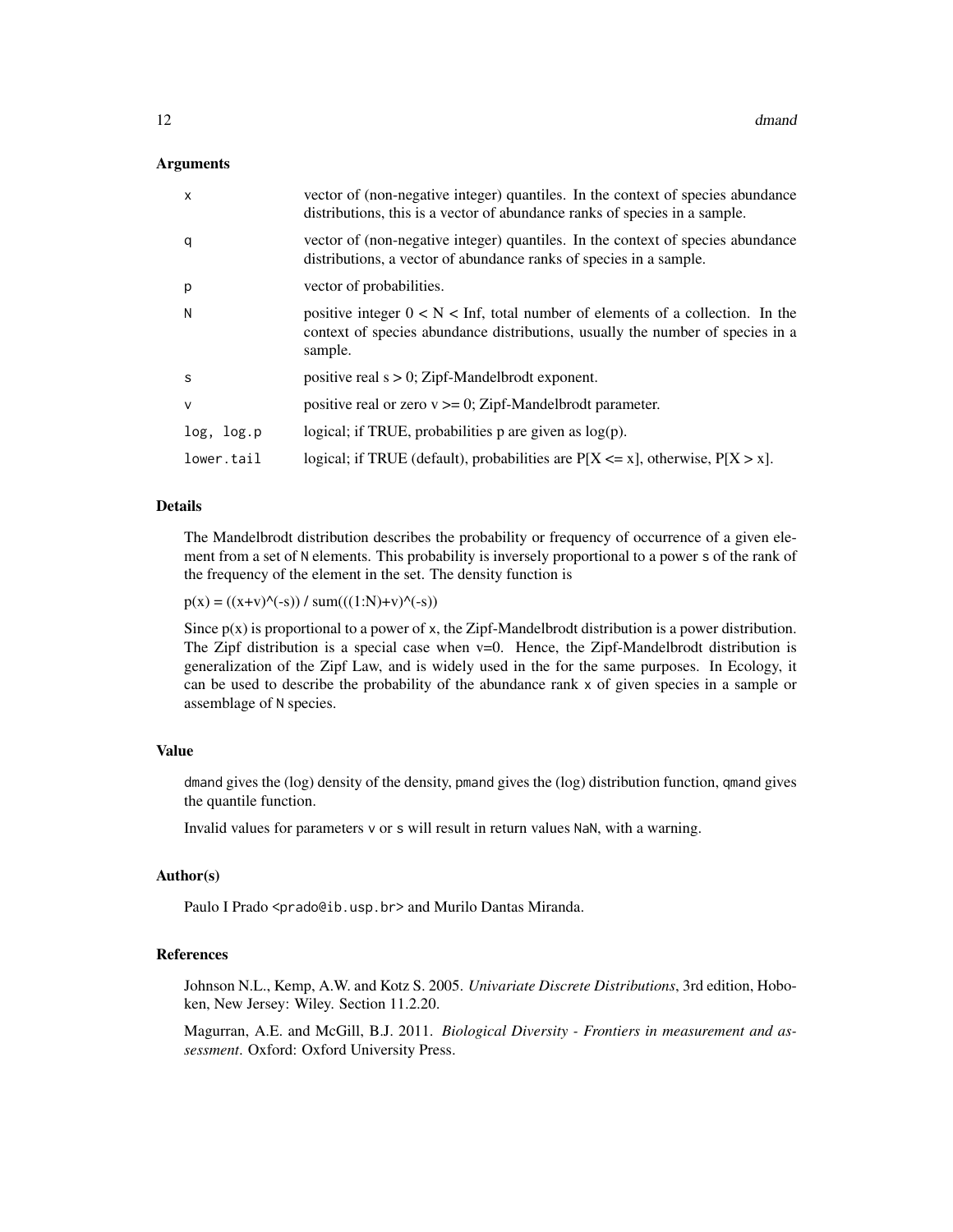## Arguments

| | |
|---|---|
| x | vector of (non-negative integer) quantiles. In the context of species abundance distributions, this is a vector of abundance ranks of species in a sample. |
| q | vector of (non-negative integer) quantiles. In the context of species abundance distributions, a vector of abundance ranks of species in a sample. |
| p | vector of probabilities. |
| N | positive integer $0 < N < \text{Inf}$, total number of elements of a collection. In the context of species abundance distributions, usually the number of species in a sample. |
| s | positive real $s > 0$; Zipf-Mandelbrodt exponent. |
| v | positive real or zero $v >= 0$; Zipf-Mandelbrodt parameter. |
| log, log.p | logical; if TRUE, probabilities p are given as log(p). |
| lower.tail | logical; if TRUE (default), probabilities are $P[X <= x]$, otherwise, $P[X > x]$. |

## Details

The Mandelbrodt distribution describes the probability or frequency of occurrence of a given element from a set of N elements. This probability is inversely proportional to a power s of the rank of the frequency of the element in the set. The density function is

p(x) = ((x+v)^(-s)) / sum(((1:N)+v)^(-s))

Since p(x) is proportional to a power of x, the Zipf-Mandelbrodt distribution is a power distribution. The Zipf distribution is a special case when v=0. Hence, the Zipf-Mandelbrodt distribution is generalization of the Zipf Law, and is widely used in the for the same purposes. In Ecology, it can be used to describe the probability of the abundance rank x of given species in a sample or assemblage of N species.

## Value

dmand gives the (log) density of the density, pmand gives the (log) distribution function, qmand gives the quantile function.

Invalid values for parameters v or s will result in return values NaN, with a warning.

## Author(s)

Paulo I Prado <prado@ib.usp.br> and Murilo Dantas Miranda.

## References

Johnson N.L., Kemp, A.W. and Kotz S. 2005. *Univariate Discrete Distributions*, 3rd edition, Hoboken, New Jersey: Wiley. Section 11.2.20.

Magurran, A.E. and McGill, B.J. 2011. *Biological Diversity - Frontiers in measurement and assessment*. Oxford: Oxford University Press.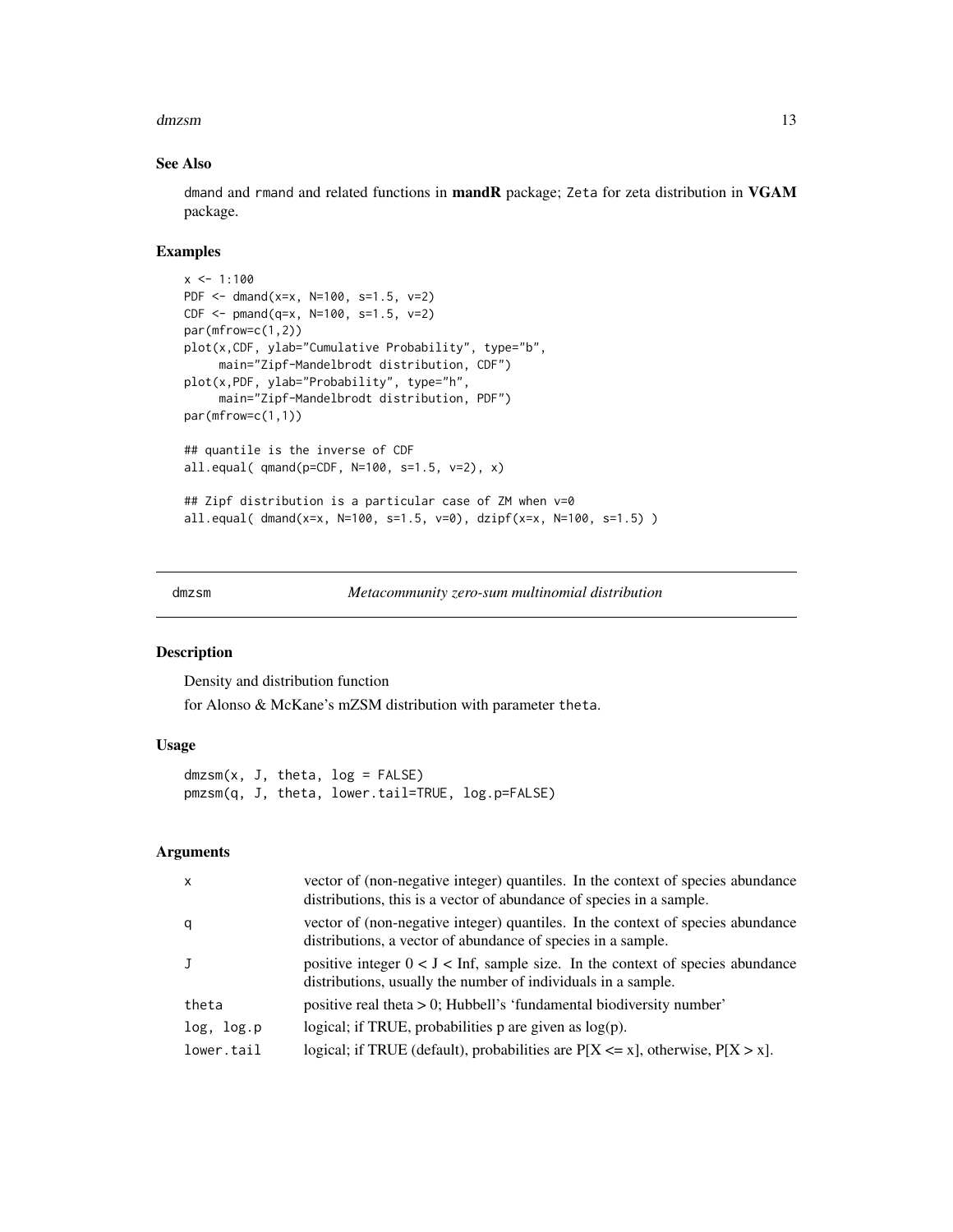### See Also

dmand and rmand and related functions in **mandR** package; Zeta for zeta distribution in **VGAM** package.

### Examples

```
x <- 1:100
PDF <- dmand(x=x, N=100, s=1.5, v=2)
CDF <- pmand(q=x, N=100, s=1.5, v=2)
par(mfrow=c(1,2))
plot(x,CDF, ylab="Cumulative Probability", type="b",
     main="Zipf-Mandelbrodt distribution, CDF")
plot(x,PDF, ylab="Probability", type="h",
     main="Zipf-Mandelbrodt distribution, PDF")
par(mfrow=c(1,1))

## quantile is the inverse of CDF
all.equal( qmand(p=CDF, N=100, s=1.5, v=2), x)

## Zipf distribution is a particular case of ZM when v=0
all.equal( dmand(x=x, N=100, s=1.5, v=0), dzipf(x=x, N=100, s=1.5) )
```

---

## dmzsm — *Metacommunity zero-sum multinomial distribution*

### Description

Density and distribution function

for Alonso & McKane's mZSM distribution with parameter theta.

### Usage

```
dmzsm(x, J, theta, log = FALSE)
pmzsm(q, J, theta, lower.tail=TRUE, log.p=FALSE)
```

### Arguments

| | |
|---|---|
| x | vector of (non-negative integer) quantiles. In the context of species abundance distributions, this is a vector of abundance of species in a sample. |
| q | vector of (non-negative integer) quantiles. In the context of species abundance distributions, a vector of abundance of species in a sample. |
| J | positive integer 0 < J < Inf, sample size. In the context of species abundance distributions, usually the number of individuals in a sample. |
| theta | positive real theta > 0; Hubbell's 'fundamental biodiversity number' |
| log, log.p | logical; if TRUE, probabilities p are given as log(p). |
| lower.tail | logical; if TRUE (default), probabilities are P[X <= x], otherwise, P[X > x]. |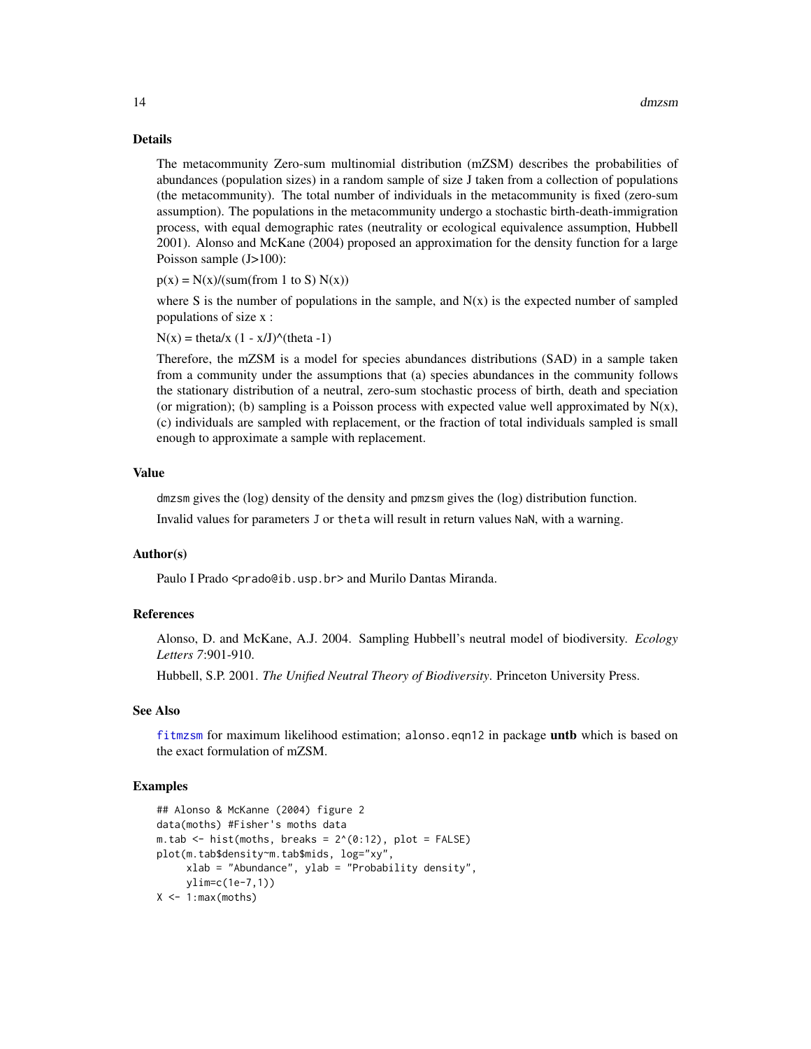## Details

The metacommunity Zero-sum multinomial distribution (mZSM) describes the probabilities of abundances (population sizes) in a random sample of size J taken from a collection of populations (the metacommunity). The total number of individuals in the metacommunity is fixed (zero-sum assumption). The populations in the metacommunity undergo a stochastic birth-death-immigration process, with equal demographic rates (neutrality or ecological equivalence assumption, Hubbell 2001). Alonso and McKane (2004) proposed an approximation for the density function for a large Poisson sample (J>100):

p(x) = N(x)/(sum(from 1 to S) N(x))

where S is the number of populations in the sample, and N(x) is the expected number of sampled populations of size x :

N(x) = theta/x (1 - x/J)^(theta -1)

Therefore, the mZSM is a model for species abundances distributions (SAD) in a sample taken from a community under the assumptions that (a) species abundances in the community follows the stationary distribution of a neutral, zero-sum stochastic process of birth, death and speciation (or migration); (b) sampling is a Poisson process with expected value well approximated by N(x), (c) individuals are sampled with replacement, or the fraction of total individuals sampled is small enough to approximate a sample with replacement.

## Value

`dmzsm` gives the (log) density of the density and `pmzsm` gives the (log) distribution function.

Invalid values for parameters `J` or `theta` will result in return values `NaN`, with a warning.

## Author(s)

Paulo I Prado <prado@ib.usp.br> and Murilo Dantas Miranda.

## References

Alonso, D. and McKane, A.J. 2004. Sampling Hubbell's neutral model of biodiversity. *Ecology Letters 7*:901-910.

Hubbell, S.P. 2001. *The Unified Neutral Theory of Biodiversity*. Princeton University Press.

## See Also

`fitmzsm` for maximum likelihood estimation; `alonso.eqn12` in package **untb** which is based on the exact formulation of mZSM.

## Examples

```
## Alonso & McKanne (2004) figure 2
data(moths) #Fisher's moths data
m.tab <- hist(moths, breaks = 2^(0:12), plot = FALSE)
plot(m.tab$density~m.tab$mids, log="xy",
     xlab = "Abundance", ylab = "Probability density",
     ylim=c(1e-7,1))
X <- 1:max(moths)
```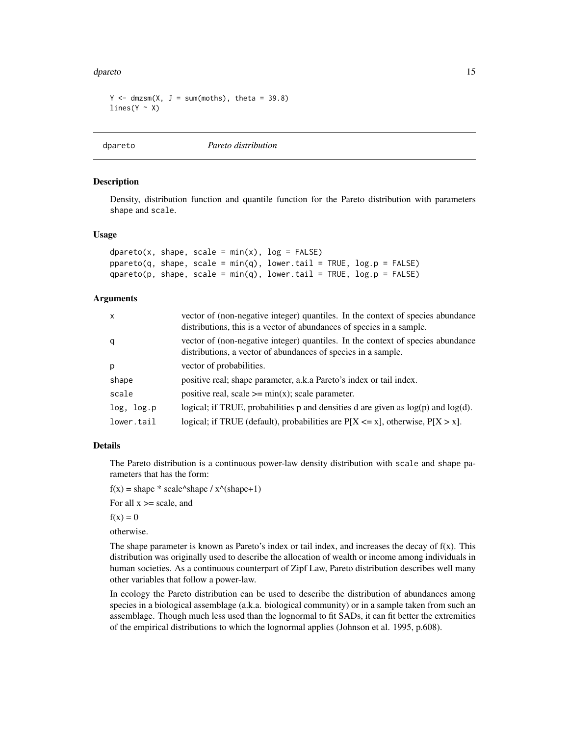```
Y <- dmzsm(X, J = sum(moths), theta = 39.8)
lines(Y ~ X)
```

## dpareto *Pareto distribution*

### Description

Density, distribution function and quantile function for the Pareto distribution with parameters shape and scale.

### Usage

```
dpareto(x, shape, scale = min(x), log = FALSE)
ppareto(q, shape, scale = min(q), lower.tail = TRUE, log.p = FALSE)
qpareto(p, shape, scale = min(q), lower.tail = TRUE, log.p = FALSE)
```

### Arguments

| | |
|---|---|
| x | vector of (non-negative integer) quantiles. In the context of species abundance distributions, this is a vector of abundances of species in a sample. |
| q | vector of (non-negative integer) quantiles. In the context of species abundance distributions, a vector of abundances of species in a sample. |
| p | vector of probabilities. |
| shape | positive real; shape parameter, a.k.a Pareto's index or tail index. |
| scale | positive real, scale >= min(x); scale parameter. |
| log, log.p | logical; if TRUE, probabilities p and densities d are given as log(p) and log(d). |
| lower.tail | logical; if TRUE (default), probabilities are P[X <= x], otherwise, P[X > x]. |

### Details

The Pareto distribution is a continuous power-law density distribution with scale and shape parameters that has the form:

f(x) = shape * scale^shape / x^(shape+1)

For all x >= scale, and

f(x) = 0

otherwise.

The shape parameter is known as Pareto's index or tail index, and increases the decay of f(x). This distribution was originally used to describe the allocation of wealth or income among individuals in human societies. As a continuous counterpart of Zipf Law, Pareto distribution describes well many other variables that follow a power-law.

In ecology the Pareto distribution can be used to describe the distribution of abundances among species in a biological assemblage (a.k.a. biological community) or in a sample taken from such an assemblage. Though much less used than the lognormal to fit SADs, it can fit better the extremities of the empirical distributions to which the lognormal applies (Johnson et al. 1995, p.608).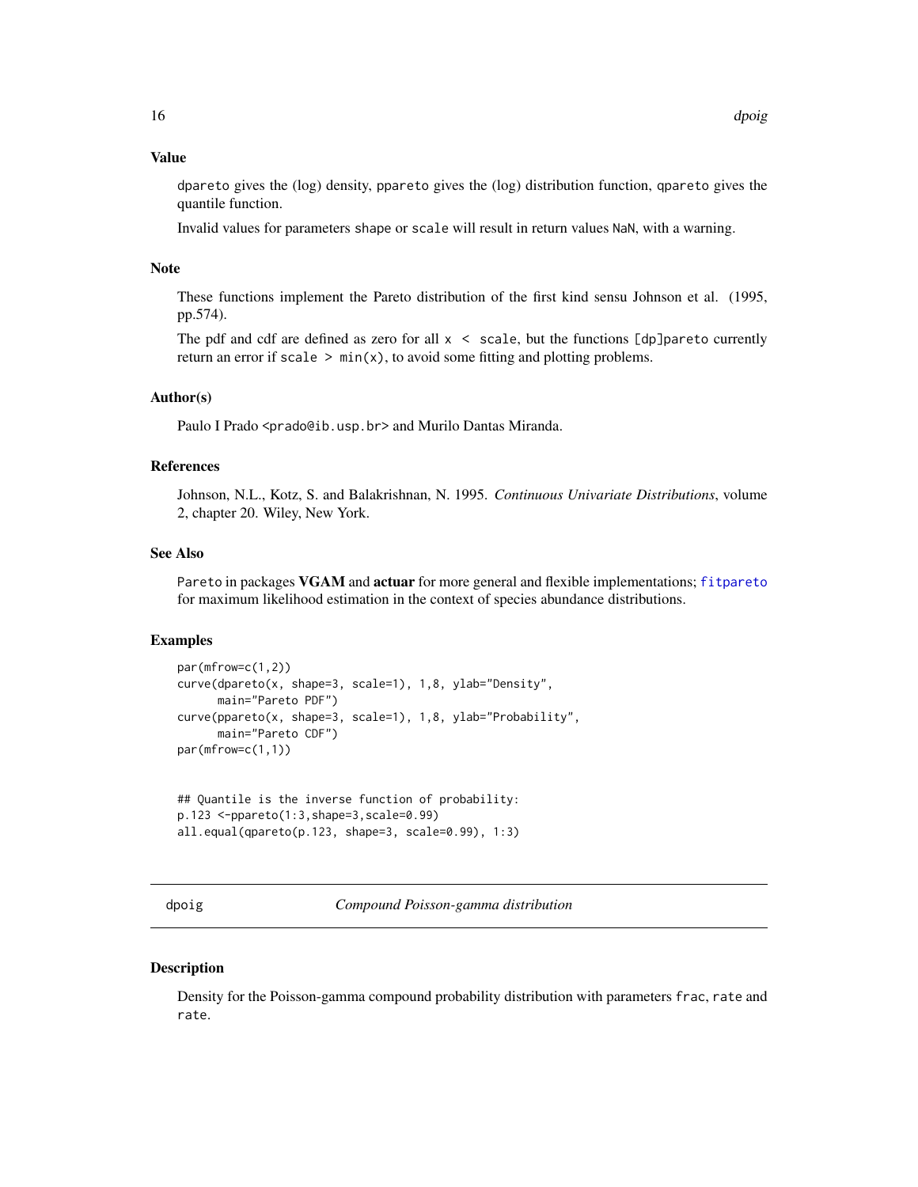### Value

dpareto gives the (log) density, ppareto gives the (log) distribution function, qpareto gives the quantile function.

Invalid values for parameters shape or scale will result in return values NaN, with a warning.

### Note

These functions implement the Pareto distribution of the first kind sensu Johnson et al. (1995, pp.574).

The pdf and cdf are defined as zero for all x < scale, but the functions [dp]pareto currently return an error if scale > min(x), to avoid some fitting and plotting problems.

### Author(s)

Paulo I Prado <prado@ib.usp.br> and Murilo Dantas Miranda.

### References

Johnson, N.L., Kotz, S. and Balakrishnan, N. 1995. *Continuous Univariate Distributions*, volume 2, chapter 20. Wiley, New York.

### See Also

Pareto in packages **VGAM** and **actuar** for more general and flexible implementations; fitpareto for maximum likelihood estimation in the context of species abundance distributions.

### Examples

```
par(mfrow=c(1,2))
curve(dpareto(x, shape=3, scale=1), 1,8, ylab="Density",
      main="Pareto PDF")
curve(ppareto(x, shape=3, scale=1), 1,8, ylab="Probability",
      main="Pareto CDF")
par(mfrow=c(1,1))


## Quantile is the inverse function of probability:
p.123 <-ppareto(1:3,shape=3,scale=0.99)
all.equal(qpareto(p.123, shape=3, scale=0.99), 1:3)
```

---

## dpoig *Compound Poisson-gamma distribution*

### Description

Density for the Poisson-gamma compound probability distribution with parameters frac, rate and rate.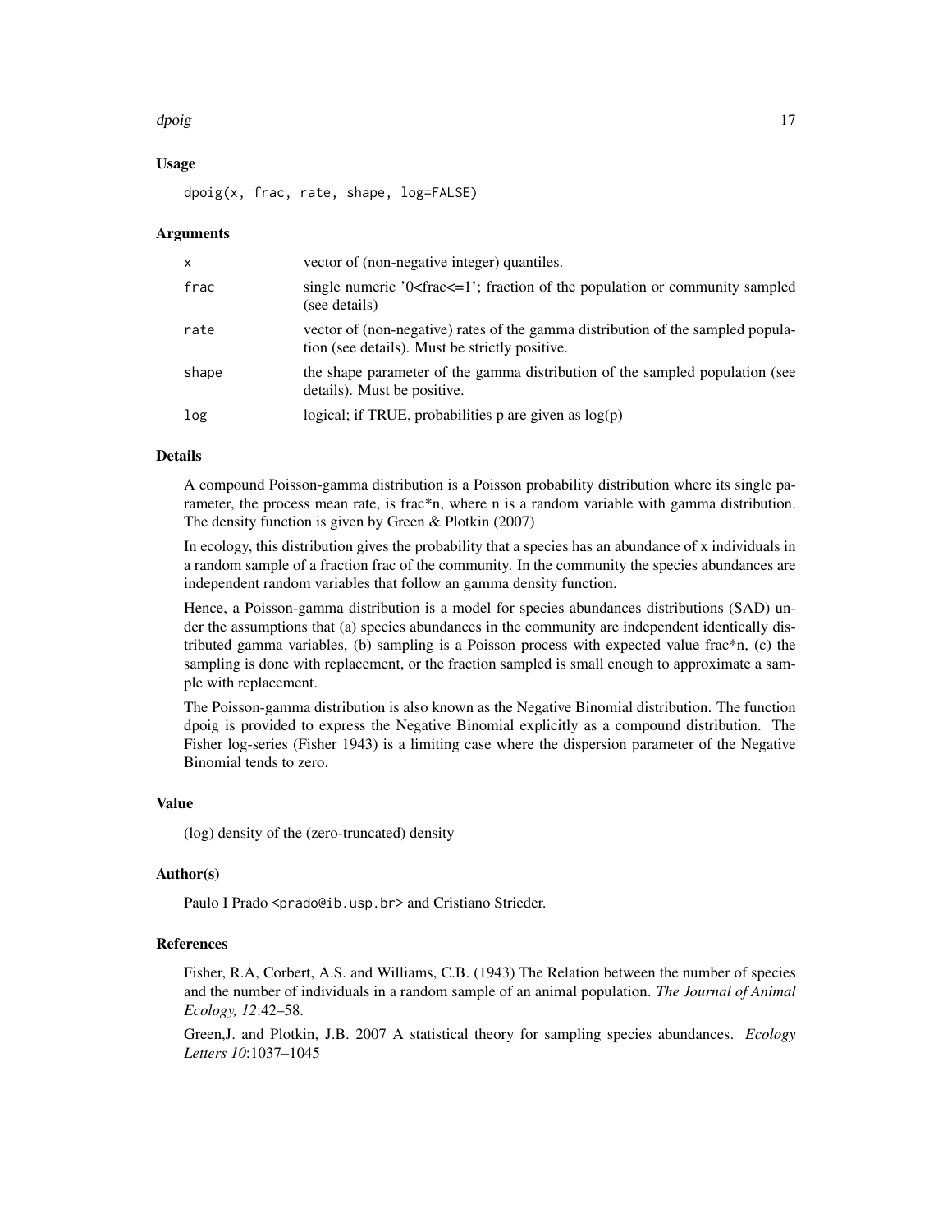### Usage

```
dpoig(x, frac, rate, shape, log=FALSE)
```

### Arguments

| | |
|---|---|
| x | vector of (non-negative integer) quantiles. |
| frac | single numeric '0<frac<=1'; fraction of the population or community sampled (see details) |
| rate | vector of (non-negative) rates of the gamma distribution of the sampled population (see details). Must be strictly positive. |
| shape | the shape parameter of the gamma distribution of the sampled population (see details). Must be positive. |
| log | logical; if TRUE, probabilities p are given as log(p) |

### Details

A compound Poisson-gamma distribution is a Poisson probability distribution where its single parameter, the process mean rate, is frac*n, where n is a random variable with gamma distribution. The density function is given by Green & Plotkin (2007)

In ecology, this distribution gives the probability that a species has an abundance of x individuals in a random sample of a fraction frac of the community. In the community the species abundances are independent random variables that follow an gamma density function.

Hence, a Poisson-gamma distribution is a model for species abundances distributions (SAD) under the assumptions that (a) species abundances in the community are independent identically distributed gamma variables, (b) sampling is a Poisson process with expected value frac*n, (c) the sampling is done with replacement, or the fraction sampled is small enough to approximate a sample with replacement.

The Poisson-gamma distribution is also known as the Negative Binomial distribution. The function dpoig is provided to express the Negative Binomial explicitly as a compound distribution. The Fisher log-series (Fisher 1943) is a limiting case where the dispersion parameter of the Negative Binomial tends to zero.

### Value

(log) density of the (zero-truncated) density

### Author(s)

Paulo I Prado <prado@ib.usp.br> and Cristiano Strieder.

### References

Fisher, R.A, Corbert, A.S. and Williams, C.B. (1943) The Relation between the number of species and the number of individuals in a random sample of an animal population. *The Journal of Animal Ecology, 12*:42–58.

Green,J. and Plotkin, J.B. 2007 A statistical theory for sampling species abundances. *Ecology Letters 10*:1037–1045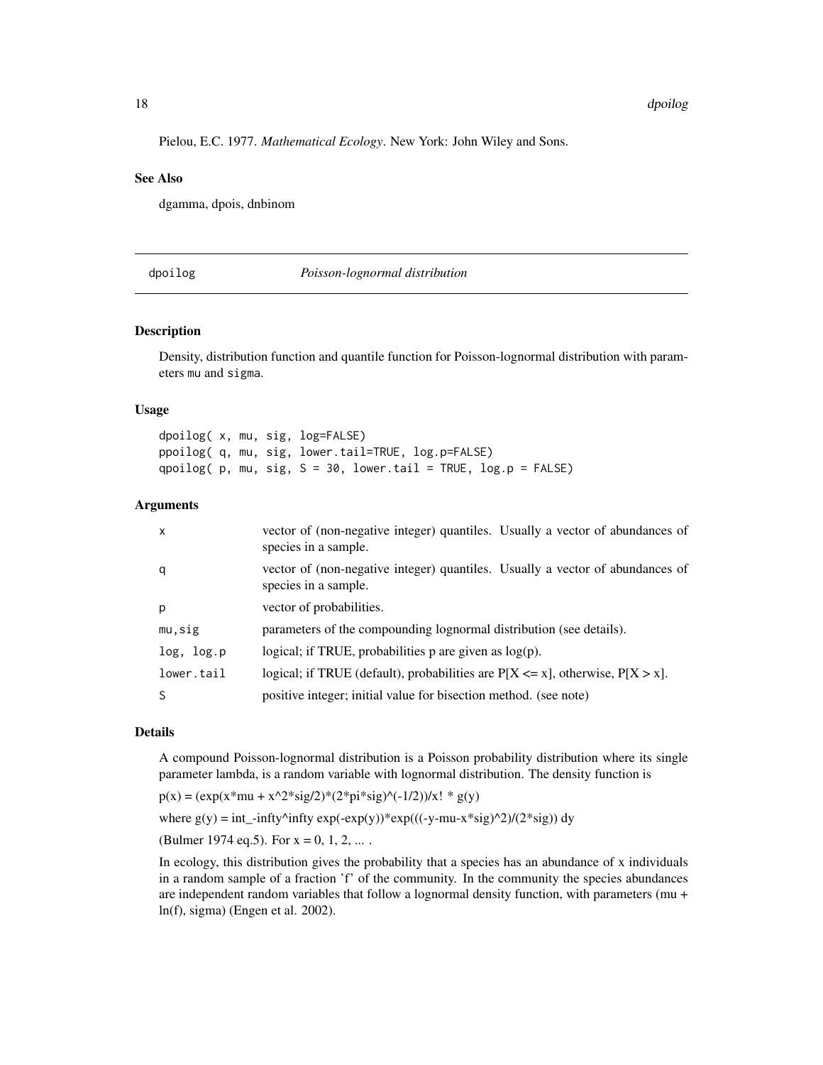Pielou, E.C. 1977. *Mathematical Ecology*. New York: John Wiley and Sons.

### See Also

dgamma, dpois, dnbinom

---

## dpoilog — *Poisson-lognormal distribution*

---

### Description

Density, distribution function and quantile function for Poisson-lognormal distribution with parameters mu and sigma.

### Usage

```
dpoilog( x, mu, sig, log=FALSE)
ppoilog( q, mu, sig, lower.tail=TRUE, log.p=FALSE)
qpoilog( p, mu, sig, S = 30, lower.tail = TRUE, log.p = FALSE)
```

### Arguments

| | |
|---|---|
| x | vector of (non-negative integer) quantiles. Usually a vector of abundances of species in a sample. |
| q | vector of (non-negative integer) quantiles. Usually a vector of abundances of species in a sample. |
| p | vector of probabilities. |
| mu,sig | parameters of the compounding lognormal distribution (see details). |
| log, log.p | logical; if TRUE, probabilities p are given as log(p). |
| lower.tail | logical; if TRUE (default), probabilities are P[X <= x], otherwise, P[X > x]. |
| S | positive integer; initial value for bisection method. (see note) |

### Details

A compound Poisson-lognormal distribution is a Poisson probability distribution where its single parameter lambda, is a random variable with lognormal distribution. The density function is

p(x) = (exp(x*mu + x^2*sig/2)*(2*pi*sig)^(-1/2))/x! * g(y)

where g(y) = int_-infty^infty exp(-exp(y))*exp(((-y-mu-x*sig)^2)/(2*sig)) dy

(Bulmer 1974 eq.5). For x = 0, 1, 2, ... .

In ecology, this distribution gives the probability that a species has an abundance of x individuals in a random sample of a fraction 'f' of the community. In the community the species abundances are independent random variables that follow a lognormal density function, with parameters (mu + ln(f), sigma) (Engen et al. 2002).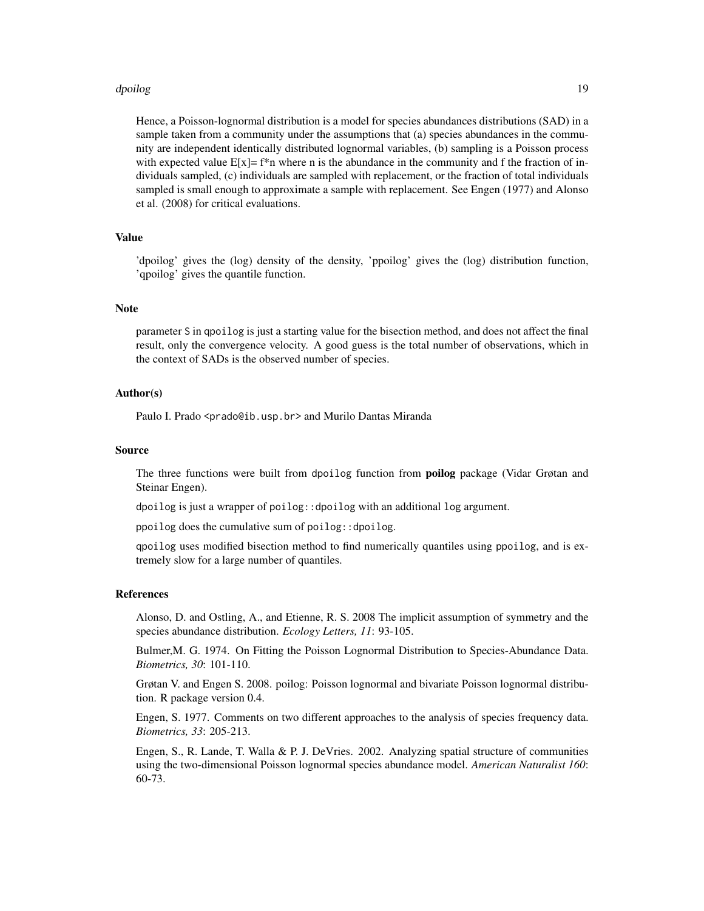Hence, a Poisson-lognormal distribution is a model for species abundances distributions (SAD) in a sample taken from a community under the assumptions that (a) species abundances in the community are independent identically distributed lognormal variables, (b) sampling is a Poisson process with expected value $E[x]= f*n$ where n is the abundance in the community and f the fraction of individuals sampled, (c) individuals are sampled with replacement, or the fraction of total individuals sampled is small enough to approximate a sample with replacement. See Engen (1977) and Alonso et al. (2008) for critical evaluations.

## Value

'dpoilog' gives the (log) density of the density, 'ppoilog' gives the (log) distribution function, 'qpoilog' gives the quantile function.

## Note

parameter `S` in `qpoilog` is just a starting value for the bisection method, and does not affect the final result, only the convergence velocity. A good guess is the total number of observations, which in the context of SADs is the observed number of species.

## Author(s)

Paulo I. Prado <prado@ib.usp.br> and Murilo Dantas Miranda

## Source

The three functions were built from `dpoilog` function from **poilog** package (Vidar Grøtan and Steinar Engen).

`dpoilog` is just a wrapper of `poilog::dpoilog` with an additional `log` argument.

`ppoilog` does the cumulative sum of `poilog::dpoilog`.

`qpoilog` uses modified bisection method to find numerically quantiles using `ppoilog`, and is extremely slow for a large number of quantiles.

## References

Alonso, D. and Ostling, A., and Etienne, R. S. 2008 The implicit assumption of symmetry and the species abundance distribution. *Ecology Letters, 11*: 93-105.

Bulmer,M. G. 1974. On Fitting the Poisson Lognormal Distribution to Species-Abundance Data. *Biometrics, 30*: 101-110.

Grøtan V. and Engen S. 2008. poilog: Poisson lognormal and bivariate Poisson lognormal distribution. R package version 0.4.

Engen, S. 1977. Comments on two different approaches to the analysis of species frequency data. *Biometrics, 33*: 205-213.

Engen, S., R. Lande, T. Walla & P. J. DeVries. 2002. Analyzing spatial structure of communities using the two-dimensional Poisson lognormal species abundance model. *American Naturalist 160*: 60-73.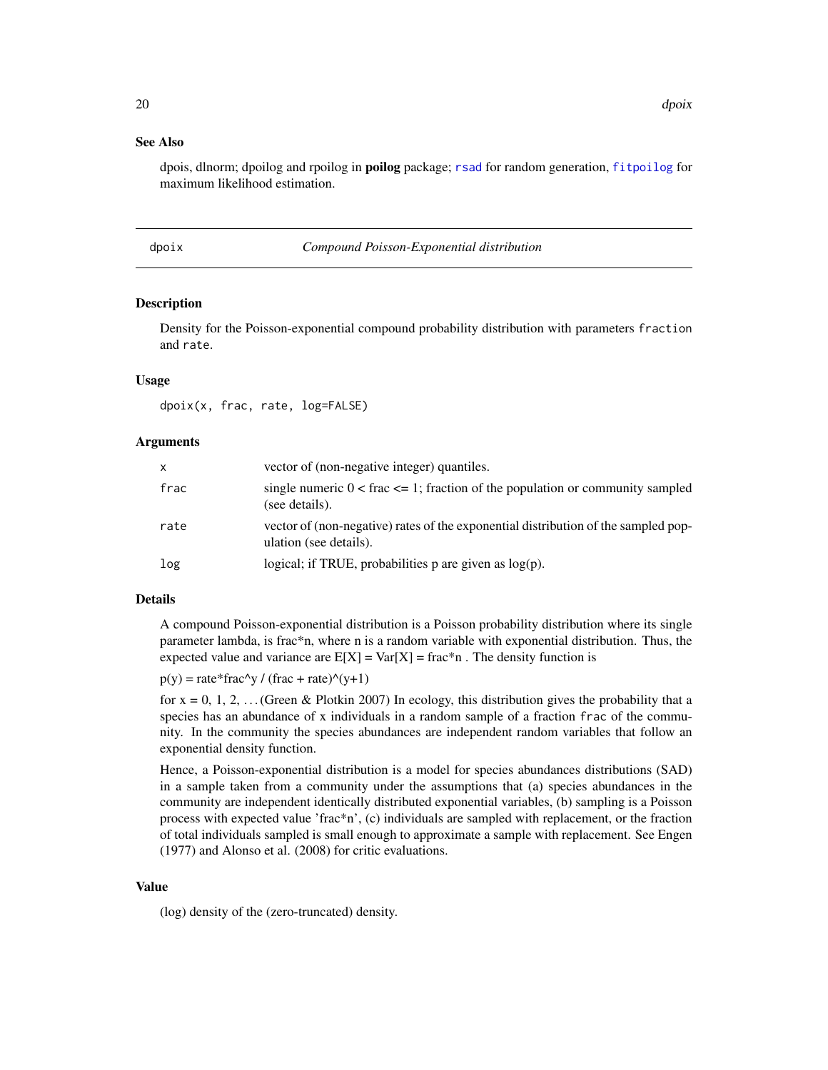### See Also

dpois, dlnorm; dpoilog and rpoilog in **poilog** package; `rsad` for random generation, `fitpoilog` for maximum likelihood estimation.

---

## dpoix — *Compound Poisson-Exponential distribution*

### Description

Density for the Poisson-exponential compound probability distribution with parameters `fraction` and `rate`.

### Usage

```
dpoix(x, frac, rate, log=FALSE)
```

### Arguments

| | |
|---|---|
| `x` | vector of (non-negative integer) quantiles. |
| `frac` | single numeric $0 < \text{frac} \leq 1$; fraction of the population or community sampled (see details). |
| `rate` | vector of (non-negative) rates of the exponential distribution of the sampled population (see details). |
| `log` | logical; if TRUE, probabilities p are given as log(p). |

### Details

A compound Poisson-exponential distribution is a Poisson probability distribution where its single parameter lambda, is frac*n, where n is a random variable with exponential distribution. Thus, the expected value and variance are E[X] = Var[X] = frac*n . The density function is

$p(y) = rate*frac^y / (frac + rate)^{(y+1)}$

for x = 0, 1, 2, ... (Green & Plotkin 2007) In ecology, this distribution gives the probability that a species has an abundance of x individuals in a random sample of a fraction `frac` of the community. In the community the species abundances are independent random variables that follow an exponential density function.

Hence, a Poisson-exponential distribution is a model for species abundances distributions (SAD) in a sample taken from a community under the assumptions that (a) species abundances in the community are independent identically distributed exponential variables, (b) sampling is a Poisson process with expected value 'frac*n', (c) individuals are sampled with replacement, or the fraction of total individuals sampled is small enough to approximate a sample with replacement. See Engen (1977) and Alonso et al. (2008) for critic evaluations.

### Value

(log) density of the (zero-truncated) density.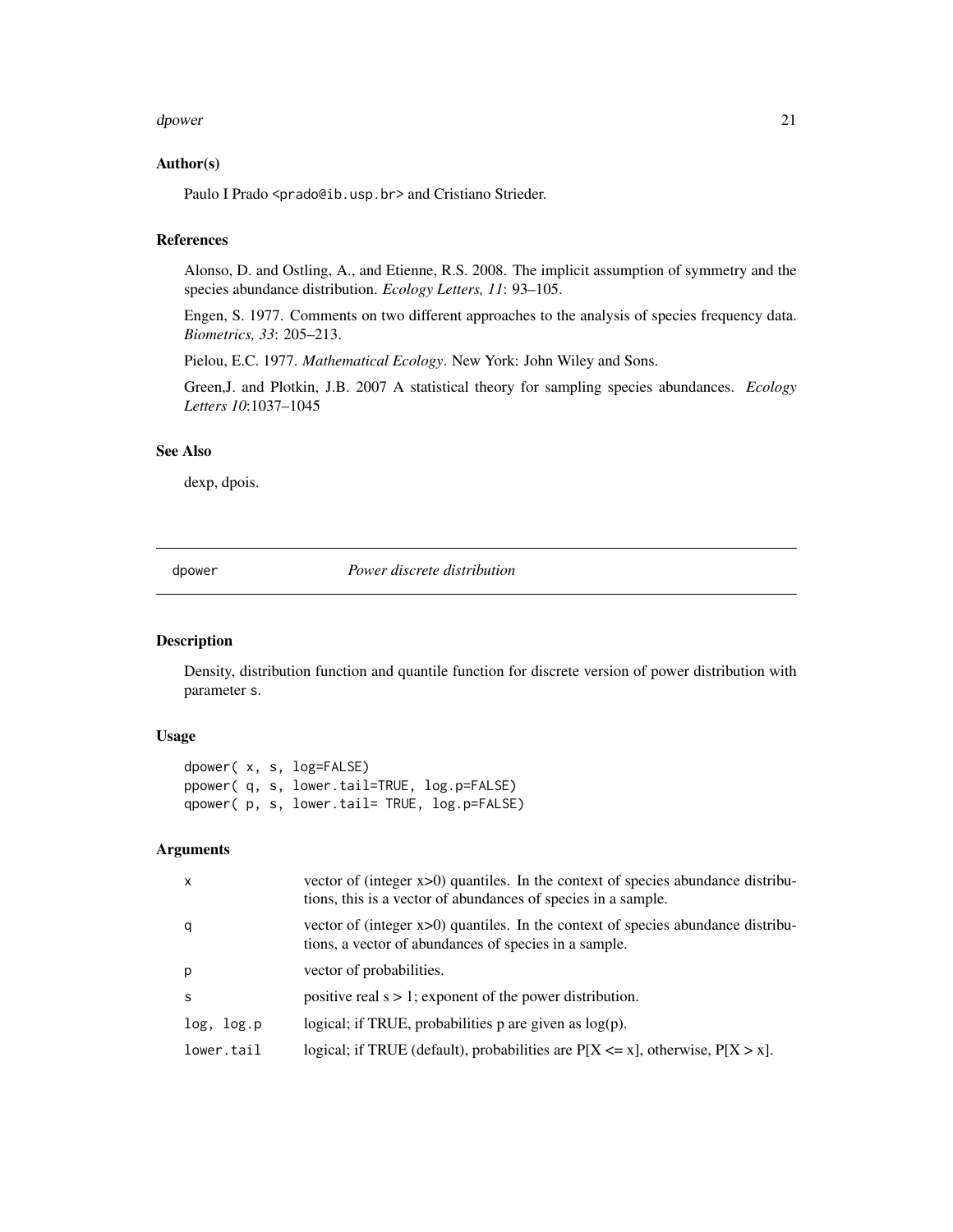### Author(s)

Paulo I Prado <prado@ib.usp.br> and Cristiano Strieder.

### References

Alonso, D. and Ostling, A., and Etienne, R.S. 2008. The implicit assumption of symmetry and the species abundance distribution. *Ecology Letters, 11*: 93–105.

Engen, S. 1977. Comments on two different approaches to the analysis of species frequency data. *Biometrics, 33*: 205–213.

Pielou, E.C. 1977. *Mathematical Ecology*. New York: John Wiley and Sons.

Green,J. and Plotkin, J.B. 2007 A statistical theory for sampling species abundances. *Ecology Letters 10*:1037–1045

### See Also

dexp, dpois.

---

## dpower — *Power discrete distribution*

### Description

Density, distribution function and quantile function for discrete version of power distribution with parameter s.

### Usage

```
dpower( x, s, log=FALSE)
ppower( q, s, lower.tail=TRUE, log.p=FALSE)
qpower( p, s, lower.tail= TRUE, log.p=FALSE)
```

### Arguments

| | |
|---|---|
| x | vector of (integer x>0) quantiles. In the context of species abundance distributions, this is a vector of abundances of species in a sample. |
| q | vector of (integer x>0) quantiles. In the context of species abundance distributions, a vector of abundances of species in a sample. |
| p | vector of probabilities. |
| s | positive real s > 1; exponent of the power distribution. |
| log, log.p | logical; if TRUE, probabilities p are given as log(p). |
| lower.tail | logical; if TRUE (default), probabilities are P[X <= x], otherwise, P[X > x]. |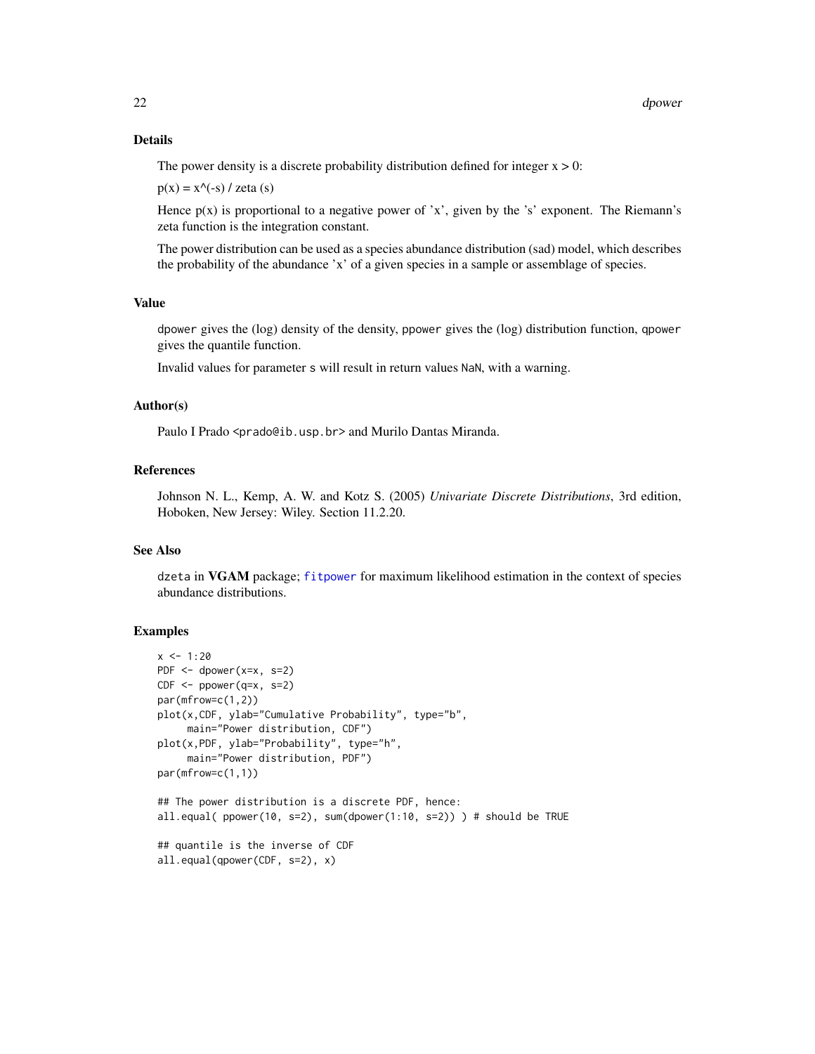## Details

The power density is a discrete probability distribution defined for integer x > 0:

p(x) = x^(-s) / zeta (s)

Hence p(x) is proportional to a negative power of 'x', given by the 's' exponent. The Riemann's zeta function is the integration constant.

The power distribution can be used as a species abundance distribution (sad) model, which describes the probability of the abundance 'x' of a given species in a sample or assemblage of species.

## Value

`dpower` gives the (log) density of the density, `ppower` gives the (log) distribution function, `qpower` gives the quantile function.

Invalid values for parameter `s` will result in return values `NaN`, with a warning.

## Author(s)

Paulo I Prado <prado@ib.usp.br> and Murilo Dantas Miranda.

## References

Johnson N. L., Kemp, A. W. and Kotz S. (2005) *Univariate Discrete Distributions*, 3rd edition, Hoboken, New Jersey: Wiley. Section 11.2.20.

## See Also

`dzeta` in **VGAM** package; `fitpower` for maximum likelihood estimation in the context of species abundance distributions.

## Examples

```
x <- 1:20
PDF <- dpower(x=x, s=2)
CDF <- ppower(q=x, s=2)
par(mfrow=c(1,2))
plot(x,CDF, ylab="Cumulative Probability", type="b",
     main="Power distribution, CDF")
plot(x,PDF, ylab="Probability", type="h",
     main="Power distribution, PDF")
par(mfrow=c(1,1))

## The power distribution is a discrete PDF, hence:
all.equal( ppower(10, s=2), sum(dpower(1:10, s=2)) ) # should be TRUE

## quantile is the inverse of CDF
all.equal(qpower(CDF, s=2), x)
```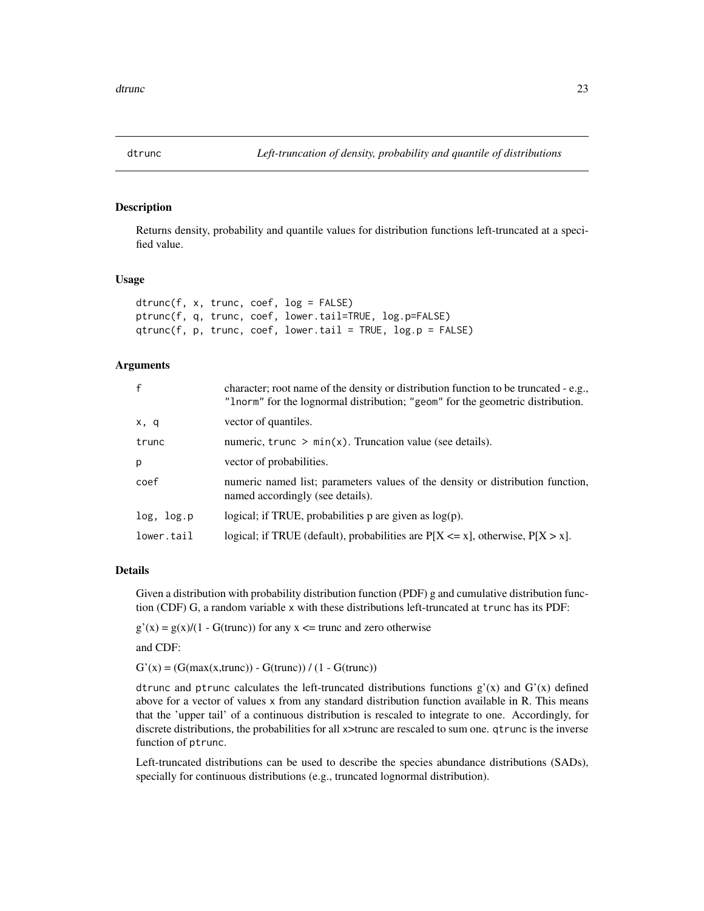# dtrunc — *Left-truncation of density, probability and quantile of distributions*

## Description

Returns density, probability and quantile values for distribution functions left-truncated at a specified value.

## Usage

```
dtrunc(f, x, trunc, coef, log = FALSE)
ptrunc(f, q, trunc, coef, lower.tail=TRUE, log.p=FALSE)
qtrunc(f, p, trunc, coef, lower.tail = TRUE, log.p = FALSE)
```

## Arguments

| | |
|---|---|
| `f` | character; root name of the density or distribution function to be truncated - e.g., `"lnorm"` for the lognormal distribution; `"geom"` for the geometric distribution. |
| `x, q` | vector of quantiles. |
| `trunc` | numeric, `trunc > min(x)`. Truncation value (see details). |
| `p` | vector of probabilities. |
| `coef` | numeric named list; parameters values of the density or distribution function, named accordingly (see details). |
| `log, log.p` | logical; if TRUE, probabilities p are given as log(p). |
| `lower.tail` | logical; if TRUE (default), probabilities are P[X <= x], otherwise, P[X > x]. |

## Details

Given a distribution with probability distribution function (PDF) g and cumulative distribution function (CDF) G, a random variable `x` with these distributions left-truncated at `trunc` has its PDF:

g'(x) = g(x)/(1 - G(trunc)) for any x <= trunc and zero otherwise

and CDF:

G'(x) = (G(max(x,trunc)) - G(trunc)) / (1 - G(trunc))

`dtrunc` and `ptrunc` calculates the left-truncated distributions functions g'(x) and G'(x) defined above for a vector of values `x` from any standard distribution function available in R. This means that the 'upper tail' of a continuous distribution is rescaled to integrate to one. Accordingly, for discrete distributions, the probabilities for all `x>trunc` are rescaled to sum one. `qtrunc` is the inverse function of `ptrunc`.

Left-truncated distributions can be used to describe the species abundance distributions (SADs), specially for continuous distributions (e.g., truncated lognormal distribution).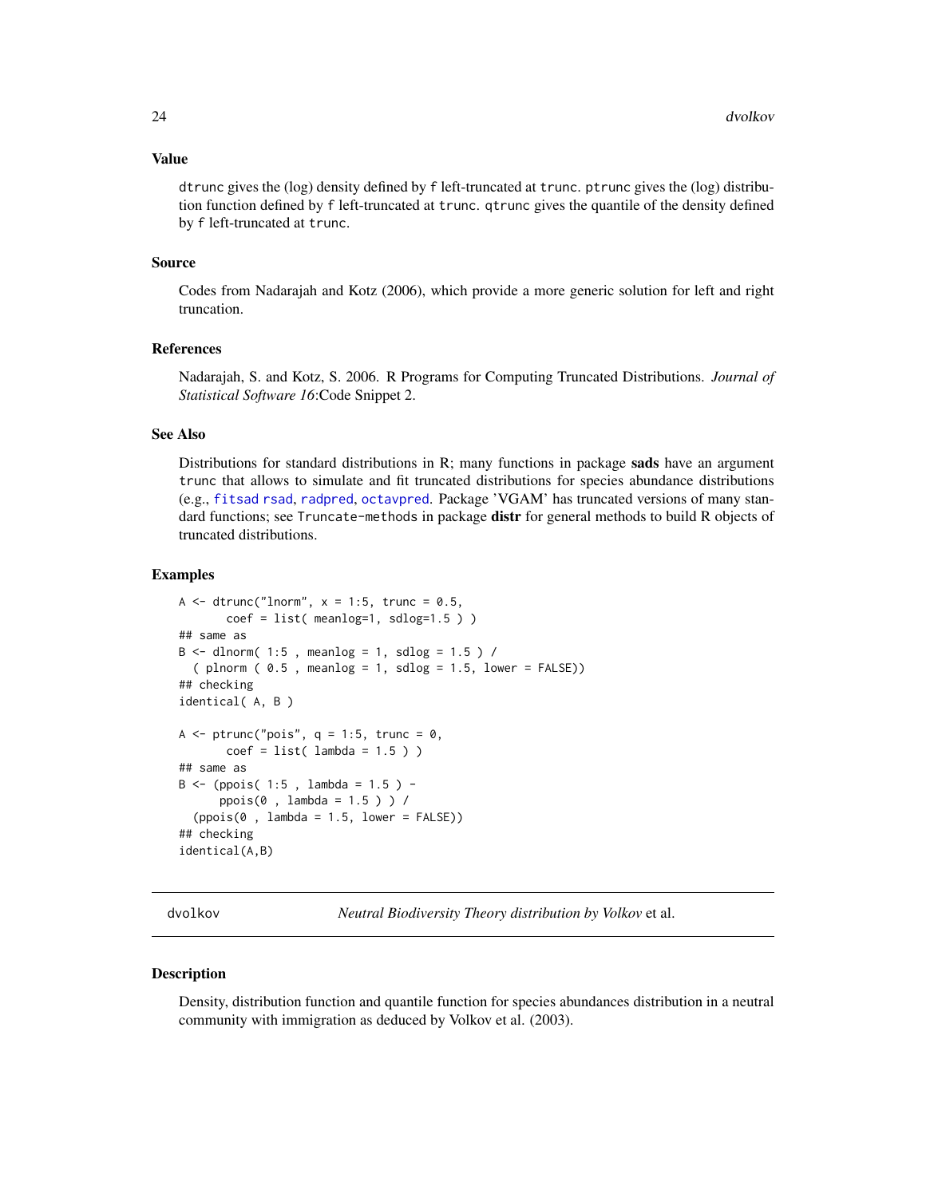### Value

dtrunc gives the (log) density defined by f left-truncated at trunc. ptrunc gives the (log) distribution function defined by f left-truncated at trunc. qtrunc gives the quantile of the density defined by f left-truncated at trunc.

### Source

Codes from Nadarajah and Kotz (2006), which provide a more generic solution for left and right truncation.

### References

Nadarajah, S. and Kotz, S. 2006. R Programs for Computing Truncated Distributions. *Journal of Statistical Software 16*:Code Snippet 2.

### See Also

Distributions for standard distributions in R; many functions in package **sads** have an argument trunc that allows to simulate and fit truncated distributions for species abundance distributions (e.g., fitsad rsad, radpred, octavpred. Package 'VGAM' has truncated versions of many standard functions; see Truncate-methods in package **distr** for general methods to build R objects of truncated distributions.

### Examples

```
A <- dtrunc("lnorm", x = 1:5, trunc = 0.5,
       coef = list( meanlog=1, sdlog=1.5 ) )
## same as
B <- dlnorm( 1:5 , meanlog = 1, sdlog = 1.5 ) /
  ( plnorm ( 0.5 , meanlog = 1, sdlog = 1.5, lower = FALSE))
## checking
identical( A, B )

A <- ptrunc("pois", q = 1:5, trunc = 0,
       coef = list( lambda = 1.5 ) )
## same as
B <- (ppois( 1:5 , lambda = 1.5 ) -
      ppois(0 , lambda = 1.5 ) ) /
  (ppois(0 , lambda = 1.5, lower = FALSE))
## checking
identical(A,B)
```

---

## dvolkov — *Neutral Biodiversity Theory distribution by Volkov* et al.

### Description

Density, distribution function and quantile function for species abundances distribution in a neutral community with immigration as deduced by Volkov et al. (2003).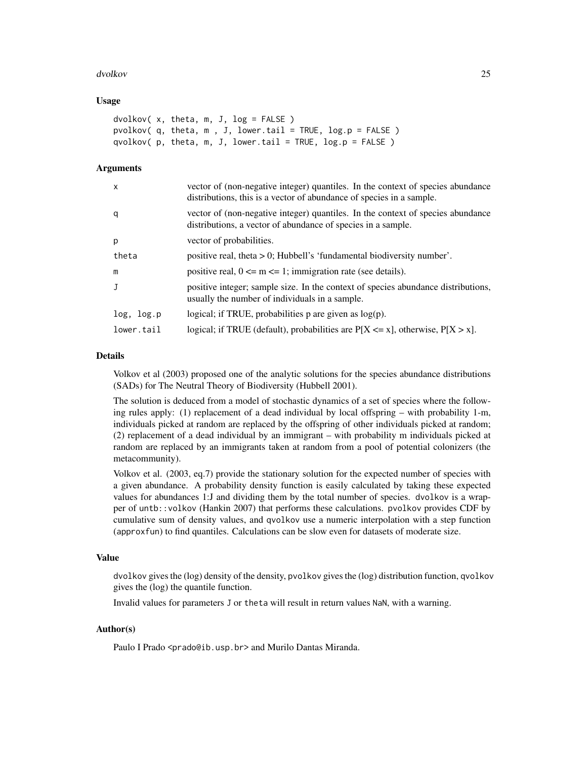### Usage

```
dvolkov( x, theta, m, J, log = FALSE )
pvolkov( q, theta, m , J, lower.tail = TRUE, log.p = FALSE )
qvolkov( p, theta, m, J, lower.tail = TRUE, log.p = FALSE )
```

### Arguments

| | |
|---|---|
| x | vector of (non-negative integer) quantiles. In the context of species abundance distributions, this is a vector of abundance of species in a sample. |
| q | vector of (non-negative integer) quantiles. In the context of species abundance distributions, a vector of abundance of species in a sample. |
| p | vector of probabilities. |
| theta | positive real, theta > 0; Hubbell's 'fundamental biodiversity number'. |
| m | positive real, 0 <= m <= 1; immigration rate (see details). |
| J | positive integer; sample size. In the context of species abundance distributions, usually the number of individuals in a sample. |
| log, log.p | logical; if TRUE, probabilities p are given as log(p). |
| lower.tail | logical; if TRUE (default), probabilities are P[X <= x], otherwise, P[X > x]. |

### Details

Volkov et al (2003) proposed one of the analytic solutions for the species abundance distributions (SADs) for The Neutral Theory of Biodiversity (Hubbell 2001).

The solution is deduced from a model of stochastic dynamics of a set of species where the following rules apply: (1) replacement of a dead individual by local offspring – with probability 1-m, individuals picked at random are replaced by the offspring of other individuals picked at random; (2) replacement of a dead individual by an immigrant – with probability m individuals picked at random are replaced by an immigrants taken at random from a pool of potential colonizers (the metacommunity).

Volkov et al. (2003, eq.7) provide the stationary solution for the expected number of species with a given abundance. A probability density function is easily calculated by taking these expected values for abundances 1:J and dividing them by the total number of species. dvolkov is a wrapper of untb::volkov (Hankin 2007) that performs these calculations. pvolkov provides CDF by cumulative sum of density values, and qvolkov use a numeric interpolation with a step function (approxfun) to find quantiles. Calculations can be slow even for datasets of moderate size.

### Value

dvolkov gives the (log) density of the density, pvolkov gives the (log) distribution function, qvolkov gives the (log) the quantile function.

Invalid values for parameters J or theta will result in return values NaN, with a warning.

### Author(s)

Paulo I Prado <prado@ib.usp.br> and Murilo Dantas Miranda.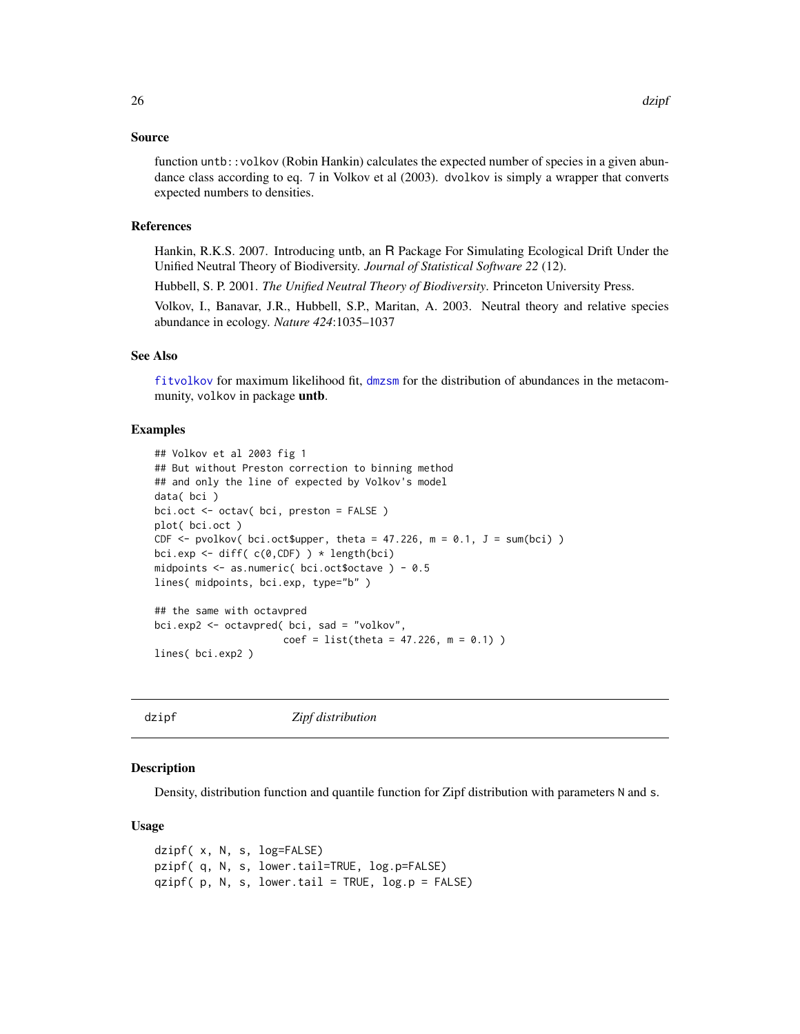## Source

function `untb::volkov` (Robin Hankin) calculates the expected number of species in a given abundance class according to eq. 7 in Volkov et al (2003). `dvolkov` is simply a wrapper that converts expected numbers to densities.

## References

Hankin, R.K.S. 2007. Introducing untb, an R Package For Simulating Ecological Drift Under the Unified Neutral Theory of Biodiversity. *Journal of Statistical Software 22* (12).

Hubbell, S. P. 2001. *The Unified Neutral Theory of Biodiversity*. Princeton University Press.

Volkov, I., Banavar, J.R., Hubbell, S.P., Maritan, A. 2003. Neutral theory and relative species abundance in ecology. *Nature 424*:1035–1037

## See Also

`fitvolkov` for maximum likelihood fit, `dmzsm` for the distribution of abundances in the metacommunity, `volkov` in package **untb**.

## Examples

```
## Volkov et al 2003 fig 1
## But without Preston correction to binning method
## and only the line of expected by Volkov's model
data( bci )
bci.oct <- octav( bci, preston = FALSE )
plot( bci.oct )
CDF <- pvolkov( bci.oct$upper, theta = 47.226, m = 0.1, J = sum(bci) )
bci.exp <- diff( c(0,CDF) ) * length(bci)
midpoints <- as.numeric( bci.oct$octave ) - 0.5
lines( midpoints, bci.exp, type="b" )

## the same with octavpred
bci.exp2 <- octavpred( bci, sad = "volkov",
                       coef = list(theta = 47.226, m = 0.1) )
lines( bci.exp2 )
```

---

# dzipf — *Zipf distribution*

## Description

Density, distribution function and quantile function for Zipf distribution with parameters `N` and `s`.

## Usage

```
dzipf( x, N, s, log=FALSE)
pzipf( q, N, s, lower.tail=TRUE, log.p=FALSE)
qzipf( p, N, s, lower.tail = TRUE, log.p = FALSE)
```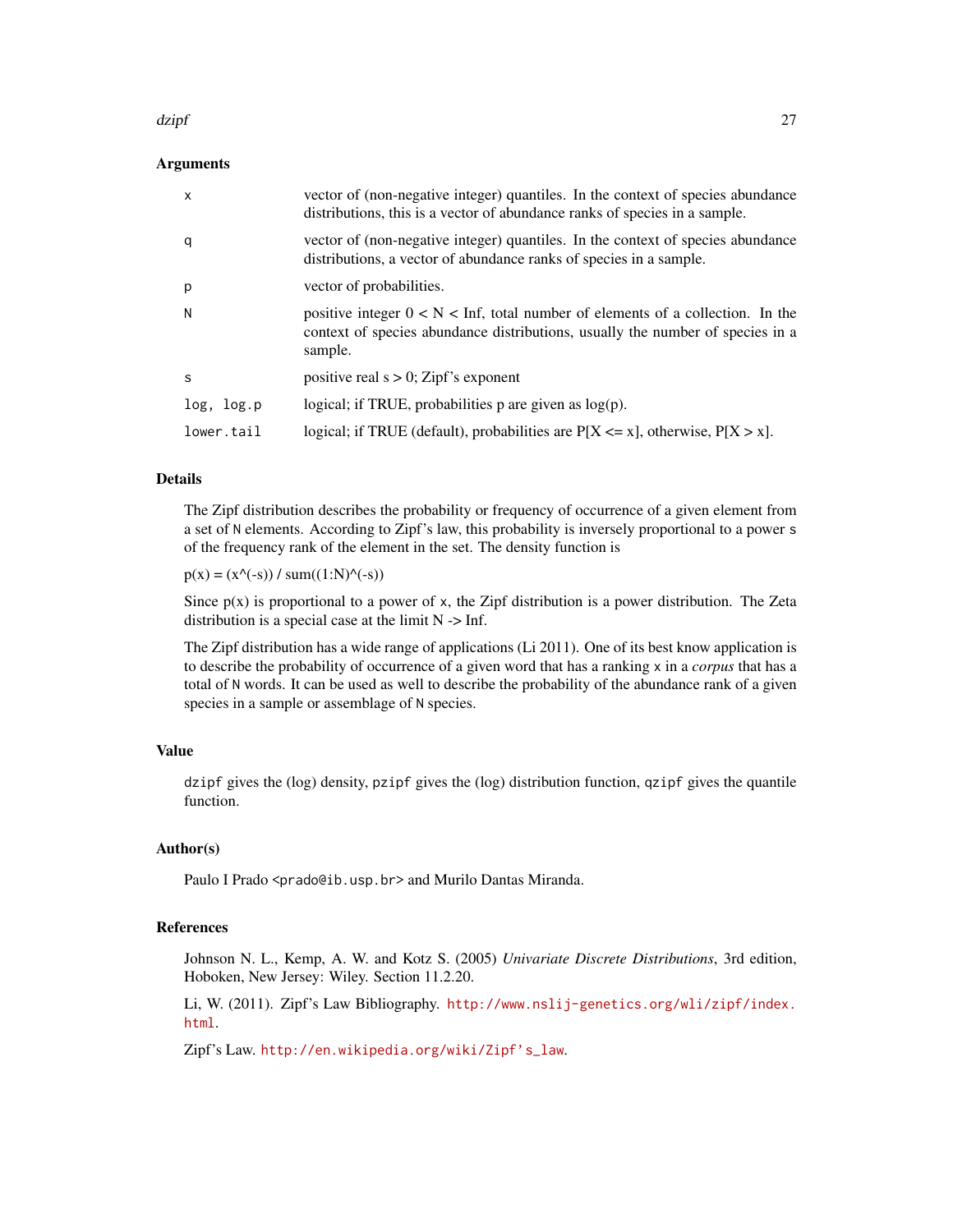### Arguments

| | |
|---|---|
| `x` | vector of (non-negative integer) quantiles. In the context of species abundance distributions, this is a vector of abundance ranks of species in a sample. |
| `q` | vector of (non-negative integer) quantiles. In the context of species abundance distributions, a vector of abundance ranks of species in a sample. |
| `p` | vector of probabilities. |
| `N` | positive integer 0 < N < Inf, total number of elements of a collection. In the context of species abundance distributions, usually the number of species in a sample. |
| `s` | positive real s > 0; Zipf's exponent |
| `log, log.p` | logical; if TRUE, probabilities p are given as log(p). |
| `lower.tail` | logical; if TRUE (default), probabilities are P[X <= x], otherwise, P[X > x]. |

### Details

The Zipf distribution describes the probability or frequency of occurrence of a given element from a set of `N` elements. According to Zipf's law, this probability is inversely proportional to a power `s` of the frequency rank of the element in the set. The density function is

p(x) = (x^(-s)) / sum((1:N)^(-s))

Since p(x) is proportional to a power of `x`, the Zipf distribution is a power distribution. The Zeta distribution is a special case at the limit N -> Inf.

The Zipf distribution has a wide range of applications (Li 2011). One of its best know application is to describe the probability of occurrence of a given word that has a ranking `x` in a *corpus* that has a total of `N` words. It can be used as well to describe the probability of the abundance rank of a given species in a sample or assemblage of `N` species.

### Value

`dzipf` gives the (log) density, `pzipf` gives the (log) distribution function, `qzipf` gives the quantile function.

### Author(s)

Paulo I Prado <`prado@ib.usp.br`> and Murilo Dantas Miranda.

### References

Johnson N. L., Kemp, A. W. and Kotz S. (2005) *Univariate Discrete Distributions*, 3rd edition, Hoboken, New Jersey: Wiley. Section 11.2.20.

Li, W. (2011). Zipf's Law Bibliography. http://www.nslij-genetics.org/wli/zipf/index.html.

Zipf's Law. http://en.wikipedia.org/wiki/Zipf's_law.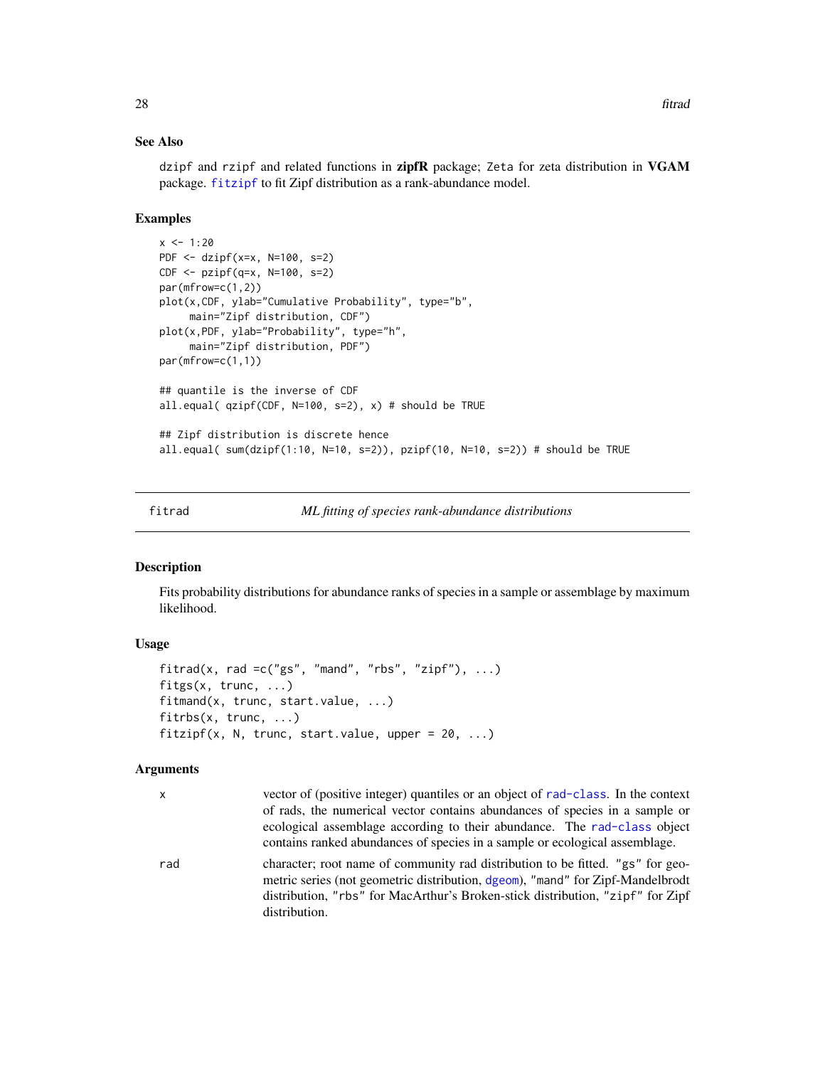## See Also

`dzipf` and `rzipf` and related functions in **zipfR** package; `Zeta` for zeta distribution in **VGAM** package. `fitzipf` to fit Zipf distribution as a rank-abundance model.

## Examples

```
x <- 1:20
PDF <- dzipf(x=x, N=100, s=2)
CDF <- pzipf(q=x, N=100, s=2)
par(mfrow=c(1,2))
plot(x,CDF, ylab="Cumulative Probability", type="b",
     main="Zipf distribution, CDF")
plot(x,PDF, ylab="Probability", type="h",
     main="Zipf distribution, PDF")
par(mfrow=c(1,1))

## quantile is the inverse of CDF
all.equal( qzipf(CDF, N=100, s=2), x) # should be TRUE

## Zipf distribution is discrete hence
all.equal( sum(dzipf(1:10, N=10, s=2)), pzipf(10, N=10, s=2)) # should be TRUE
```

---

# fitrad — *ML fitting of species rank-abundance distributions*

## Description

Fits probability distributions for abundance ranks of species in a sample or assemblage by maximum likelihood.

## Usage

```
fitrad(x, rad =c("gs", "mand", "rbs", "zipf"), ...)
fitgs(x, trunc, ...)
fitmand(x, trunc, start.value, ...)
fitrbs(x, trunc, ...)
fitzipf(x, N, trunc, start.value, upper = 20, ...)
```

## Arguments

| | |
|---|---|
| x | vector of (positive integer) quantiles or an object of `rad-class`. In the context of rads, the numerical vector contains abundances of species in a sample or ecological assemblage according to their abundance. The `rad-class` object contains ranked abundances of species in a sample or ecological assemblage. |
| rad | character; root name of community rad distribution to be fitted. "gs" for geometric series (not geometric distribution, `dgeom`), "mand" for Zipf-Mandelbrodt distribution, "rbs" for MacArthur's Broken-stick distribution, "zipf" for Zipf distribution. |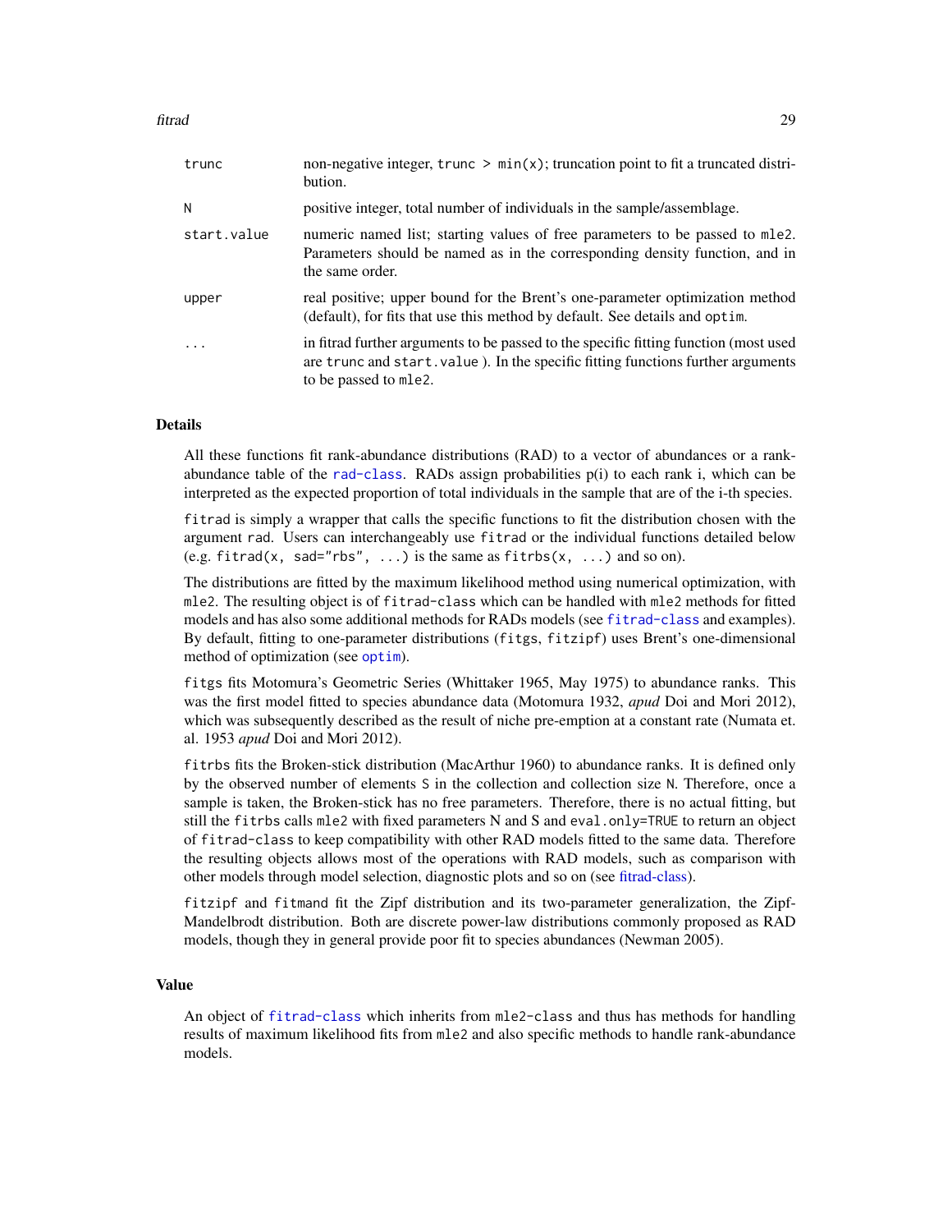| | |
|---|---|
| trunc | non-negative integer, trunc > min(x); truncation point to fit a truncated distribution. |
| N | positive integer, total number of individuals in the sample/assemblage. |
| start.value | numeric named list; starting values of free parameters to be passed to mle2. Parameters should be named as in the corresponding density function, and in the same order. |
| upper | real positive; upper bound for the Brent's one-parameter optimization method (default), for fits that use this method by default. See details and optim. |
| ... | in fitrad further arguments to be passed to the specific fitting function (most used are trunc and start.value ). In the specific fitting functions further arguments to be passed to mle2. |

## Details

All these functions fit rank-abundance distributions (RAD) to a vector of abundances or a rank-abundance table of the rad-class. RADs assign probabilities p(i) to each rank i, which can be interpreted as the expected proportion of total individuals in the sample that are of the i-th species.

fitrad is simply a wrapper that calls the specific functions to fit the distribution chosen with the argument rad. Users can interchangeably use fitrad or the individual functions detailed below (e.g. fitrad(x, sad="rbs", ...) is the same as fitrbs(x, ...) and so on).

The distributions are fitted by the maximum likelihood method using numerical optimization, with mle2. The resulting object is of fitrad-class which can be handled with mle2 methods for fitted models and has also some additional methods for RADs models (see fitrad-class and examples). By default, fitting to one-parameter distributions (fitgs, fitzipf) uses Brent's one-dimensional method of optimization (see optim).

fitgs fits Motomura's Geometric Series (Whittaker 1965, May 1975) to abundance ranks. This was the first model fitted to species abundance data (Motomura 1932, *apud* Doi and Mori 2012), which was subsequently described as the result of niche pre-emption at a constant rate (Numata et. al. 1953 *apud* Doi and Mori 2012).

fitrbs fits the Broken-stick distribution (MacArthur 1960) to abundance ranks. It is defined only by the observed number of elements S in the collection and collection size N. Therefore, once a sample is taken, the Broken-stick has no free parameters. Therefore, there is no actual fitting, but still the fitrbs calls mle2 with fixed parameters N and S and eval.only=TRUE to return an object of fitrad-class to keep compatibility with other RAD models fitted to the same data. Therefore the resulting objects allows most of the operations with RAD models, such as comparison with other models through model selection, diagnostic plots and so on (see fitrad-class).

fitzipf and fitmand fit the Zipf distribution and its two-parameter generalization, the Zipf-Mandelbrodt distribution. Both are discrete power-law distributions commonly proposed as RAD models, though they in general provide poor fit to species abundances (Newman 2005).

## Value

An object of fitrad-class which inherits from mle2-class and thus has methods for handling results of maximum likelihood fits from mle2 and also specific methods to handle rank-abundance models.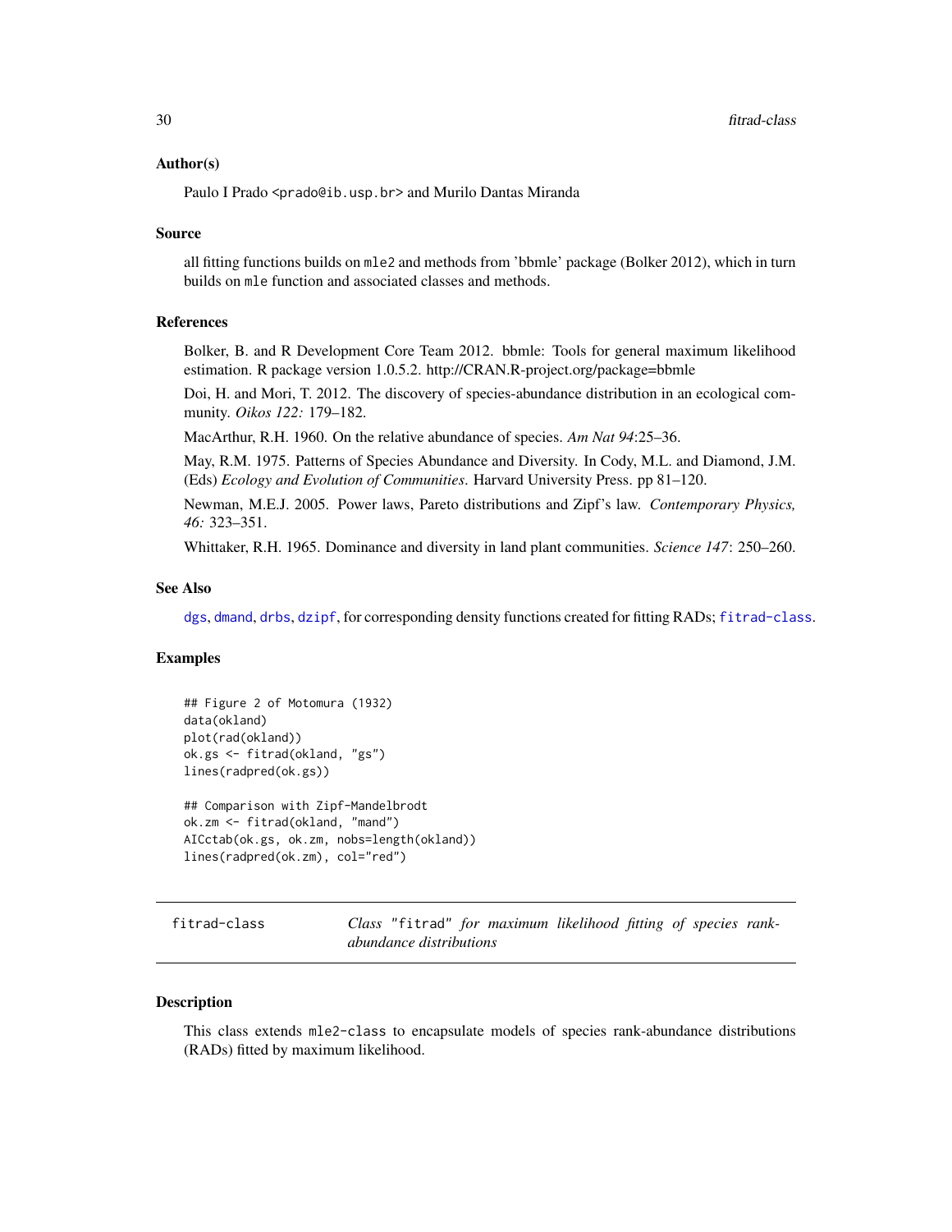### Author(s)

Paulo I Prado <prado@ib.usp.br> and Murilo Dantas Miranda

### Source

all fitting functions builds on `mle2` and methods from 'bbmle' package (Bolker 2012), which in turn builds on `mle` function and associated classes and methods.

### References

Bolker, B. and R Development Core Team 2012. bbmle: Tools for general maximum likelihood estimation. R package version 1.0.5.2. http://CRAN.R-project.org/package=bbmle

Doi, H. and Mori, T. 2012. The discovery of species-abundance distribution in an ecological community. *Oikos 122:* 179–182.

MacArthur, R.H. 1960. On the relative abundance of species. *Am Nat 94*:25–36.

May, R.M. 1975. Patterns of Species Abundance and Diversity. In Cody, M.L. and Diamond, J.M. (Eds) *Ecology and Evolution of Communities*. Harvard University Press. pp 81–120.

Newman, M.E.J. 2005. Power laws, Pareto distributions and Zipf's law. *Contemporary Physics, 46:* 323–351.

Whittaker, R.H. 1965. Dominance and diversity in land plant communities. *Science 147*: 250–260.

### See Also

dgs, dmand, drbs, dzipf, for corresponding density functions created for fitting RADs; fitrad-class.

### Examples

```
## Figure 2 of Motomura (1932)
data(okland)
plot(rad(okland))
ok.gs <- fitrad(okland, "gs")
lines(radpred(ok.gs))

## Comparison with Zipf-Mandelbrodt
ok.zm <- fitrad(okland, "mand")
AICctab(ok.gs, ok.zm, nobs=length(okland))
lines(radpred(ok.zm), col="red")
```

---

## fitrad-class — *Class "fitrad" for maximum likelihood fitting of species rank-abundance distributions*

### Description

This class extends `mle2-class` to encapsulate models of species rank-abundance distributions (RADs) fitted by maximum likelihood.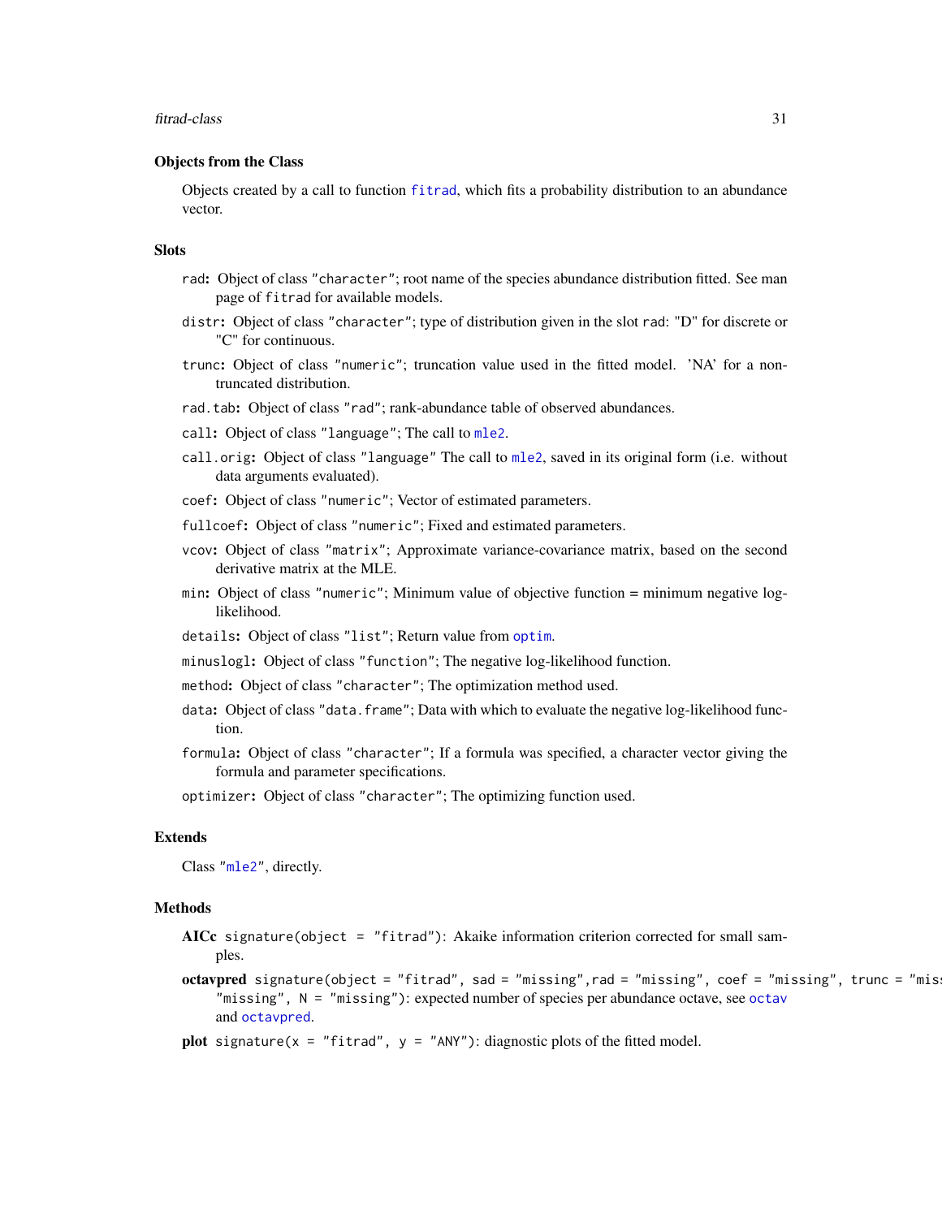### Objects from the Class

Objects created by a call to function `fitrad`, which fits a probability distribution to an abundance vector.

### Slots

- `rad`: Object of class `"character"`; root name of the species abundance distribution fitted. See man page of `fitrad` for available models.
- `distr`: Object of class `"character"`; type of distribution given in the slot `rad`: "D" for discrete or "C" for continuous.
- `trunc`: Object of class `"numeric"`; truncation value used in the fitted model. 'NA' for a non-truncated distribution.
- `rad.tab`: Object of class `"rad"`; rank-abundance table of observed abundances.
- `call`: Object of class `"language"`; The call to `mle2`.
- `call.orig`: Object of class `"language"` The call to `mle2`, saved in its original form (i.e. without data arguments evaluated).
- `coef`: Object of class `"numeric"`; Vector of estimated parameters.
- `fullcoef`: Object of class `"numeric"`; Fixed and estimated parameters.
- `vcov`: Object of class `"matrix"`; Approximate variance-covariance matrix, based on the second derivative matrix at the MLE.
- `min`: Object of class `"numeric"`; Minimum value of objective function = minimum negative log-likelihood.
- `details`: Object of class `"list"`; Return value from `optim`.
- `minuslogl`: Object of class `"function"`; The negative log-likelihood function.
- `method`: Object of class `"character"`; The optimization method used.
- `data`: Object of class `"data.frame"`; Data with which to evaluate the negative log-likelihood function.
- `formula`: Object of class `"character"`; If a formula was specified, a character vector giving the formula and parameter specifications.
- `optimizer`: Object of class `"character"`; The optimizing function used.

### Extends

Class `"mle2"`, directly.

### Methods

- **AICc** `signature(object = "fitrad")`: Akaike information criterion corrected for small samples.
- **octavpred** `signature(object = "fitrad", sad = "missing",rad = "missing", coef = "missing", trunc = "missing", oct = "missing", N = "missing")`: expected number of species per abundance octave, see `octav` and `octavpred`.
- **plot** `signature(x = "fitrad", y = "ANY")`: diagnostic plots of the fitted model.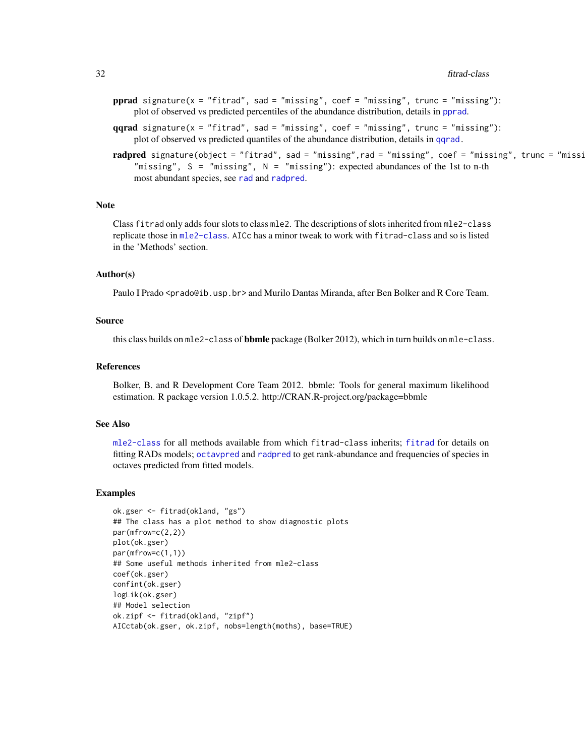**pprad** `signature(x = "fitrad", sad = "missing", coef = "missing", trunc = "missing")`: plot of observed vs predicted percentiles of the abundance distribution, details in `pprad`.

**qqrad** `signature(x = "fitrad", sad = "missing", coef = "missing", trunc = "missing")`: plot of observed vs predicted quantiles of the abundance distribution, details in `qqrad`.

**radpred** `signature(object = "fitrad", sad = "missing",rad = "missing", coef = "missing", trunc = "missi "missing", S = "missing", N = "missing")`: expected abundances of the 1st to n-th most abundant species, see `rad` and `radpred`.

## Note

Class `fitrad` only adds four slots to class `mle2`. The descriptions of slots inherited from `mle2-class` replicate those in `mle2-class`. `AICc` has a minor tweak to work with `fitrad-class` and so is listed in the 'Methods' section.

## Author(s)

Paulo I Prado <prado@ib.usp.br> and Murilo Dantas Miranda, after Ben Bolker and R Core Team.

## Source

this class builds on `mle2-class` of **bbmle** package (Bolker 2012), which in turn builds on `mle-class`.

## References

Bolker, B. and R Development Core Team 2012. bbmle: Tools for general maximum likelihood estimation. R package version 1.0.5.2. http://CRAN.R-project.org/package=bbmle

## See Also

`mle2-class` for all methods available from which `fitrad-class` inherits; `fitrad` for details on fitting RADs models; `octavpred` and `radpred` to get rank-abundance and frequencies of species in octaves predicted from fitted models.

## Examples

```
ok.gser <- fitrad(okland, "gs")
## The class has a plot method to show diagnostic plots
par(mfrow=c(2,2))
plot(ok.gser)
par(mfrow=c(1,1))
## Some useful methods inherited from mle2-class
coef(ok.gser)
confint(ok.gser)
logLik(ok.gser)
## Model selection
ok.zipf <- fitrad(okland, "zipf")
AICctab(ok.gser, ok.zipf, nobs=length(moths), base=TRUE)
```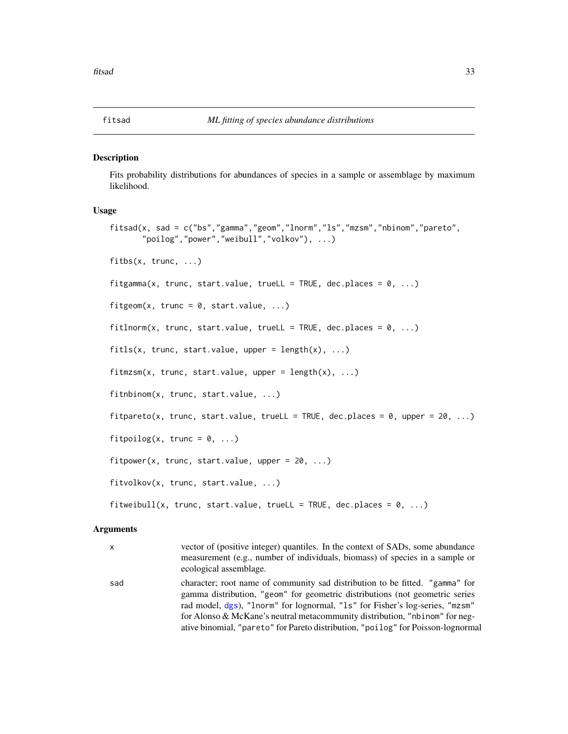## fitsad — *ML fitting of species abundance distributions*

### Description

Fits probability distributions for abundances of species in a sample or assemblage by maximum likelihood.

### Usage

```
fitsad(x, sad = c("bs","gamma","geom","lnorm","ls","mzsm","nbinom","pareto",
       "poilog","power","weibull","volkov"), ...)

fitbs(x, trunc, ...)

fitgamma(x, trunc, start.value, trueLL = TRUE, dec.places = 0, ...)

fitgeom(x, trunc = 0, start.value, ...)

fitlnorm(x, trunc, start.value, trueLL = TRUE, dec.places = 0, ...)

fitls(x, trunc, start.value, upper = length(x), ...)

fitmzsm(x, trunc, start.value, upper = length(x), ...)

fitnbinom(x, trunc, start.value, ...)

fitpareto(x, trunc, start.value, trueLL = TRUE, dec.places = 0, upper = 20, ...)

fitpoilog(x, trunc = 0, ...)

fitpower(x, trunc, start.value, upper = 20, ...)

fitvolkov(x, trunc, start.value, ...)

fitweibull(x, trunc, start.value, trueLL = TRUE, dec.places = 0, ...)
```

### Arguments

| | |
|---|---|
| x | vector of (positive integer) quantiles. In the context of SADs, some abundance measurement (e.g., number of individuals, biomass) of species in a sample or ecological assemblage. |
| sad | character; root name of community sad distribution to be fitted. "gamma" for gamma distribution, "geom" for geometric distributions (not geometric series rad model, dgs), "lnorm" for lognormal, "ls" for Fisher's log-series, "mzsm" for Alonso & McKane's neutral metacommunity distribution, "nbinom" for negative binomial, "pareto" for Pareto distribution, "poilog" for Poisson-lognormal |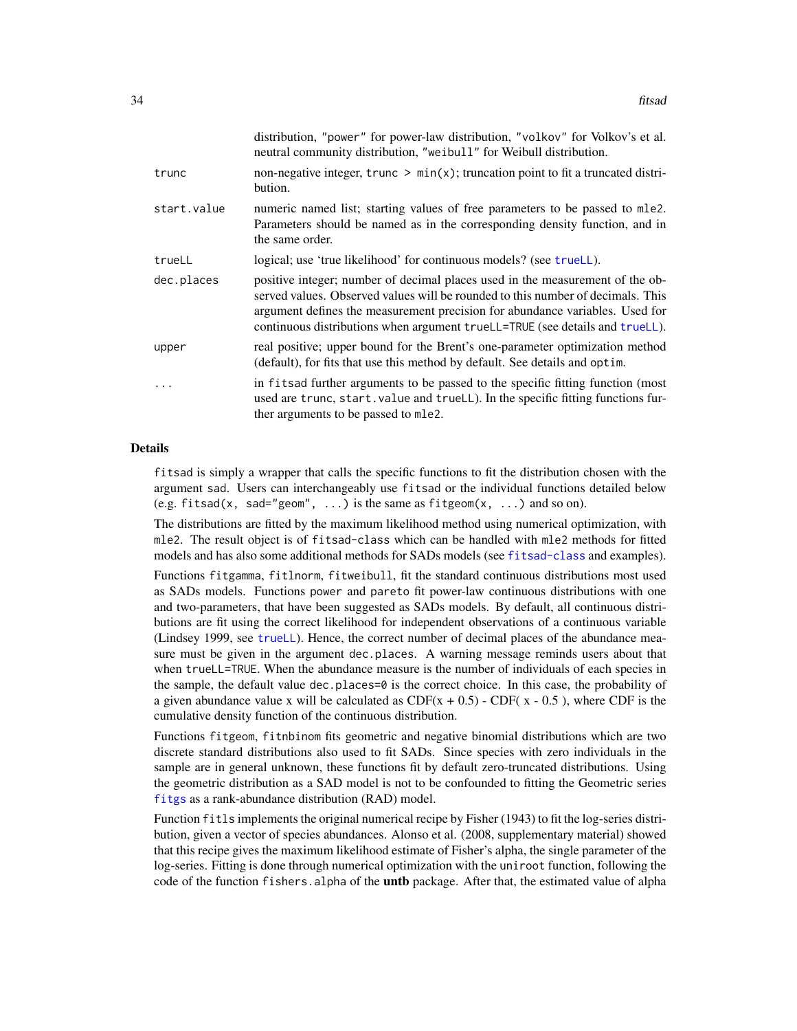| | |
|---|---|
| | distribution, "power" for power-law distribution, "volkov" for Volkov's et al. neutral community distribution, "weibull" for Weibull distribution. |
| trunc | non-negative integer, trunc > min(x); truncation point to fit a truncated distribution. |
| start.value | numeric named list; starting values of free parameters to be passed to mle2. Parameters should be named as in the corresponding density function, and in the same order. |
| trueLL | logical; use 'true likelihood' for continuous models? (see trueLL). |
| dec.places | positive integer; number of decimal places used in the measurement of the observed values. Observed values will be rounded to this number of decimals. This argument defines the measurement precision for abundance variables. Used for continuous distributions when argument trueLL=TRUE (see details and trueLL). |
| upper | real positive; upper bound for the Brent's one-parameter optimization method (default), for fits that use this method by default. See details and optim. |
| ... | in fitsad further arguments to be passed to the specific fitting function (most used are trunc, start.value and trueLL). In the specific fitting functions further arguments to be passed to mle2. |

## Details

fitsad is simply a wrapper that calls the specific functions to fit the distribution chosen with the argument sad. Users can interchangeably use fitsad or the individual functions detailed below (e.g. fitsad(x, sad="geom", ...) is the same as fitgeom(x, ...) and so on).

The distributions are fitted by the maximum likelihood method using numerical optimization, with mle2. The result object is of fitsad-class which can be handled with mle2 methods for fitted models and has also some additional methods for SADs models (see fitsad-class and examples).

Functions fitgamma, fitlnorm, fitweibull, fit the standard continuous distributions most used as SADs models. Functions power and pareto fit power-law continuous distributions with one and two-parameters, that have been suggested as SADs models. By default, all continuous distributions are fit using the correct likelihood for independent observations of a continuous variable (Lindsey 1999, see trueLL). Hence, the correct number of decimal places of the abundance measure must be given in the argument dec.places. A warning message reminds users about that when trueLL=TRUE. When the abundance measure is the number of individuals of each species in the sample, the default value dec.places=0 is the correct choice. In this case, the probability of a given abundance value x will be calculated as CDF(x + 0.5) - CDF( x - 0.5 ), where CDF is the cumulative density function of the continuous distribution.

Functions fitgeom, fitnbinom fits geometric and negative binomial distributions which are two discrete standard distributions also used to fit SADs. Since species with zero individuals in the sample are in general unknown, these functions fit by default zero-truncated distributions. Using the geometric distribution as a SAD model is not to be confounded to fitting the Geometric series fitgs as a rank-abundance distribution (RAD) model.

Function fitls implements the original numerical recipe by Fisher (1943) to fit the log-series distribution, given a vector of species abundances. Alonso et al. (2008, supplementary material) showed that this recipe gives the maximum likelihood estimate of Fisher's alpha, the single parameter of the log-series. Fitting is done through numerical optimization with the uniroot function, following the code of the function fishers.alpha of the **untb** package. After that, the estimated value of alpha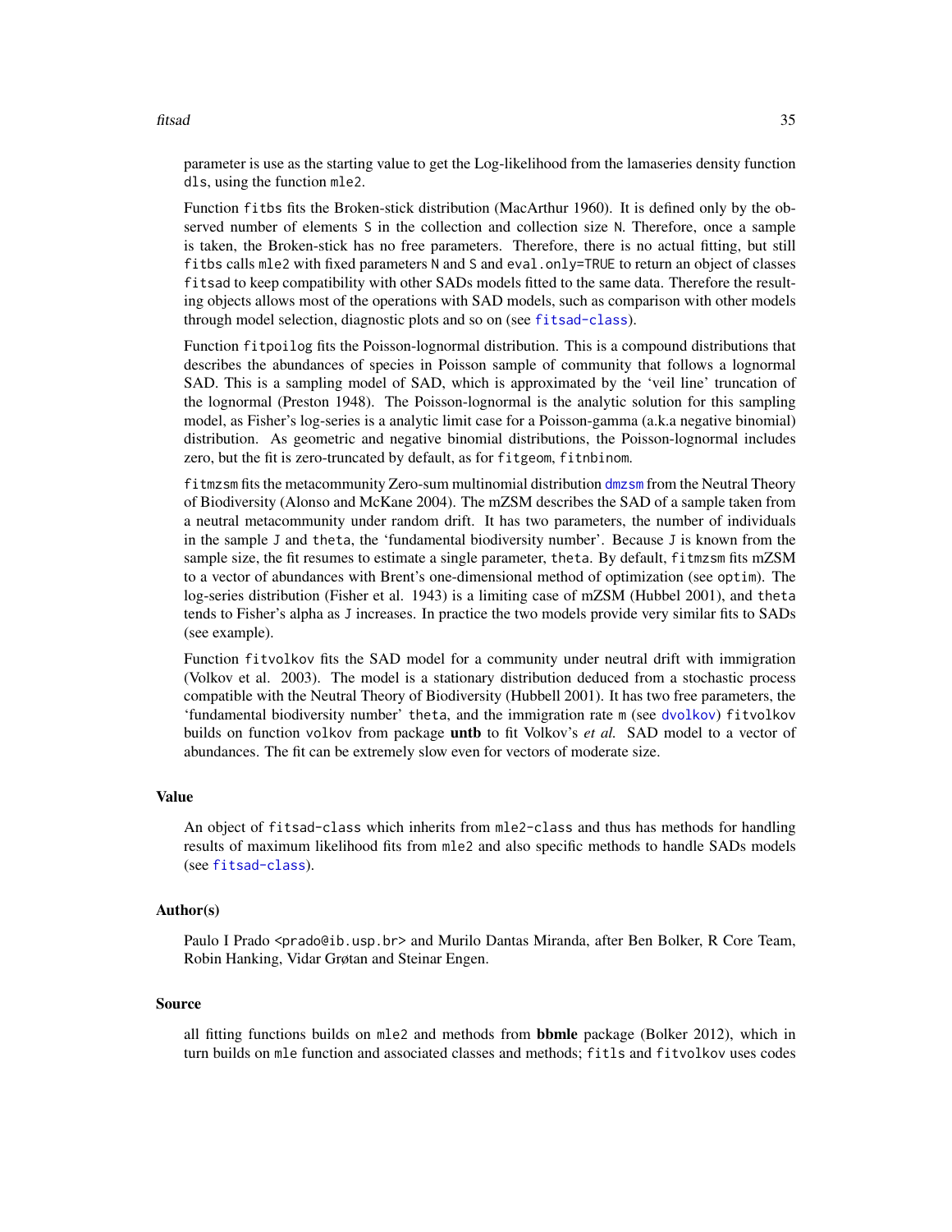parameter is use as the starting value to get the Log-likelihood from the lamaseries density function `dls`, using the function `mle2`.

Function `fitbs` fits the Broken-stick distribution (MacArthur 1960). It is defined only by the observed number of elements `S` in the collection and collection size `N`. Therefore, once a sample is taken, the Broken-stick has no free parameters. Therefore, there is no actual fitting, but still `fitbs` calls `mle2` with fixed parameters `N` and `S` and `eval.only=TRUE` to return an object of classes `fitsad` to keep compatibility with other SADs models fitted to the same data. Therefore the resulting objects allows most of the operations with SAD models, such as comparison with other models through model selection, diagnostic plots and so on (see `fitsad-class`).

Function `fitpoilog` fits the Poisson-lognormal distribution. This is a compound distributions that describes the abundances of species in Poisson sample of community that follows a lognormal SAD. This is a sampling model of SAD, which is approximated by the 'veil line' truncation of the lognormal (Preston 1948). The Poisson-lognormal is the analytic solution for this sampling model, as Fisher's log-series is a analytic limit case for a Poisson-gamma (a.k.a negative binomial) distribution. As geometric and negative binomial distributions, the Poisson-lognormal includes zero, but the fit is zero-truncated by default, as for `fitgeom`, `fitnbinom`.

`fitmzsm` fits the metacommunity Zero-sum multinomial distribution `dmzsm` from the Neutral Theory of Biodiversity (Alonso and McKane 2004). The mZSM describes the SAD of a sample taken from a neutral metacommunity under random drift. It has two parameters, the number of individuals in the sample `J` and `theta`, the 'fundamental biodiversity number'. Because `J` is known from the sample size, the fit resumes to estimate a single parameter, `theta`. By default, `fitmzsm` fits mZSM to a vector of abundances with Brent's one-dimensional method of optimization (see `optim`). The log-series distribution (Fisher et al. 1943) is a limiting case of mZSM (Hubbel 2001), and `theta` tends to Fisher's alpha as `J` increases. In practice the two models provide very similar fits to SADs (see example).

Function `fitvolkov` fits the SAD model for a community under neutral drift with immigration (Volkov et al. 2003). The model is a stationary distribution deduced from a stochastic process compatible with the Neutral Theory of Biodiversity (Hubbell 2001). It has two free parameters, the 'fundamental biodiversity number' `theta`, and the immigration rate `m` (see `dvolkov`) `fitvolkov` builds on function `volkov` from package **untb** to fit Volkov's *et al.* SAD model to a vector of abundances. The fit can be extremely slow even for vectors of moderate size.

## Value

An object of `fitsad-class` which inherits from `mle2-class` and thus has methods for handling results of maximum likelihood fits from `mle2` and also specific methods to handle SADs models (see `fitsad-class`).

## Author(s)

Paulo I Prado <prado@ib.usp.br> and Murilo Dantas Miranda, after Ben Bolker, R Core Team, Robin Hanking, Vidar Grøtan and Steinar Engen.

## Source

all fitting functions builds on `mle2` and methods from **bbmle** package (Bolker 2012), which in turn builds on `mle` function and associated classes and methods; `fitls` and `fitvolkov` uses codes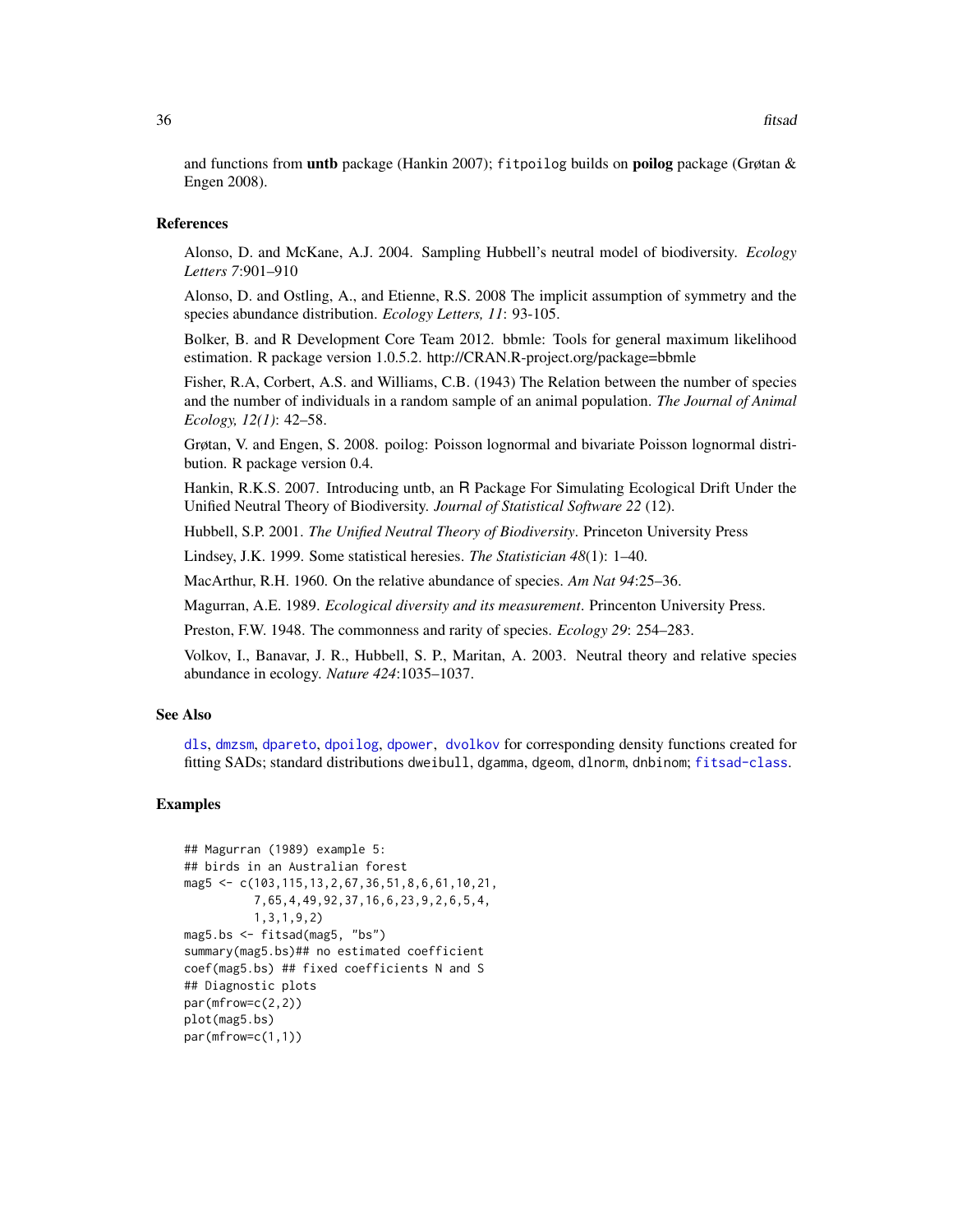and functions from **untb** package (Hankin 2007); `fitpoilog` builds on **poilog** package (Grøtan & Engen 2008).

### References

Alonso, D. and McKane, A.J. 2004. Sampling Hubbell's neutral model of biodiversity. *Ecology Letters 7*:901–910

Alonso, D. and Ostling, A., and Etienne, R.S. 2008 The implicit assumption of symmetry and the species abundance distribution. *Ecology Letters, 11*: 93-105.

Bolker, B. and R Development Core Team 2012. bbmle: Tools for general maximum likelihood estimation. R package version 1.0.5.2. http://CRAN.R-project.org/package=bbmle

Fisher, R.A, Corbert, A.S. and Williams, C.B. (1943) The Relation between the number of species and the number of individuals in a random sample of an animal population. *The Journal of Animal Ecology, 12(1)*: 42–58.

Grøtan, V. and Engen, S. 2008. poilog: Poisson lognormal and bivariate Poisson lognormal distribution. R package version 0.4.

Hankin, R.K.S. 2007. Introducing untb, an R Package For Simulating Ecological Drift Under the Unified Neutral Theory of Biodiversity. *Journal of Statistical Software 22* (12).

Hubbell, S.P. 2001. *The Unified Neutral Theory of Biodiversity*. Princeton University Press

Lindsey, J.K. 1999. Some statistical heresies. *The Statistician 48*(1): 1–40.

MacArthur, R.H. 1960. On the relative abundance of species. *Am Nat 94*:25–36.

Magurran, A.E. 1989. *Ecological diversity and its measurement*. Princenton University Press.

Preston, F.W. 1948. The commonness and rarity of species. *Ecology 29*: 254–283.

Volkov, I., Banavar, J. R., Hubbell, S. P., Maritan, A. 2003. Neutral theory and relative species abundance in ecology. *Nature 424*:1035–1037.

### See Also

dls, dmzsm, dpareto, dpoilog, dpower, dvolkov for corresponding density functions created for fitting SADs; standard distributions dweibull, dgamma, dgeom, dlnorm, dnbinom; fitsad-class.

### Examples

```
## Magurran (1989) example 5:
## birds in an Australian forest
mag5 <- c(103,115,13,2,67,36,51,8,6,61,10,21,
          7,65,4,49,92,37,16,6,23,9,2,6,5,4,
          1,3,1,9,2)
mag5.bs <- fitsad(mag5, "bs")
summary(mag5.bs)## no estimated coefficient
coef(mag5.bs) ## fixed coefficients N and S
## Diagnostic plots
par(mfrow=c(2,2))
plot(mag5.bs)
par(mfrow=c(1,1))
```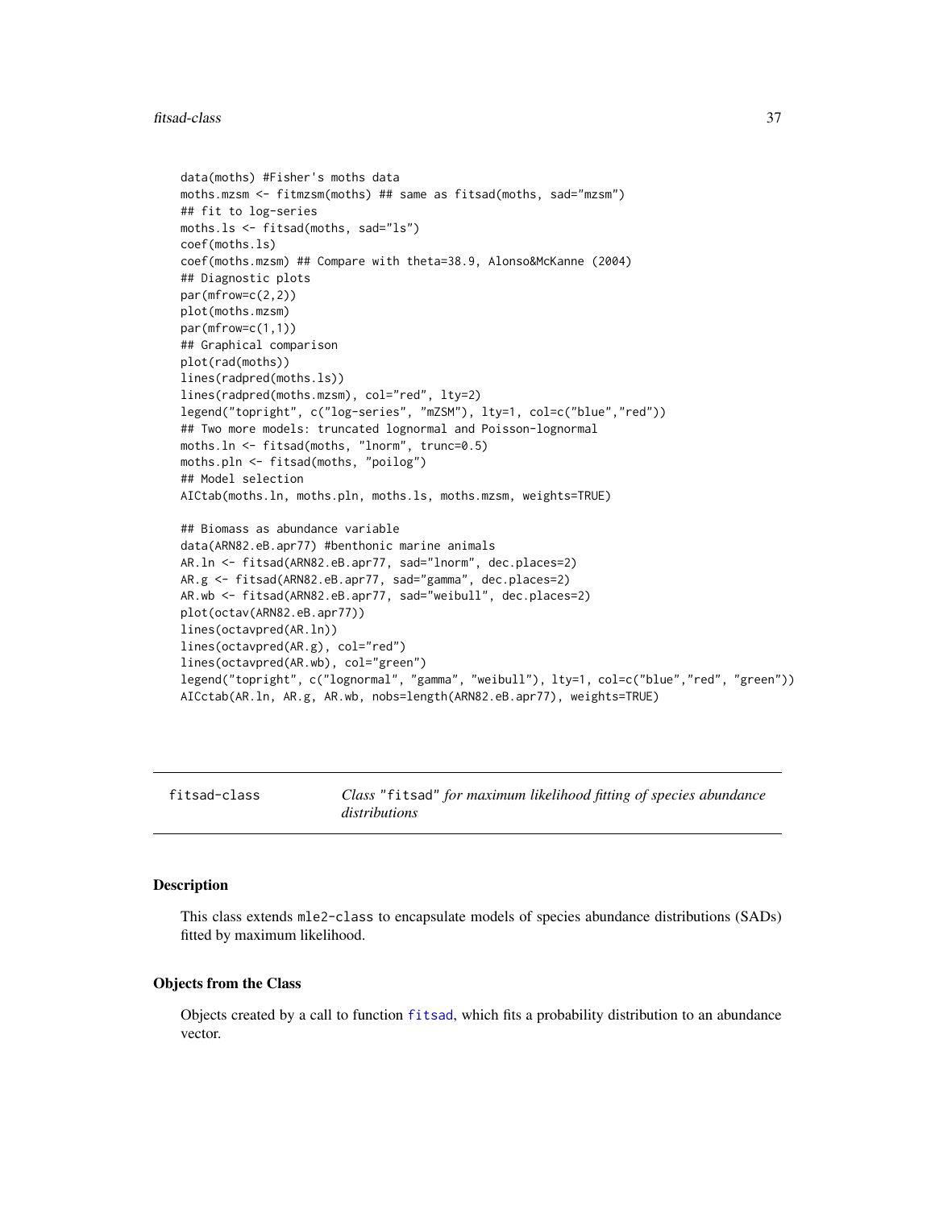```
data(moths) #Fisher's moths data
moths.mzsm <- fitmzsm(moths) ## same as fitsad(moths, sad="mzsm")
## fit to log-series
moths.ls <- fitsad(moths, sad="ls")
coef(moths.ls)
coef(moths.mzsm) ## Compare with theta=38.9, Alonso&McKanne (2004)
## Diagnostic plots
par(mfrow=c(2,2))
plot(moths.mzsm)
par(mfrow=c(1,1))
## Graphical comparison
plot(rad(moths))
lines(radpred(moths.ls))
lines(radpred(moths.mzsm), col="red", lty=2)
legend("topright", c("log-series", "mZSM"), lty=1, col=c("blue","red"))
## Two more models: truncated lognormal and Poisson-lognormal
moths.ln <- fitsad(moths, "lnorm", trunc=0.5)
moths.pln <- fitsad(moths, "poilog")
## Model selection
AICtab(moths.ln, moths.pln, moths.ls, moths.mzsm, weights=TRUE)

## Biomass as abundance variable
data(ARN82.eB.apr77) #benthonic marine animals
AR.ln <- fitsad(ARN82.eB.apr77, sad="lnorm", dec.places=2)
AR.g <- fitsad(ARN82.eB.apr77, sad="gamma", dec.places=2)
AR.wb <- fitsad(ARN82.eB.apr77, sad="weibull", dec.places=2)
plot(octav(ARN82.eB.apr77))
lines(octavpred(AR.ln))
lines(octavpred(AR.g), col="red")
lines(octavpred(AR.wb), col="green")
legend("topright", c("lognormal", "gamma", "weibull"), lty=1, col=c("blue","red", "green"))
AICctab(AR.ln, AR.g, AR.wb, nobs=length(ARN82.eB.apr77), weights=TRUE)
```

---

fitsad-class — *Class* "fitsad" *for maximum likelihood fitting of species abundance distributions*

---

## Description

This class extends mle2-class to encapsulate models of species abundance distributions (SADs) fitted by maximum likelihood.

## Objects from the Class

Objects created by a call to function fitsad, which fits a probability distribution to an abundance vector.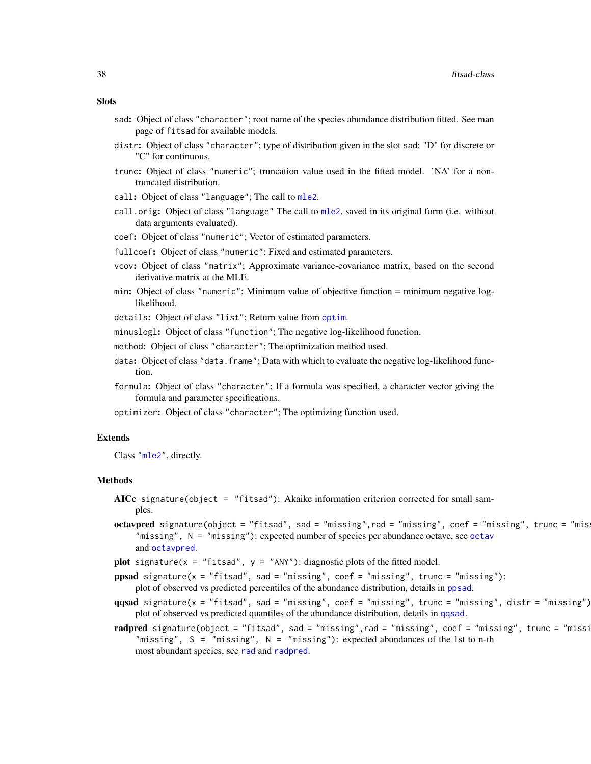## Slots

**sad:** Object of class "character"; root name of the species abundance distribution fitted. See man page of `fitsad` for available models.

**distr:** Object of class "character"; type of distribution given in the slot `sad`: "D" for discrete or "C" for continuous.

**trunc:** Object of class "numeric"; truncation value used in the fitted model. 'NA' for a non-truncated distribution.

**call:** Object of class "language"; The call to `mle2`.

**call.orig:** Object of class "language" The call to `mle2`, saved in its original form (i.e. without data arguments evaluated).

**coef:** Object of class "numeric"; Vector of estimated parameters.

**fullcoef:** Object of class "numeric"; Fixed and estimated parameters.

**vcov:** Object of class "matrix"; Approximate variance-covariance matrix, based on the second derivative matrix at the MLE.

**min:** Object of class "numeric"; Minimum value of objective function = minimum negative log-likelihood.

**details:** Object of class "list"; Return value from `optim`.

**minuslogl:** Object of class "function"; The negative log-likelihood function.

**method:** Object of class "character"; The optimization method used.

**data:** Object of class "data.frame"; Data with which to evaluate the negative log-likelihood function.

**formula:** Object of class "character"; If a formula was specified, a character vector giving the formula and parameter specifications.

**optimizer:** Object of class "character"; The optimizing function used.

## Extends

Class "`mle2`", directly.

## Methods

**AICc** `signature(object = "fitsad")`: Akaike information criterion corrected for small samples.

**octavpred** `signature(object = "fitsad", sad = "missing",rad = "missing", coef = "missing", trunc = "missing", oct = "missing", N = "missing")`: expected number of species per abundance octave, see `octav` and `octavpred`.

**plot** `signature(x = "fitsad", y = "ANY")`: diagnostic plots of the fitted model.

**ppsad** `signature(x = "fitsad", sad = "missing", coef = "missing", trunc = "missing")`: plot of observed vs predicted percentiles of the abundance distribution, details in `ppsad`.

**qqsad** `signature(x = "fitsad", sad = "missing", coef = "missing", trunc = "missing", distr = "missing")`: plot of observed vs predicted quantiles of the abundance distribution, details in `qqsad`.

**radpred** `signature(object = "fitsad", sad = "missing",rad = "missing", coef = "missing", trunc = "missing", distr = "missing", S = "missing", N = "missing")`: expected abundances of the 1st to n-th most abundant species, see `rad` and `radpred`.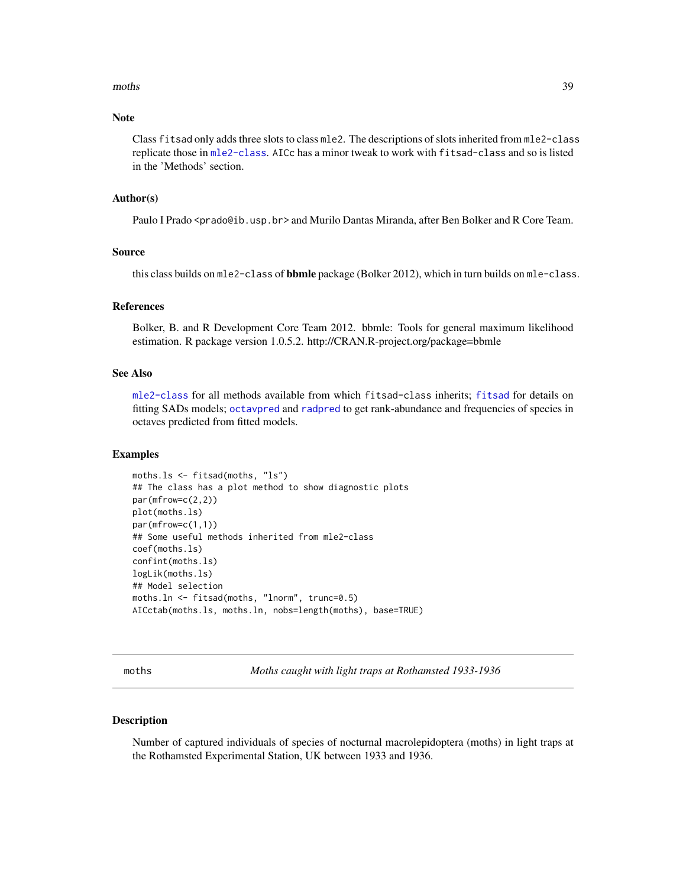## Note

Class `fitsad` only adds three slots to class `mle2`. The descriptions of slots inherited from `mle2-class` replicate those in `mle2-class`. `AICc` has a minor tweak to work with `fitsad-class` and so is listed in the 'Methods' section.

## Author(s)

Paulo I Prado <prado@ib.usp.br> and Murilo Dantas Miranda, after Ben Bolker and R Core Team.

## Source

this class builds on `mle2-class` of **bbmle** package (Bolker 2012), which in turn builds on `mle-class`.

## References

Bolker, B. and R Development Core Team 2012. bbmle: Tools for general maximum likelihood estimation. R package version 1.0.5.2. http://CRAN.R-project.org/package=bbmle

## See Also

`mle2-class` for all methods available from which `fitsad-class` inherits; `fitsad` for details on fitting SADs models; `octavpred` and `radpred` to get rank-abundance and frequencies of species in octaves predicted from fitted models.

## Examples

```
moths.ls <- fitsad(moths, "ls")
## The class has a plot method to show diagnostic plots
par(mfrow=c(2,2))
plot(moths.ls)
par(mfrow=c(1,1))
## Some useful methods inherited from mle2-class
coef(moths.ls)
confint(moths.ls)
logLik(moths.ls)
## Model selection
moths.ln <- fitsad(moths, "lnorm", trunc=0.5)
AICctab(moths.ls, moths.ln, nobs=length(moths), base=TRUE)
```

---

# moths — *Moths caught with light traps at Rothamsted 1933-1936*

## Description

Number of captured individuals of species of nocturnal macrolepidoptera (moths) in light traps at the Rothamsted Experimental Station, UK between 1933 and 1936.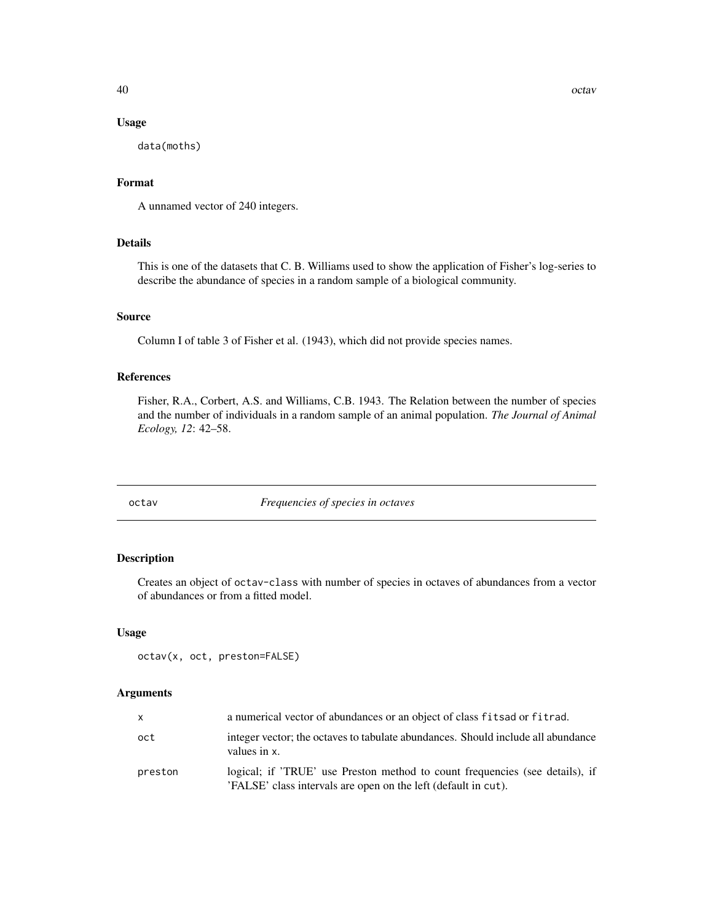### Usage

```
data(moths)
```

### Format

A unnamed vector of 240 integers.

### Details

This is one of the datasets that C. B. Williams used to show the application of Fisher's log-series to describe the abundance of species in a random sample of a biological community.

### Source

Column I of table 3 of Fisher et al. (1943), which did not provide species names.

### References

Fisher, R.A., Corbert, A.S. and Williams, C.B. 1943. The Relation between the number of species and the number of individuals in a random sample of an animal population. *The Journal of Animal Ecology, 12*: 42–58.

---

## octav — *Frequencies of species in octaves*

---

### Description

Creates an object of `octav-class` with number of species in octaves of abundances from a vector of abundances or from a fitted model.

### Usage

```
octav(x, oct, preston=FALSE)
```

### Arguments

| | |
|---|---|
| `x` | a numerical vector of abundances or an object of class `fitsad` or `fitrad`. |
| `oct` | integer vector; the octaves to tabulate abundances. Should include all abundance values in `x`. |
| `preston` | logical; if 'TRUE' use Preston method to count frequencies (see details), if 'FALSE' class intervals are open on the left (default in `cut`). |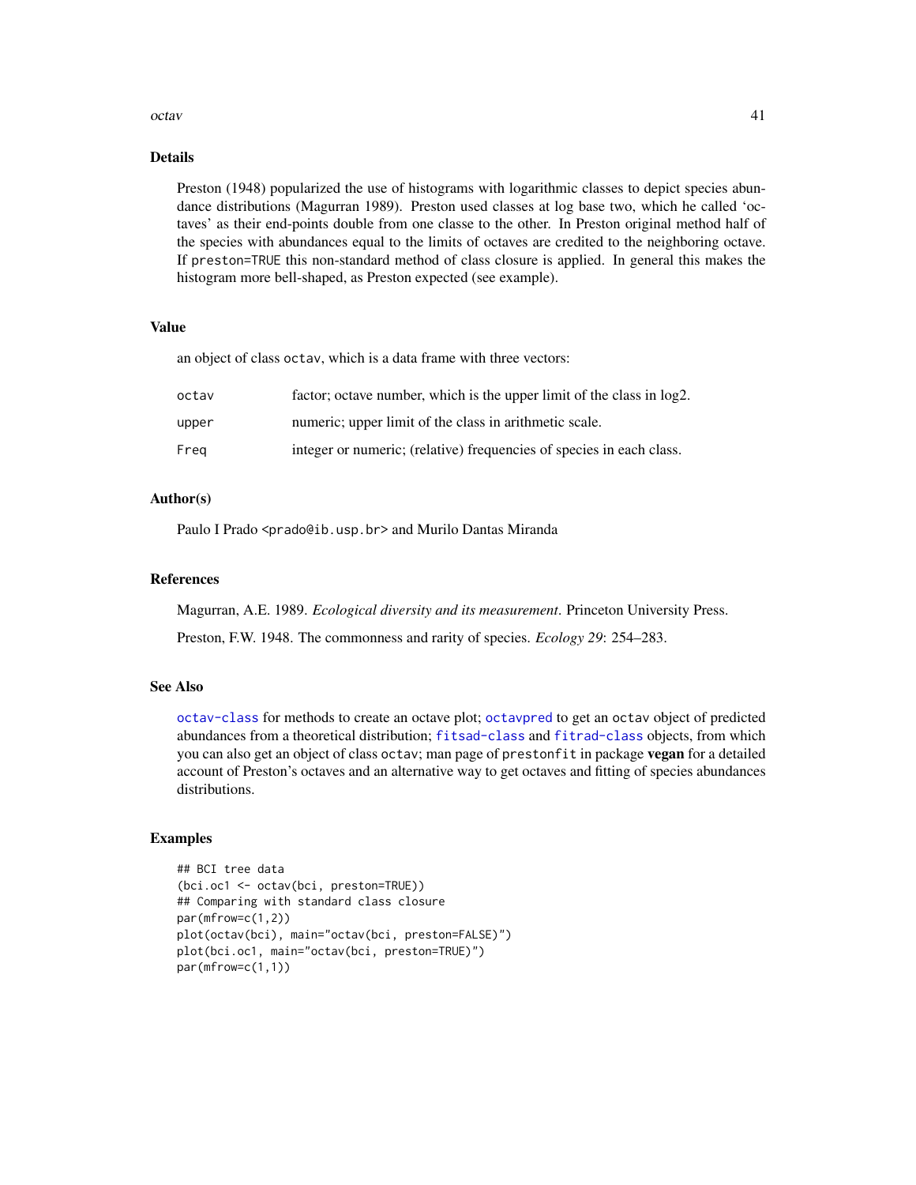## Details

Preston (1948) popularized the use of histograms with logarithmic classes to depict species abundance distributions (Magurran 1989). Preston used classes at log base two, which he called 'octaves' as their end-points double from one classe to the other. In Preston original method half of the species with abundances equal to the limits of octaves are credited to the neighboring octave. If `preston=TRUE` this non-standard method of class closure is applied. In general this makes the histogram more bell-shaped, as Preston expected (see example).

## Value

an object of class `octav`, which is a data frame with three vectors:

| | |
|---|---|
| `octav` | factor; octave number, which is the upper limit of the class in log2. |
| `upper` | numeric; upper limit of the class in arithmetic scale. |
| `Freq` | integer or numeric; (relative) frequencies of species in each class. |

## Author(s)

Paulo I Prado <prado@ib.usp.br> and Murilo Dantas Miranda

## References

Magurran, A.E. 1989. *Ecological diversity and its measurement*. Princeton University Press.

Preston, F.W. 1948. The commonness and rarity of species. *Ecology 29*: 254–283.

## See Also

`octav-class` for methods to create an octave plot; `octavpred` to get an `octav` object of predicted abundances from a theoretical distribution; `fitsad-class` and `fitrad-class` objects, from which you can also get an object of class `octav`; man page of `prestonfit` in package **vegan** for a detailed account of Preston's octaves and an alternative way to get octaves and fitting of species abundances distributions.

## Examples

```
## BCI tree data
(bci.oc1 <- octav(bci, preston=TRUE))
## Comparing with standard class closure
par(mfrow=c(1,2))
plot(octav(bci), main="octav(bci, preston=FALSE)")
plot(bci.oc1, main="octav(bci, preston=TRUE)")
par(mfrow=c(1,1))
```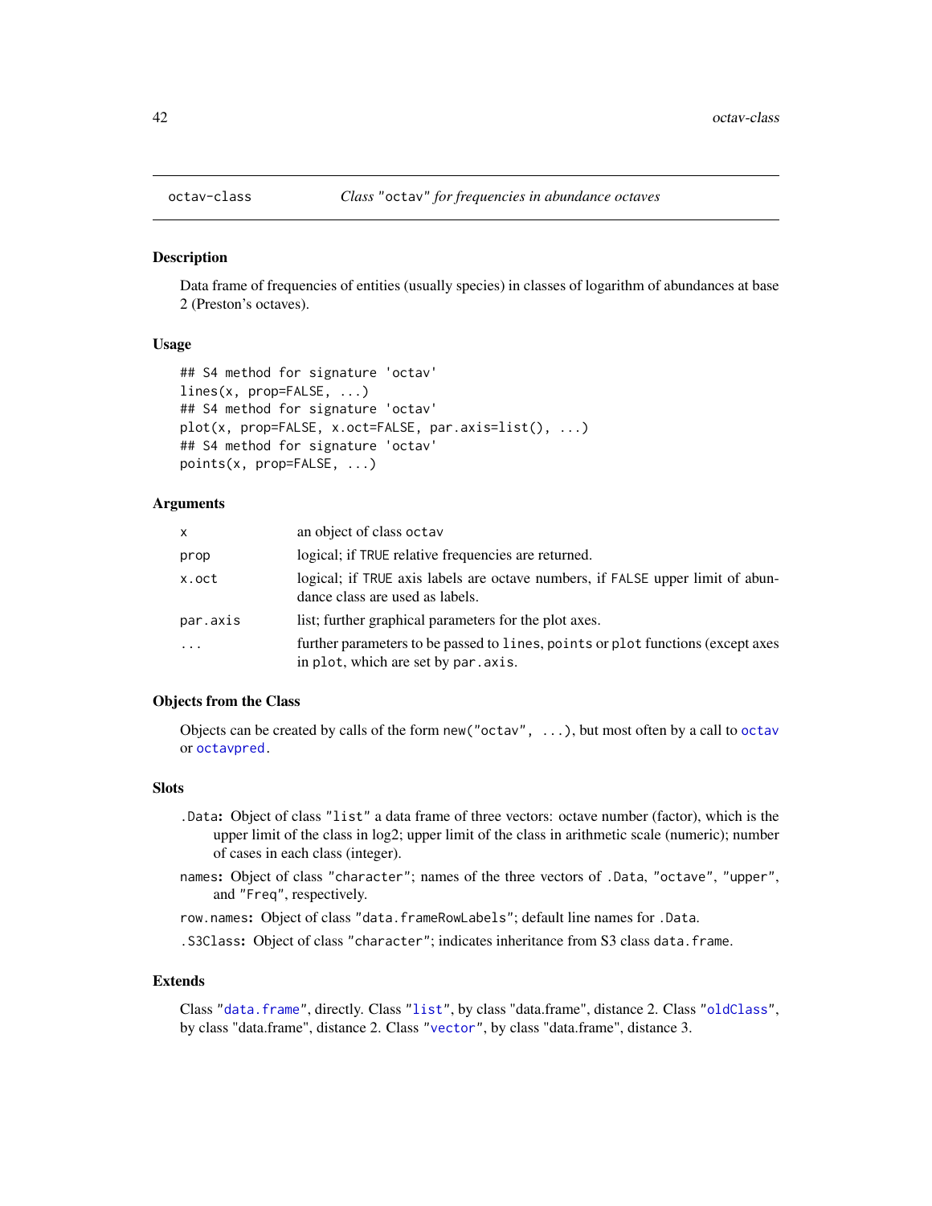# octav-class — Class "octav" for frequencies in abundance octaves

## Description

Data frame of frequencies of entities (usually species) in classes of logarithm of abundances at base 2 (Preston's octaves).

## Usage

```
## S4 method for signature 'octav'
lines(x, prop=FALSE, ...)
## S4 method for signature 'octav'
plot(x, prop=FALSE, x.oct=FALSE, par.axis=list(), ...)
## S4 method for signature 'octav'
points(x, prop=FALSE, ...)
```

## Arguments

| | |
|---|---|
| `x` | an object of class `octav` |
| `prop` | logical; if `TRUE` relative frequencies are returned. |
| `x.oct` | logical; if `TRUE` axis labels are octave numbers, if `FALSE` upper limit of abundance class are used as labels. |
| `par.axis` | list; further graphical parameters for the plot axes. |
| `...` | further parameters to be passed to `lines`, `points` or `plot` functions (except axes in `plot`, which are set by `par.axis`. |

## Objects from the Class

Objects can be created by calls of the form `new("octav", ...)`, but most often by a call to `octav` or `octavpred`.

## Slots

- `.Data`: Object of class `"list"` a data frame of three vectors: octave number (factor), which is the upper limit of the class in log2; upper limit of the class in arithmetic scale (numeric); number of cases in each class (integer).
- `names`: Object of class `"character"`; names of the three vectors of `.Data`, `"octave"`, `"upper"`, and `"Freq"`, respectively.
- `row.names`: Object of class `"data.frameRowLabels"`; default line names for `.Data`.
- `.S3Class`: Object of class `"character"`; indicates inheritance from S3 class `data.frame`.

## Extends

Class `"data.frame"`, directly. Class `"list"`, by class "data.frame", distance 2. Class `"oldClass"`, by class "data.frame", distance 2. Class `"vector"`, by class "data.frame", distance 3.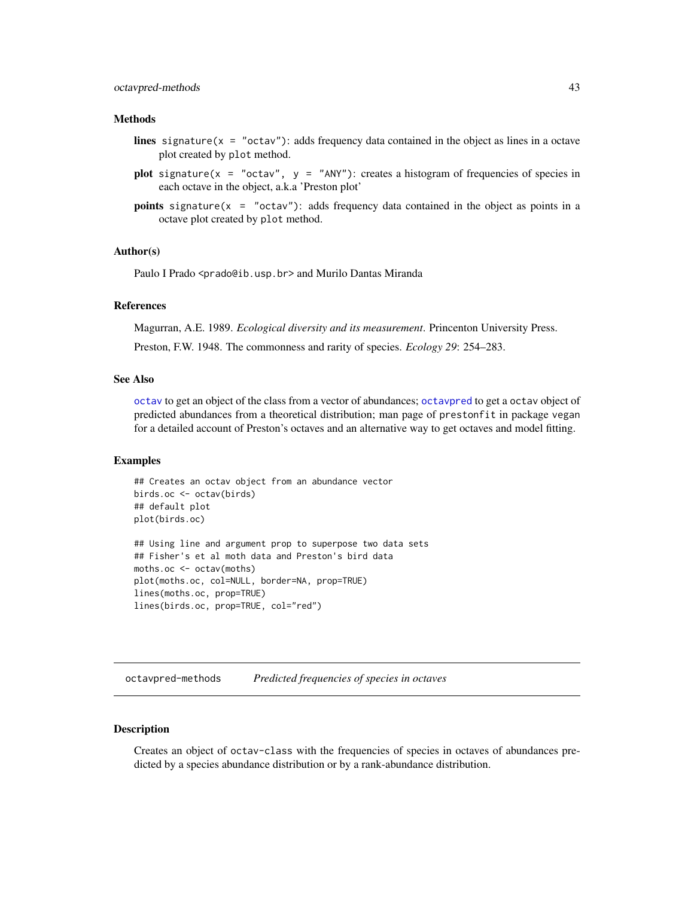### Methods

**lines** `signature(x = "octav")`: adds frequency data contained in the object as lines in a octave plot created by `plot` method.

**plot** `signature(x = "octav", y = "ANY")`: creates a histogram of frequencies of species in each octave in the object, a.k.a 'Preston plot'

**points** `signature(x = "octav")`: adds frequency data contained in the object as points in a octave plot created by `plot` method.

### Author(s)

Paulo I Prado <prado@ib.usp.br> and Murilo Dantas Miranda

### References

Magurran, A.E. 1989. *Ecological diversity and its measurement*. Princenton University Press.

Preston, F.W. 1948. The commonness and rarity of species. *Ecology 29*: 254–283.

### See Also

`octav` to get an object of the class from a vector of abundances; `octavpred` to get a `octav` object of predicted abundances from a theoretical distribution; man page of `prestonfit` in package `vegan` for a detailed account of Preston's octaves and an alternative way to get octaves and model fitting.

### Examples

```
## Creates an octav object from an abundance vector
birds.oc <- octav(birds)
## default plot
plot(birds.oc)

## Using line and argument prop to superpose two data sets
## Fisher's et al moth data and Preston's bird data
moths.oc <- octav(moths)
plot(moths.oc, col=NULL, border=NA, prop=TRUE)
lines(moths.oc, prop=TRUE)
lines(birds.oc, prop=TRUE, col="red")
```

---

## octavpred-methods — *Predicted frequencies of species in octaves*

---

### Description

Creates an object of `octav-class` with the frequencies of species in octaves of abundances predicted by a species abundance distribution or by a rank-abundance distribution.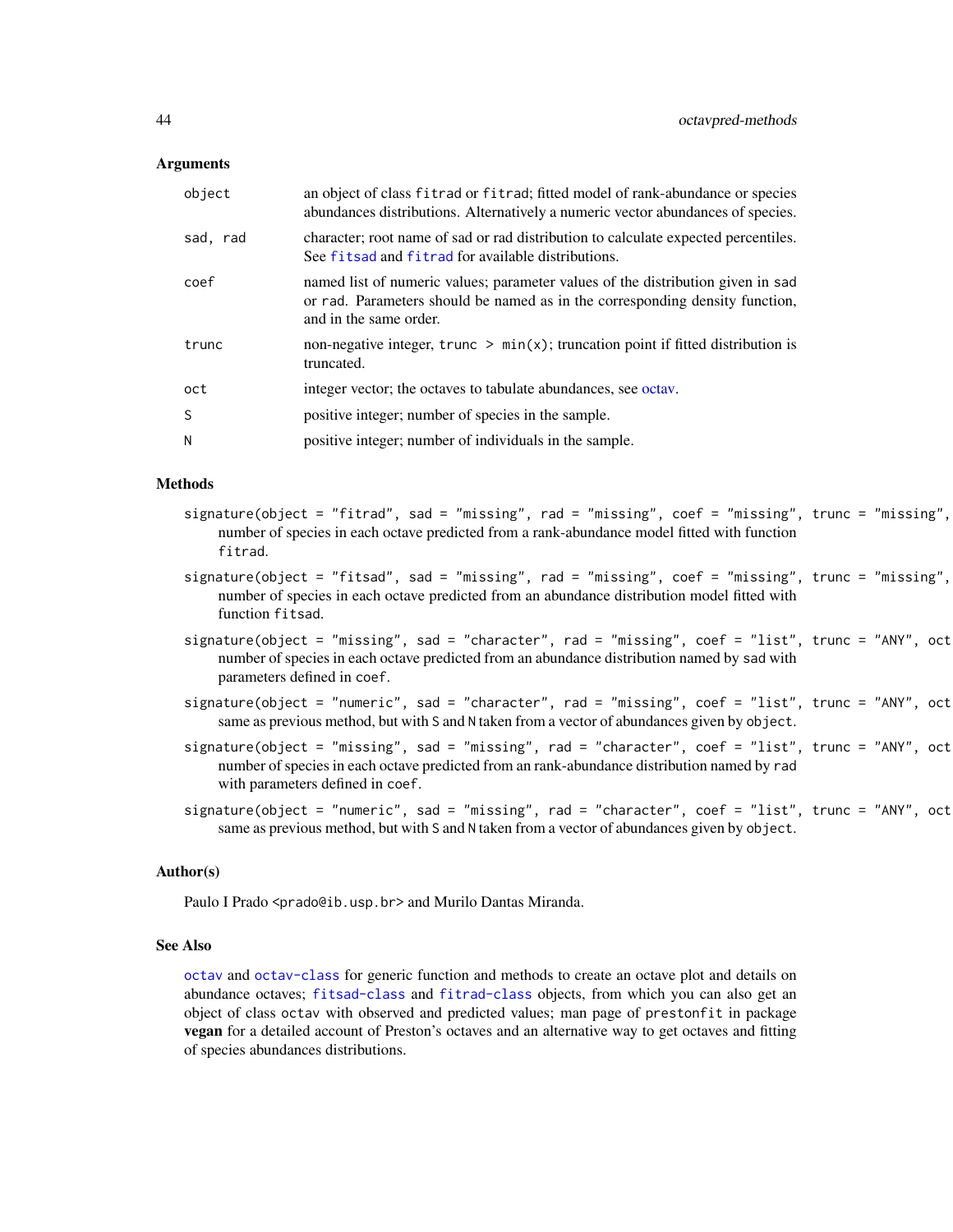## Arguments

| | |
|---|---|
| `object` | an object of class `fitrad` or `fitrad`; fitted model of rank-abundance or species abundances distributions. Alternatively a numeric vector abundances of species. |
| `sad, rad` | character; root name of sad or rad distribution to calculate expected percentiles. See `fitsad` and `fitrad` for available distributions. |
| `coef` | named list of numeric values; parameter values of the distribution given in `sad` or `rad`. Parameters should be named as in the corresponding density function, and in the same order. |
| `trunc` | non-negative integer, `trunc > min(x)`; truncation point if fitted distribution is truncated. |
| `oct` | integer vector; the octaves to tabulate abundances, see octav. |
| `S` | positive integer; number of species in the sample. |
| `N` | positive integer; number of individuals in the sample. |

## Methods

`signature(object = "fitrad", sad = "missing", rad = "missing", coef = "missing", trunc = "missing",`
: number of species in each octave predicted from a rank-abundance model fitted with function `fitrad`.

`signature(object = "fitsad", sad = "missing", rad = "missing", coef = "missing", trunc = "missing",`
: number of species in each octave predicted from an abundance distribution model fitted with function `fitsad`.

`signature(object = "missing", sad = "character", rad = "missing", coef = "list", trunc = "ANY", oct`
: number of species in each octave predicted from an abundance distribution named by `sad` with parameters defined in `coef`.

`signature(object = "numeric", sad = "character", rad = "missing", coef = "list", trunc = "ANY", oct`
: same as previous method, but with `S` and `N` taken from a vector of abundances given by `object`.

`signature(object = "missing", sad = "missing", rad = "character", coef = "list", trunc = "ANY", oct`
: number of species in each octave predicted from an rank-abundance distribution named by `rad` with parameters defined in `coef`.

`signature(object = "numeric", sad = "missing", rad = "character", coef = "list", trunc = "ANY", oct`
: same as previous method, but with `S` and `N` taken from a vector of abundances given by `object`.

## Author(s)

Paulo I Prado <prado@ib.usp.br> and Murilo Dantas Miranda.

## See Also

`octav` and `octav-class` for generic function and methods to create an octave plot and details on abundance octaves; `fitsad-class` and `fitrad-class` objects, from which you can also get an object of class `octav` with observed and predicted values; man page of `prestonfit` in package **vegan** for a detailed account of Preston's octaves and an alternative way to get octaves and fitting of species abundances distributions.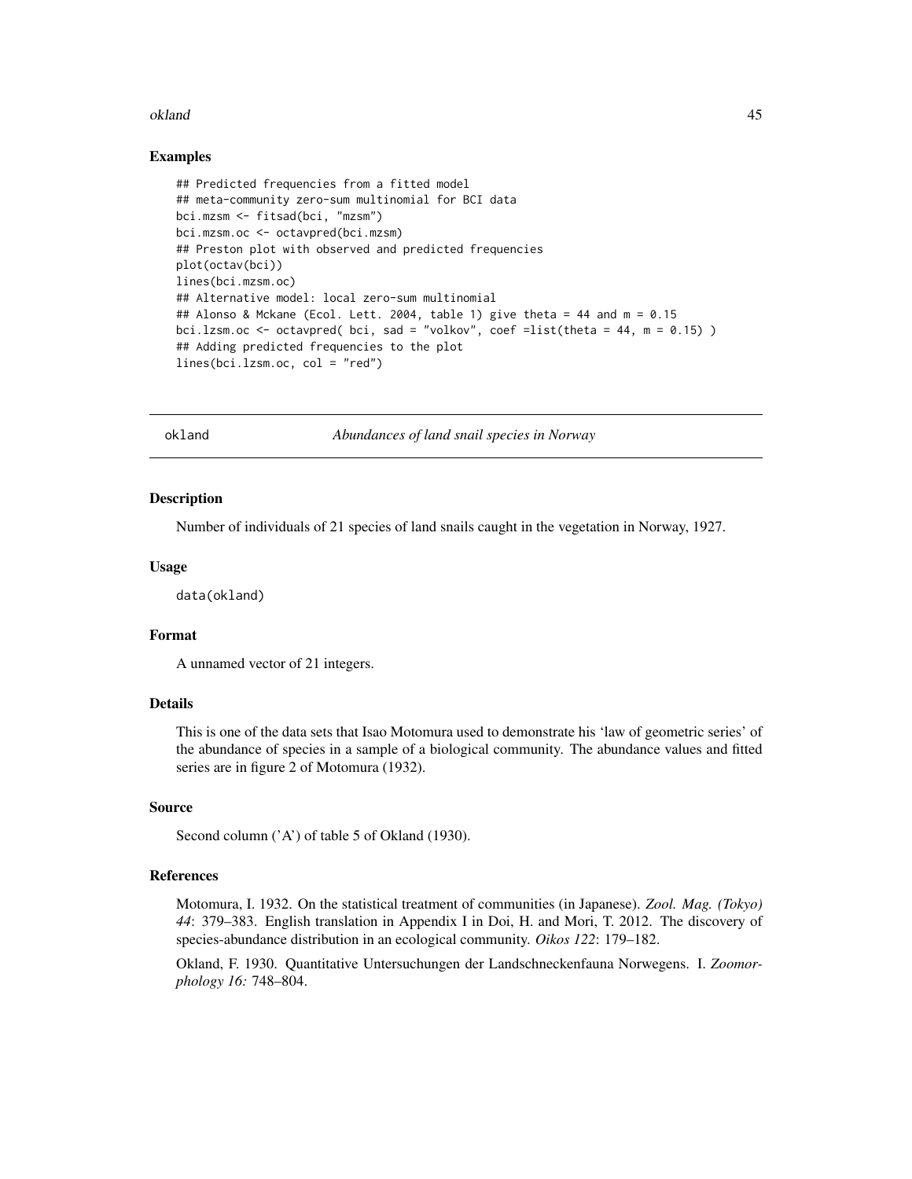### Examples

```
## Predicted frequencies from a fitted model
## meta-community zero-sum multinomial for BCI data
bci.mzsm <- fitsad(bci, "mzsm")
bci.mzsm.oc <- octavpred(bci.mzsm)
## Preston plot with observed and predicted frequencies
plot(octav(bci))
lines(bci.mzsm.oc)
## Alternative model: local zero-sum multinomial
## Alonso & Mckane (Ecol. Lett. 2004, table 1) give theta = 44 and m = 0.15
bci.lzsm.oc <- octavpred( bci, sad = "volkov", coef =list(theta = 44, m = 0.15) )
## Adding predicted frequencies to the plot
lines(bci.lzsm.oc, col = "red")
```

---

## okland — *Abundances of land snail species in Norway*

---

### Description

Number of individuals of 21 species of land snails caught in the vegetation in Norway, 1927.

### Usage

```
data(okland)
```

### Format

A unnamed vector of 21 integers.

### Details

This is one of the data sets that Isao Motomura used to demonstrate his 'law of geometric series' of the abundance of species in a sample of a biological community. The abundance values and fitted series are in figure 2 of Motomura (1932).

### Source

Second column ('A') of table 5 of Okland (1930).

### References

Motomura, I. 1932. On the statistical treatment of communities (in Japanese). *Zool. Mag. (Tokyo) 44*: 379–383. English translation in Appendix I in Doi, H. and Mori, T. 2012. The discovery of species-abundance distribution in an ecological community. *Oikos 122*: 179–182.

Okland, F. 1930. Quantitative Untersuchungen der Landschneckenfauna Norwegens. I. *Zoomorphology 16:* 748–804.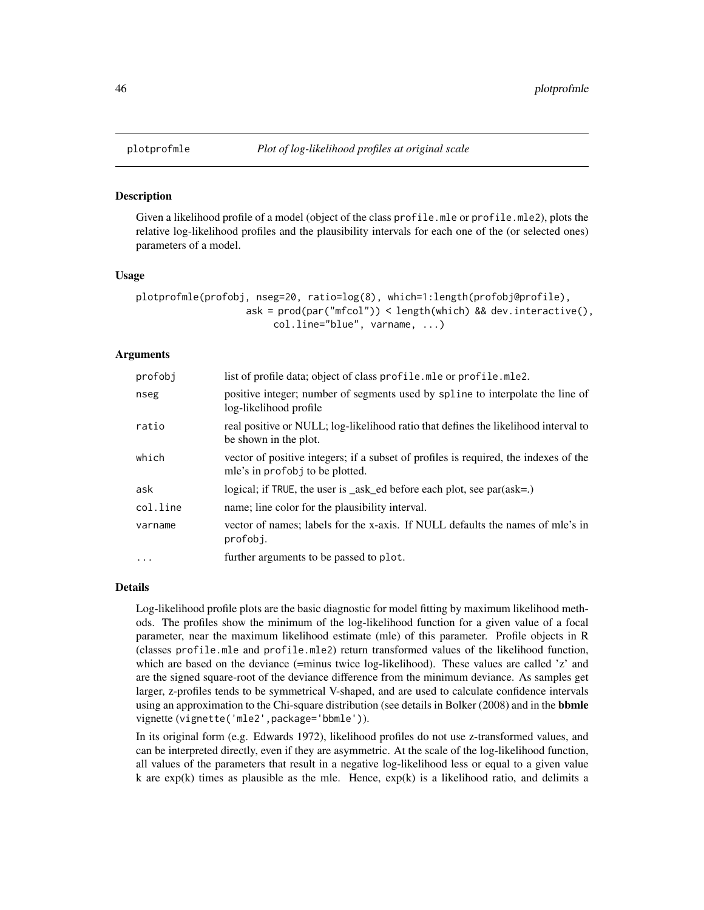# plotprofmle *Plot of log-likelihood profiles at original scale*

## Description

Given a likelihood profile of a model (object of the class `profile.mle` or `profile.mle2`), plots the relative log-likelihood profiles and the plausibility intervals for each one of the (or selected ones) parameters of a model.

## Usage

```
plotprofmle(profobj, nseg=20, ratio=log(8), which=1:length(profobj@profile),
                    ask = prod(par("mfcol")) < length(which) && dev.interactive(),
                         col.line="blue", varname, ...)
```

## Arguments

| | |
|---|---|
| `profobj` | list of profile data; object of class `profile.mle` or `profile.mle2`. |
| `nseg` | positive integer; number of segments used by `spline` to interpolate the line of log-likelihood profile |
| `ratio` | real positive or NULL; log-likelihood ratio that defines the likelihood interval to be shown in the plot. |
| `which` | vector of positive integers; if a subset of profiles is required, the indexes of the mle's in `profobj` to be plotted. |
| `ask` | logical; if `TRUE`, the user is _ask_ed before each plot, see par(ask=.) |
| `col.line` | name; line color for the plausibility interval. |
| `varname` | vector of names; labels for the x-axis. If NULL defaults the names of mle's in `profobj`. |
| `...` | further arguments to be passed to `plot`. |

## Details

Log-likelihood profile plots are the basic diagnostic for model fitting by maximum likelihood methods. The profiles show the minimum of the log-likelihood function for a given value of a focal parameter, near the maximum likelihood estimate (mle) of this parameter. Profile objects in R (classes `profile.mle` and `profile.mle2`) return transformed values of the likelihood function, which are based on the deviance (=minus twice log-likelihood). These values are called 'z' and are the signed square-root of the deviance difference from the minimum deviance. As samples get larger, z-profiles tends to be symmetrical V-shaped, and are used to calculate confidence intervals using an approximation to the Chi-square distribution (see details in Bolker (2008) and in the **bbmle** vignette (`vignette('mle2',package='bbmle')`).

In its original form (e.g. Edwards 1972), likelihood profiles do not use z-transformed values, and can be interpreted directly, even if they are asymmetric. At the scale of the log-likelihood function, all values of the parameters that result in a negative log-likelihood less or equal to a given value k are exp(k) times as plausible as the mle. Hence, exp(k) is a likelihood ratio, and delimits a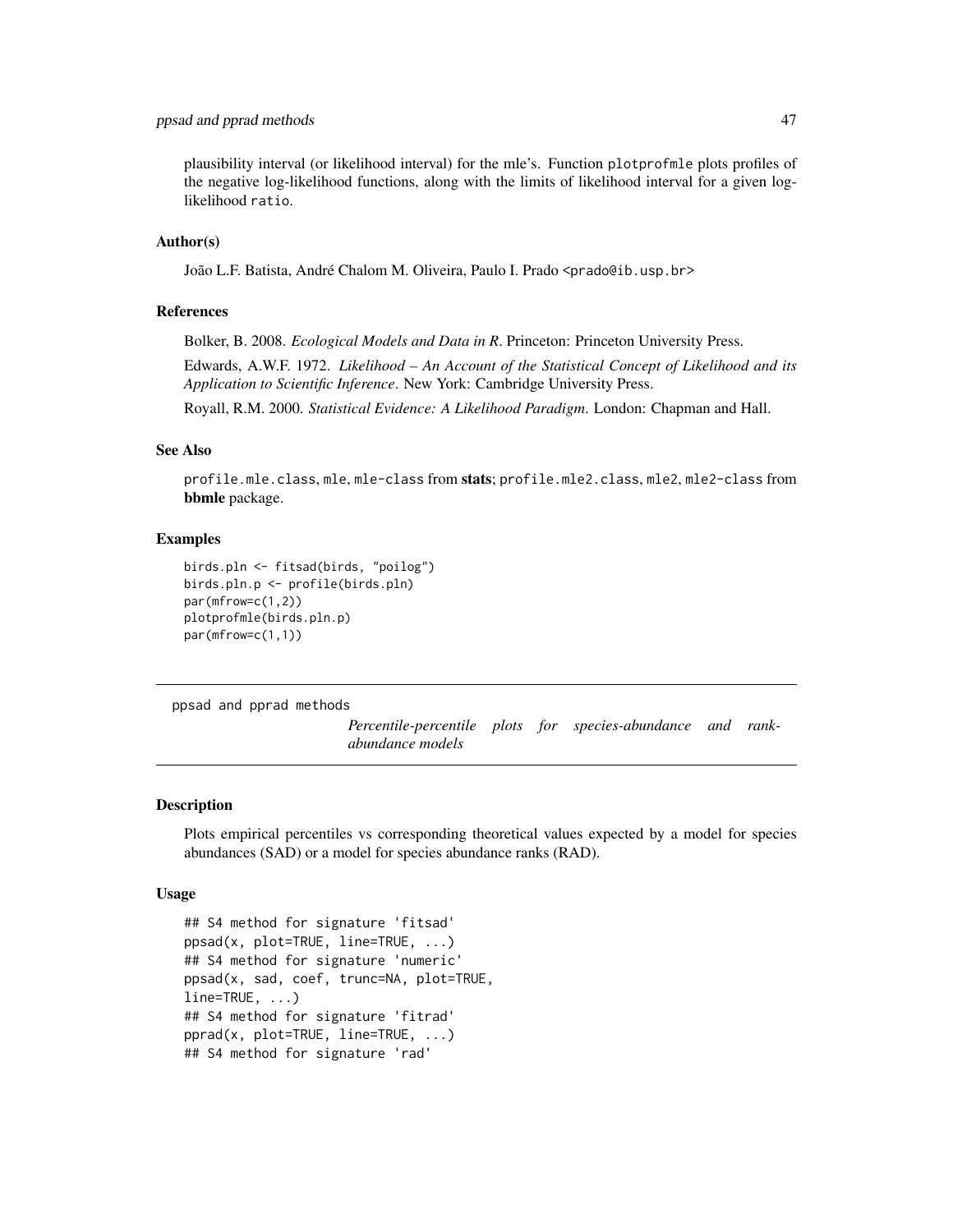plausibility interval (or likelihood interval) for the mle's. Function `plotprofmle` plots profiles of the negative log-likelihood functions, along with the limits of likelihood interval for a given log-likelihood `ratio`.

### Author(s)

João L.F. Batista, André Chalom M. Oliveira, Paulo I. Prado <prado@ib.usp.br>

### References

Bolker, B. 2008. *Ecological Models and Data in R*. Princeton: Princeton University Press.

Edwards, A.W.F. 1972. *Likelihood – An Account of the Statistical Concept of Likelihood and its Application to Scientific Inference*. New York: Cambridge University Press.

Royall, R.M. 2000. *Statistical Evidence: A Likelihood Paradigm*. London: Chapman and Hall.

### See Also

`profile.mle.class`, `mle`, `mle-class` from **stats**; `profile.mle2.class`, `mle2`, `mle2-class` from **bbmle** package.

### Examples

```
birds.pln <- fitsad(birds, "poilog")
birds.pln.p <- profile(birds.pln)
par(mfrow=c(1,2))
plotprofmle(birds.pln.p)
par(mfrow=c(1,1))
```

---

## ppsad and pprad methods — *Percentile-percentile plots for species-abundance and rank-abundance models*

---

### Description

Plots empirical percentiles vs corresponding theoretical values expected by a model for species abundances (SAD) or a model for species abundance ranks (RAD).

### Usage

```
## S4 method for signature 'fitsad'
ppsad(x, plot=TRUE, line=TRUE, ...)
## S4 method for signature 'numeric'
ppsad(x, sad, coef, trunc=NA, plot=TRUE,
line=TRUE, ...)
## S4 method for signature 'fitrad'
pprad(x, plot=TRUE, line=TRUE, ...)
## S4 method for signature 'rad'
```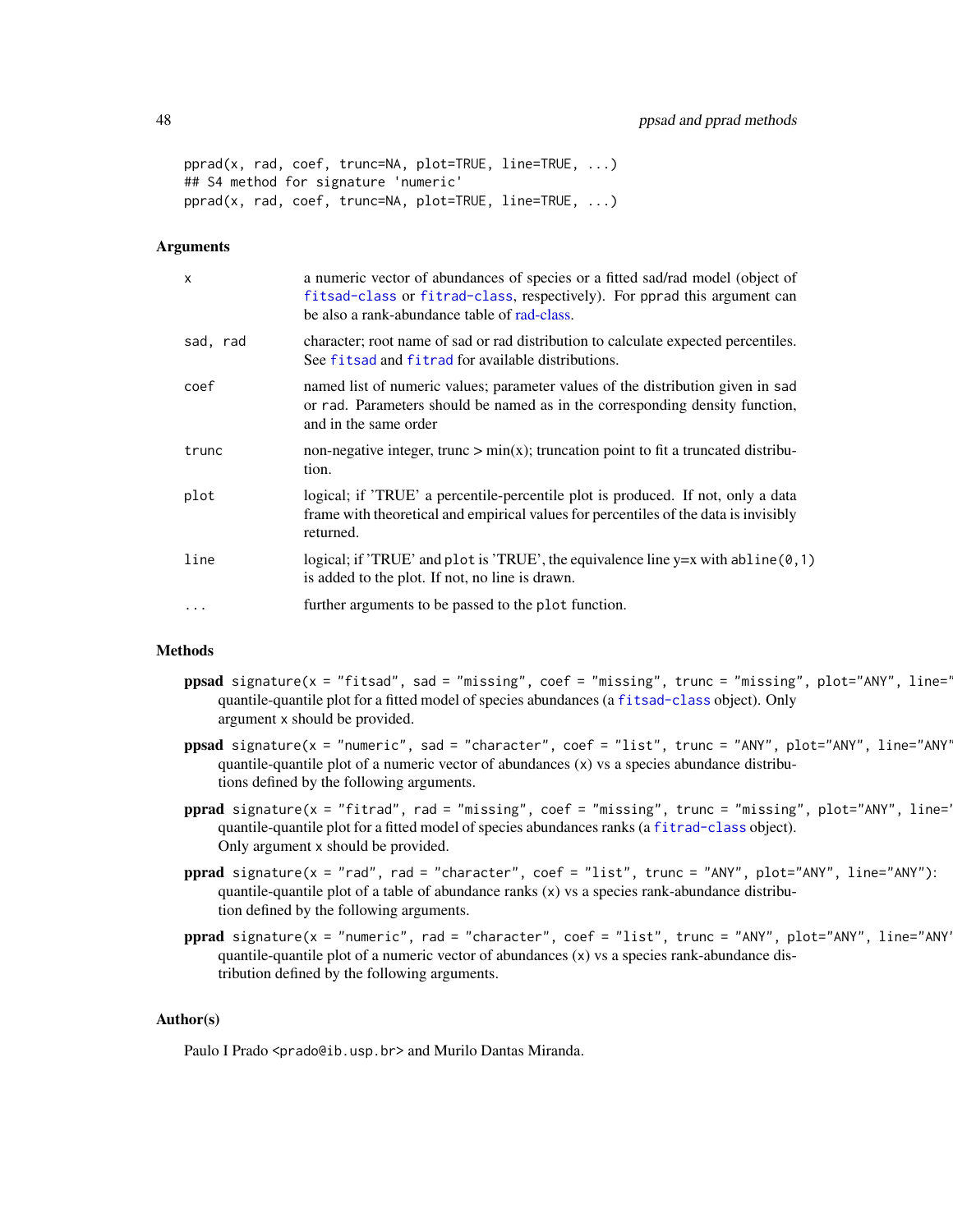```
pprad(x, rad, coef, trunc=NA, plot=TRUE, line=TRUE, ...)
## S4 method for signature 'numeric'
pprad(x, rad, coef, trunc=NA, plot=TRUE, line=TRUE, ...)
```

### Arguments

| | |
|---|---|
| `x` | a numeric vector of abundances of species or a fitted sad/rad model (object of `fitsad-class` or `fitrad-class`, respectively). For `pprad` this argument can be also a rank-abundance table of rad-class. |
| `sad, rad` | character; root name of sad or rad distribution to calculate expected percentiles. See `fitsad` and `fitrad` for available distributions. |
| `coef` | named list of numeric values; parameter values of the distribution given in `sad` or `rad`. Parameters should be named as in the corresponding density function, and in the same order |
| `trunc` | non-negative integer, trunc > min(x); truncation point to fit a truncated distribution. |
| `plot` | logical; if 'TRUE' a percentile-percentile plot is produced. If not, only a data frame with theoretical and empirical values for percentiles of the data is invisibly returned. |
| `line` | logical; if 'TRUE' and `plot` is 'TRUE', the equivalence line y=x with `abline(0,1)` is added to the plot. If not, no line is drawn. |
| `...` | further arguments to be passed to the `plot` function. |

### Methods

**ppsad** `signature(x = "fitsad", sad = "missing", coef = "missing", trunc = "missing", plot="ANY", line="`
quantile-quantile plot for a fitted model of species abundances (a `fitsad-class` object). Only argument `x` should be provided.

**ppsad** `signature(x = "numeric", sad = "character", coef = "list", trunc = "ANY", plot="ANY", line="ANY"`
quantile-quantile plot of a numeric vector of abundances (`x`) vs a species abundance distributions defined by the following arguments.

**pprad** `signature(x = "fitrad", rad = "missing", coef = "missing", trunc = "missing", plot="ANY", line="`
quantile-quantile plot for a fitted model of species abundances ranks (a `fitrad-class` object). Only argument `x` should be provided.

**pprad** `signature(x = "rad", rad = "character", coef = "list", trunc = "ANY", plot="ANY", line="ANY")`:
quantile-quantile plot of a table of abundance ranks (`x`) vs a species rank-abundance distribution defined by the following arguments.

**pprad** `signature(x = "numeric", rad = "character", coef = "list", trunc = "ANY", plot="ANY", line="ANY"`
quantile-quantile plot of a numeric vector of abundances (`x`) vs a species rank-abundance distribution defined by the following arguments.

### Author(s)

Paulo I Prado <`prado@ib.usp.br`> and Murilo Dantas Miranda.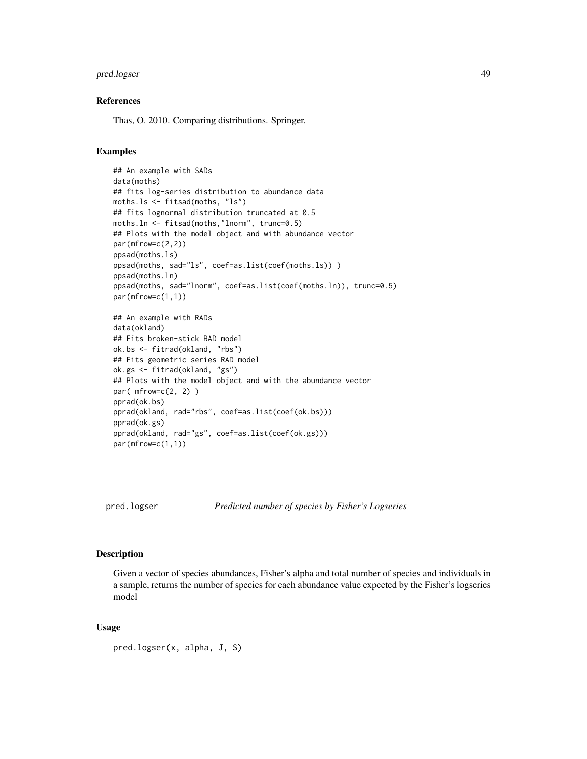### References

Thas, O. 2010. Comparing distributions. Springer.

### Examples

```
## An example with SADs
data(moths)
## fits log-series distribution to abundance data
moths.ls <- fitsad(moths, "ls")
## fits lognormal distribution truncated at 0.5
moths.ln <- fitsad(moths,"lnorm", trunc=0.5)
## Plots with the model object and with abundance vector
par(mfrow=c(2,2))
ppsad(moths.ls)
ppsad(moths, sad="ls", coef=as.list(coef(moths.ls)) )
ppsad(moths.ln)
ppsad(moths, sad="lnorm", coef=as.list(coef(moths.ln)), trunc=0.5)
par(mfrow=c(1,1))

## An example with RADs
data(okland)
## Fits broken-stick RAD model
ok.bs <- fitrad(okland, "rbs")
## Fits geometric series RAD model
ok.gs <- fitrad(okland, "gs")
## Plots with the model object and with the abundance vector
par( mfrow=c(2, 2) )
pprad(ok.bs)
pprad(okland, rad="rbs", coef=as.list(coef(ok.bs)))
pprad(ok.gs)
pprad(okland, rad="gs", coef=as.list(coef(ok.gs)))
par(mfrow=c(1,1))
```

---

## pred.logser — *Predicted number of species by Fisher's Logseries*

### Description

Given a vector of species abundances, Fisher's alpha and total number of species and individuals in a sample, returns the number of species for each abundance value expected by the Fisher's logseries model

### Usage

```
pred.logser(x, alpha, J, S)
```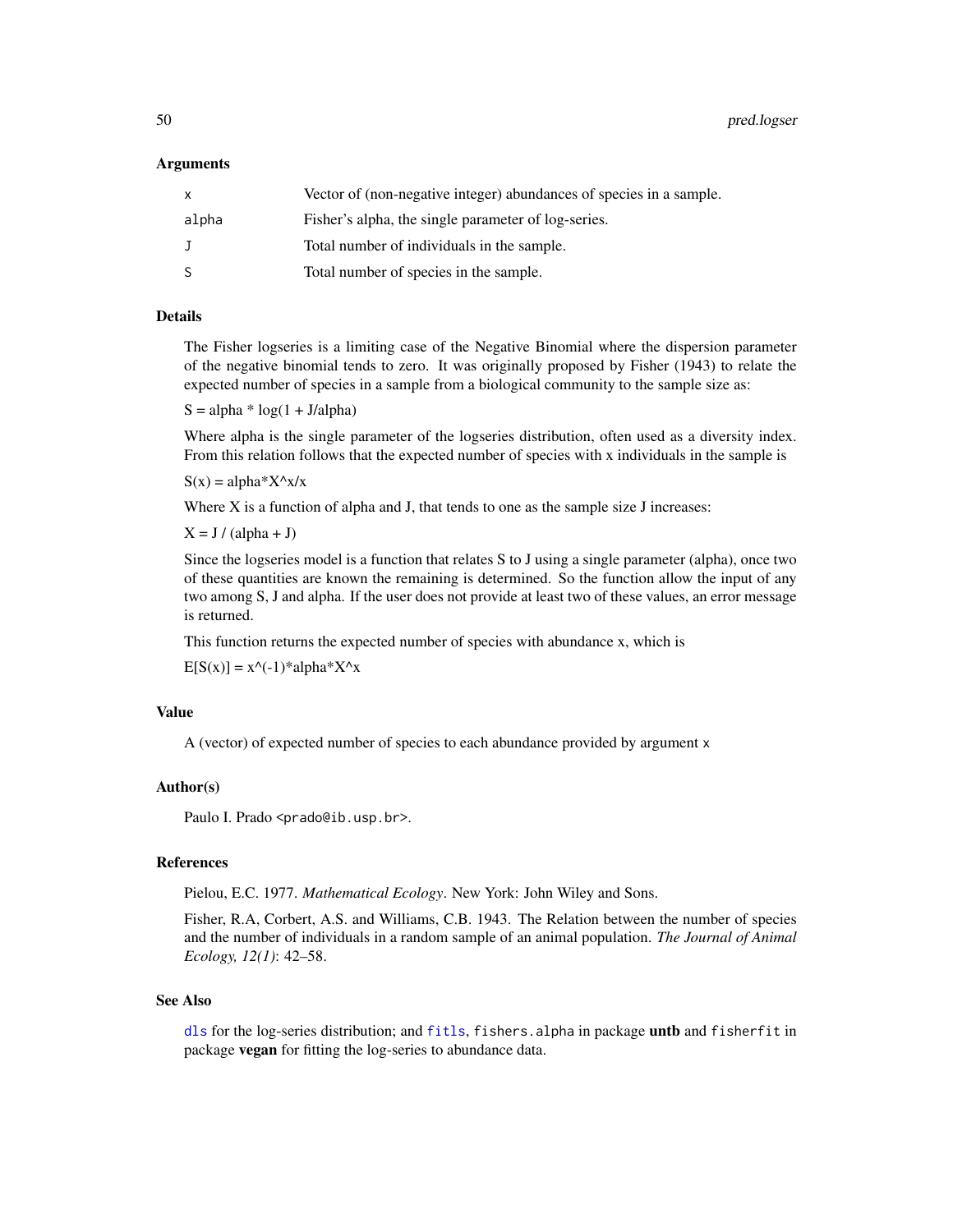### Arguments

| | |
|---|---|
| x | Vector of (non-negative integer) abundances of species in a sample. |
| alpha | Fisher's alpha, the single parameter of log-series. |
| J | Total number of individuals in the sample. |
| S | Total number of species in the sample. |

### Details

The Fisher logseries is a limiting case of the Negative Binomial where the dispersion parameter of the negative binomial tends to zero. It was originally proposed by Fisher (1943) to relate the expected number of species in a sample from a biological community to the sample size as:

$S = \alpha * \log(1 + J/\alpha)$

Where alpha is the single parameter of the logseries distribution, often used as a diversity index. From this relation follows that the expected number of species with x individuals in the sample is

$S(x) = \alpha * X^x / x$

Where X is a function of alpha and J, that tends to one as the sample size J increases:

$X = J / (\alpha + J)$

Since the logseries model is a function that relates S to J using a single parameter (alpha), once two of these quantities are known the remaining is determined. So the function allow the input of any two among S, J and alpha. If the user does not provide at least two of these values, an error message is returned.

This function returns the expected number of species with abundance x, which is

$E[S(x)] = x^{(-1)} * \alpha * X^x$

### Value

A (vector) of expected number of species to each abundance provided by argument `x`

### Author(s)

Paulo I. Prado <prado@ib.usp.br>.

### References

Pielou, E.C. 1977. *Mathematical Ecology*. New York: John Wiley and Sons.

Fisher, R.A, Corbert, A.S. and Williams, C.B. 1943. The Relation between the number of species and the number of individuals in a random sample of an animal population. *The Journal of Animal Ecology, 12(1)*: 42–58.

### See Also

`dls` for the log-series distribution; and `fitls`, `fishers.alpha` in package **untb** and `fisherfit` in package **vegan** for fitting the log-series to abundance data.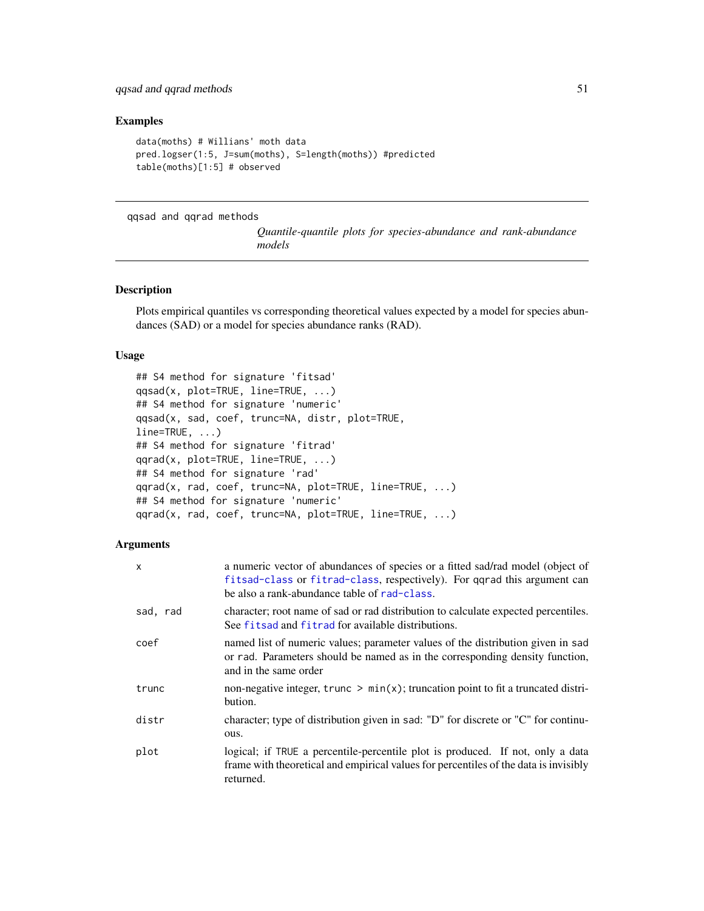## Examples

```
data(moths) # Willians' moth data
pred.logser(1:5, J=sum(moths), S=length(moths)) #predicted
table(moths)[1:5] # observed
```

---

`qqsad and qqrad methods` *Quantile-quantile plots for species-abundance and rank-abundance models*

---

## Description

Plots empirical quantiles vs corresponding theoretical values expected by a model for species abundances (SAD) or a model for species abundance ranks (RAD).

## Usage

```
## S4 method for signature 'fitsad'
qqsad(x, plot=TRUE, line=TRUE, ...)
## S4 method for signature 'numeric'
qqsad(x, sad, coef, trunc=NA, distr, plot=TRUE,
line=TRUE, ...)
## S4 method for signature 'fitrad'
qqrad(x, plot=TRUE, line=TRUE, ...)
## S4 method for signature 'rad'
qqrad(x, rad, coef, trunc=NA, plot=TRUE, line=TRUE, ...)
## S4 method for signature 'numeric'
qqrad(x, rad, coef, trunc=NA, plot=TRUE, line=TRUE, ...)
```

## Arguments

| | |
|---|---|
| `x` | a numeric vector of abundances of species or a fitted sad/rad model (object of `fitsad-class` or `fitrad-class`, respectively). For `qqrad` this argument can be also a rank-abundance table of `rad-class`. |
| `sad, rad` | character; root name of sad or rad distribution to calculate expected percentiles. See `fitsad` and `fitrad` for available distributions. |
| `coef` | named list of numeric values; parameter values of the distribution given in `sad` or `rad`. Parameters should be named as in the corresponding density function, and in the same order |
| `trunc` | non-negative integer, `trunc > min(x)`; truncation point to fit a truncated distribution. |
| `distr` | character; type of distribution given in `sad`: "D" for discrete or "C" for continuous. |
| `plot` | logical; if `TRUE` a percentile-percentile plot is produced. If not, only a data frame with theoretical and empirical values for percentiles of the data is invisibly returned. |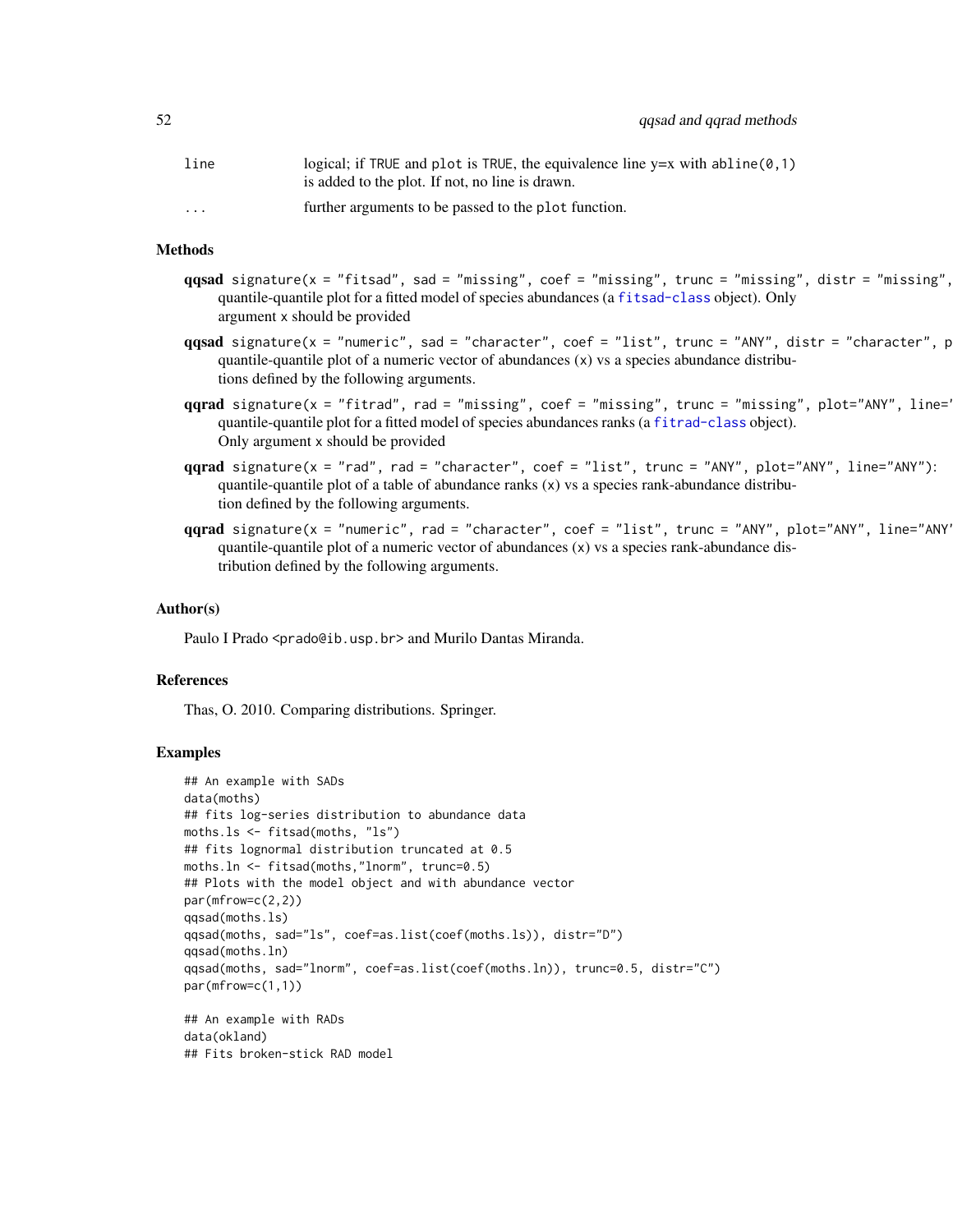| | |
|---|---|
| line | logical; if TRUE and plot is TRUE, the equivalence line y=x with abline(0,1) is added to the plot. If not, no line is drawn. |
| ... | further arguments to be passed to the plot function. |

## Methods

**qqsad** `signature(x = "fitsad", sad = "missing", coef = "missing", trunc = "missing", distr = "missing",`
quantile-quantile plot for a fitted model of species abundances (a fitsad-class object). Only argument x should be provided

**qqsad** `signature(x = "numeric", sad = "character", coef = "list", trunc = "ANY", distr = "character", p`
quantile-quantile plot of a numeric vector of abundances (x) vs a species abundance distributions defined by the following arguments.

**qqrad** `signature(x = "fitrad", rad = "missing", coef = "missing", trunc = "missing", plot="ANY", line='`
quantile-quantile plot for a fitted model of species abundances ranks (a fitrad-class object). Only argument x should be provided

**qqrad** `signature(x = "rad", rad = "character", coef = "list", trunc = "ANY", plot="ANY", line="ANY"):`
quantile-quantile plot of a table of abundance ranks (x) vs a species rank-abundance distribution defined by the following arguments.

**qqrad** `signature(x = "numeric", rad = "character", coef = "list", trunc = "ANY", plot="ANY", line="ANY'`
quantile-quantile plot of a numeric vector of abundances (x) vs a species rank-abundance distribution defined by the following arguments.

## Author(s)

Paulo I Prado <prado@ib.usp.br> and Murilo Dantas Miranda.

## References

Thas, O. 2010. Comparing distributions. Springer.

## Examples

```
## An example with SADs
data(moths)
## fits log-series distribution to abundance data
moths.ls <- fitsad(moths, "ls")
## fits lognormal distribution truncated at 0.5
moths.ln <- fitsad(moths,"lnorm", trunc=0.5)
## Plots with the model object and with abundance vector
par(mfrow=c(2,2))
qqsad(moths.ls)
qqsad(moths, sad="ls", coef=as.list(coef(moths.ls)), distr="D")
qqsad(moths.ln)
qqsad(moths, sad="lnorm", coef=as.list(coef(moths.ln)), trunc=0.5, distr="C")
par(mfrow=c(1,1))

## An example with RADs
data(okland)
## Fits broken-stick RAD model
```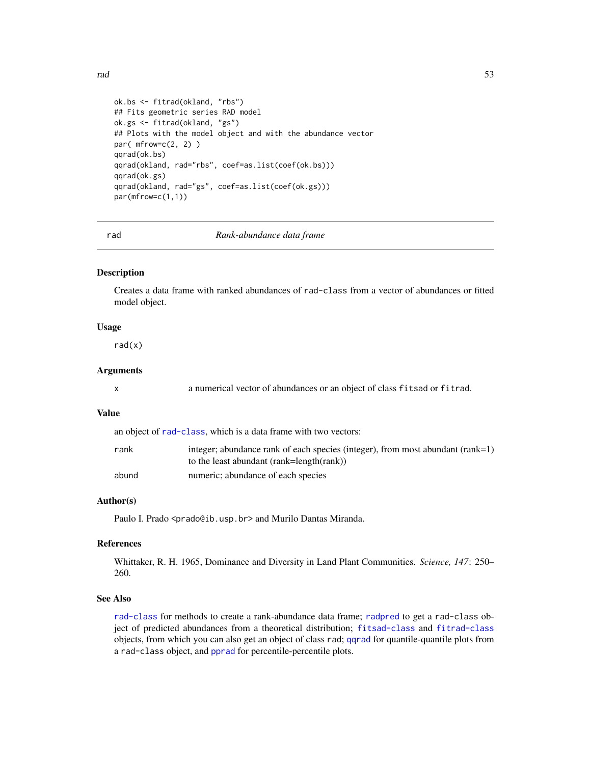```
ok.bs <- fitrad(okland, "rbs")
## Fits geometric series RAD model
ok.gs <- fitrad(okland, "gs")
## Plots with the model object and with the abundance vector
par( mfrow=c(2, 2) )
qqrad(ok.bs)
qqrad(okland, rad="rbs", coef=as.list(coef(ok.bs)))
qqrad(ok.gs)
qqrad(okland, rad="gs", coef=as.list(coef(ok.gs)))
par(mfrow=c(1,1))
```

---

## rad — *Rank-abundance data frame*

---

### Description

Creates a data frame with ranked abundances of `rad-class` from a vector of abundances or fitted model object.

### Usage

```
rad(x)
```

### Arguments

| | |
|---|---|
| `x` | a numerical vector of abundances or an object of class `fitsad` or `fitrad`. |

### Value

an object of `rad-class`, which is a data frame with two vectors:

| | |
|---|---|
| `rank` | integer; abundance rank of each species (integer), from most abundant (rank=1) to the least abundant (rank=length(rank)) |
| `abund` | numeric; abundance of each species |

### Author(s)

Paulo I. Prado <`prado@ib.usp.br`> and Murilo Dantas Miranda.

### References

Whittaker, R. H. 1965, Dominance and Diversity in Land Plant Communities. *Science, 147*: 250–260.

### See Also

`rad-class` for methods to create a rank-abundance data frame; `radpred` to get a `rad-class` object of predicted abundances from a theoretical distribution; `fitsad-class` and `fitrad-class` objects, from which you can also get an object of class `rad`; `qqrad` for quantile-quantile plots from a `rad-class` object, and `pprad` for percentile-percentile plots.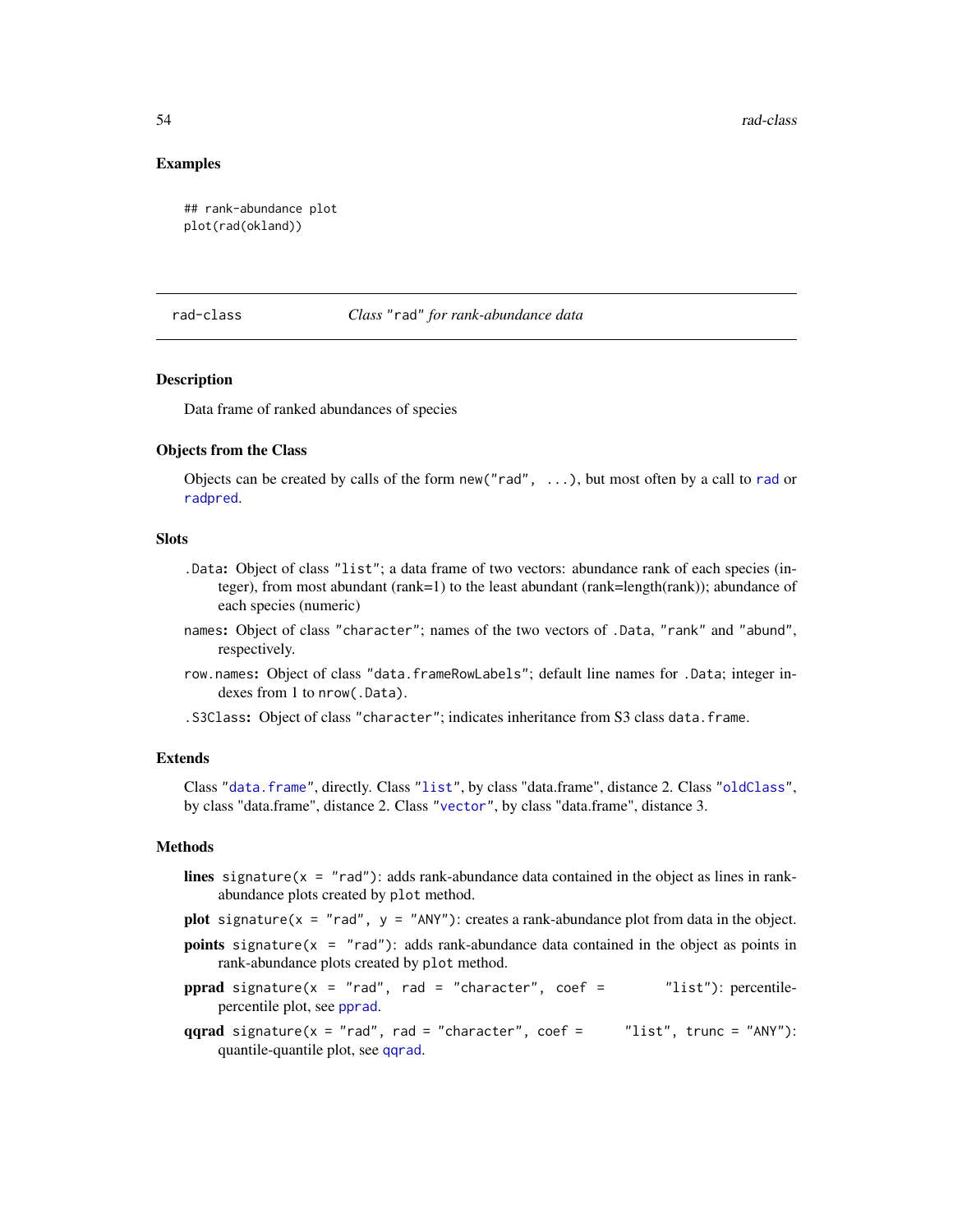### Examples

```
## rank-abundance plot
plot(rad(okland))
```

---

## rad-class *Class "rad" for rank-abundance data*

### Description

Data frame of ranked abundances of species

### Objects from the Class

Objects can be created by calls of the form `new("rad", ...)`, but most often by a call to `rad` or `radpred`.

### Slots

- `.Data`**:** Object of class `"list"`; a data frame of two vectors: abundance rank of each species (integer), from most abundant (rank=1) to the least abundant (rank=length(rank)); abundance of each species (numeric)
- `names`**:** Object of class `"character"`; names of the two vectors of `.Data`, `"rank"` and `"abund"`, respectively.
- `row.names`**:** Object of class `"data.frameRowLabels"`; default line names for `.Data`; integer indexes from 1 to `nrow(.Data)`.
- `.S3Class`**:** Object of class `"character"`; indicates inheritance from S3 class `data.frame`.

### Extends

Class `"data.frame"`, directly. Class `"list"`, by class "data.frame", distance 2. Class `"oldClass"`, by class "data.frame", distance 2. Class `"vector"`, by class "data.frame", distance 3.

### Methods

- **lines** `signature(x = "rad")`: adds rank-abundance data contained in the object as lines in rank-abundance plots created by `plot` method.
- **plot** `signature(x = "rad", y = "ANY")`: creates a rank-abundance plot from data in the object.
- **points** `signature(x = "rad")`: adds rank-abundance data contained in the object as points in rank-abundance plots created by `plot` method.
- **pprad** `signature(x = "rad", rad = "character", coef = "list")`: percentile-percentile plot, see `pprad`.
- **qqrad** `signature(x = "rad", rad = "character", coef = "list", trunc = "ANY")`: quantile-quantile plot, see `qqrad`.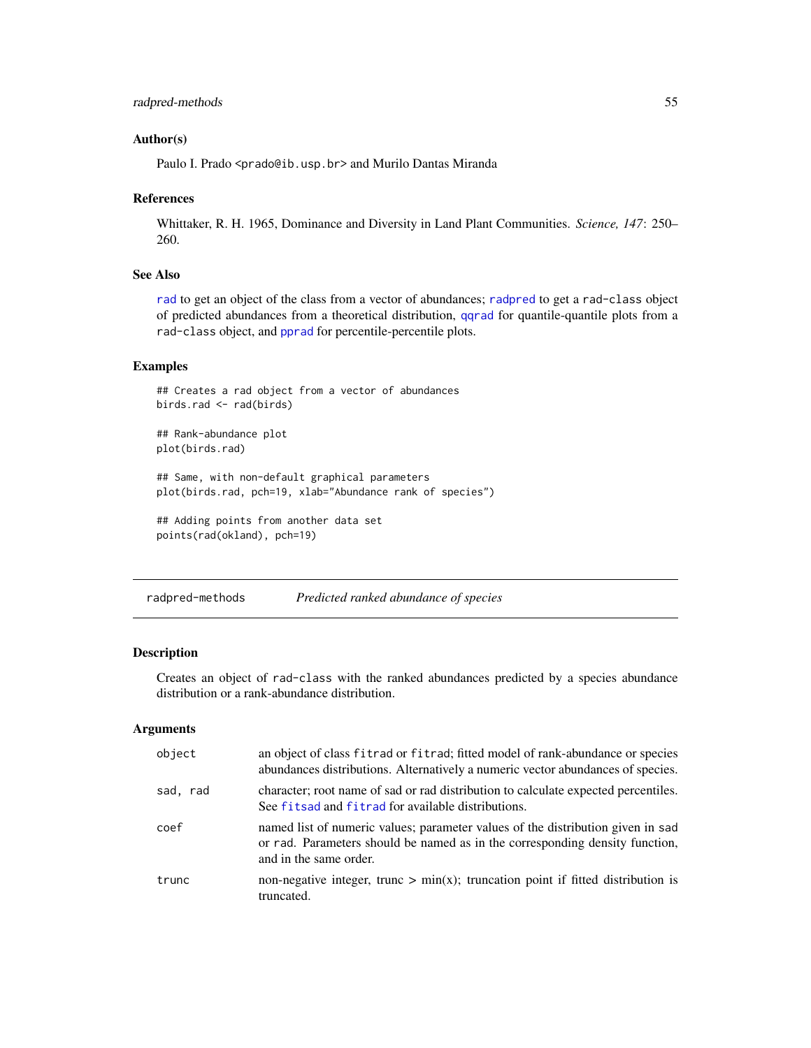### Author(s)

Paulo I. Prado <prado@ib.usp.br> and Murilo Dantas Miranda

### References

Whittaker, R. H. 1965, Dominance and Diversity in Land Plant Communities. *Science, 147*: 250–260.

### See Also

`rad` to get an object of the class from a vector of abundances; `radpred` to get a `rad-class` object of predicted abundances from a theoretical distribution, `qqrad` for quantile-quantile plots from a `rad-class` object, and `pprad` for percentile-percentile plots.

### Examples

```
## Creates a rad object from a vector of abundances
birds.rad <- rad(birds)

## Rank-abundance plot
plot(birds.rad)

## Same, with non-default graphical parameters
plot(birds.rad, pch=19, xlab="Abundance rank of species")

## Adding points from another data set
points(rad(okland), pch=19)
```

---

## radpred-methods *Predicted ranked abundance of species*

### Description

Creates an object of `rad-class` with the ranked abundances predicted by a species abundance distribution or a rank-abundance distribution.

### Arguments

| | |
|---|---|
| `object` | an object of class `fitrad` or `fitrad`; fitted model of rank-abundance or species abundances distributions. Alternatively a numeric vector abundances of species. |
| `sad, rad` | character; root name of sad or rad distribution to calculate expected percentiles. See `fitsad` and `fitrad` for available distributions. |
| `coef` | named list of numeric values; parameter values of the distribution given in `sad` or `rad`. Parameters should be named as in the corresponding density function, and in the same order. |
| `trunc` | non-negative integer, trunc > min(x); truncation point if fitted distribution is truncated. |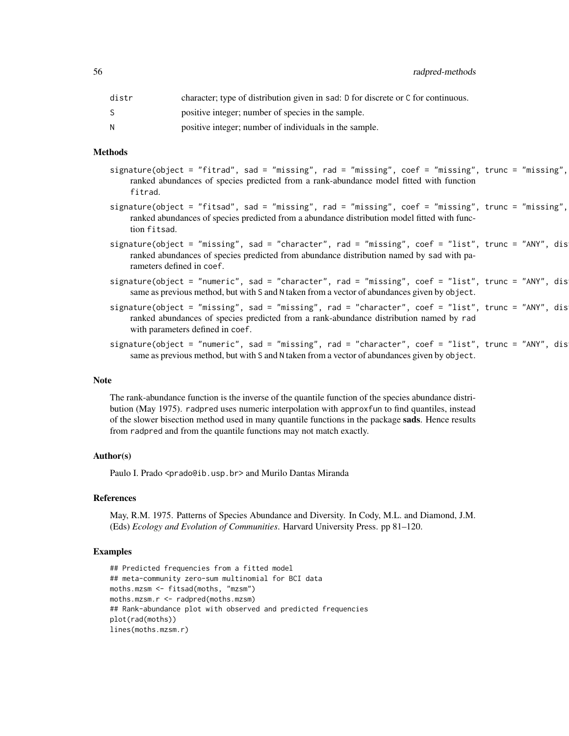| | |
|---|---|
| distr | character; type of distribution given in sad: D for discrete or C for continuous. |
| S | positive integer; number of species in the sample. |
| N | positive integer; number of individuals in the sample. |

### Methods

- `signature(object = "fitrad", sad = "missing", rad = "missing", coef = "missing", trunc = "missing",`
  ranked abundances of species predicted from a rank-abundance model fitted with function fitrad.
- `signature(object = "fitsad", sad = "missing", rad = "missing", coef = "missing", trunc = "missing",`
  ranked abundances of species predicted from a abundance distribution model fitted with function fitsad.
- `signature(object = "missing", sad = "character", rad = "missing", coef = "list", trunc = "ANY", dis`
  ranked abundances of species predicted from abundance distribution named by sad with parameters defined in coef.
- `signature(object = "numeric", sad = "character", rad = "missing", coef = "list", trunc = "ANY", dis`
  same as previous method, but with S and N taken from a vector of abundances given by object.
- `signature(object = "missing", sad = "missing", rad = "character", coef = "list", trunc = "ANY", dis`
  ranked abundances of species predicted from a rank-abundance distribution named by rad with parameters defined in coef.
- `signature(object = "numeric", sad = "missing", rad = "character", coef = "list", trunc = "ANY", dis`
  same as previous method, but with S and N taken from a vector of abundances given by object.

### Note

The rank-abundance function is the inverse of the quantile function of the species abundance distribution (May 1975). radpred uses numeric interpolation with approxfun to find quantiles, instead of the slower bisection method used in many quantile functions in the package **sads**. Hence results from radpred and from the quantile functions may not match exactly.

### Author(s)

Paulo I. Prado <prado@ib.usp.br> and Murilo Dantas Miranda

### References

May, R.M. 1975. Patterns of Species Abundance and Diversity. In Cody, M.L. and Diamond, J.M. (Eds) *Ecology and Evolution of Communities*. Harvard University Press. pp 81–120.

### Examples

```
## Predicted frequencies from a fitted model
## meta-community zero-sum multinomial for BCI data
moths.mzsm <- fitsad(moths, "mzsm")
moths.mzsm.r <- radpred(moths.mzsm)
## Rank-abundance plot with observed and predicted frequencies
plot(rad(moths))
lines(moths.mzsm.r)
```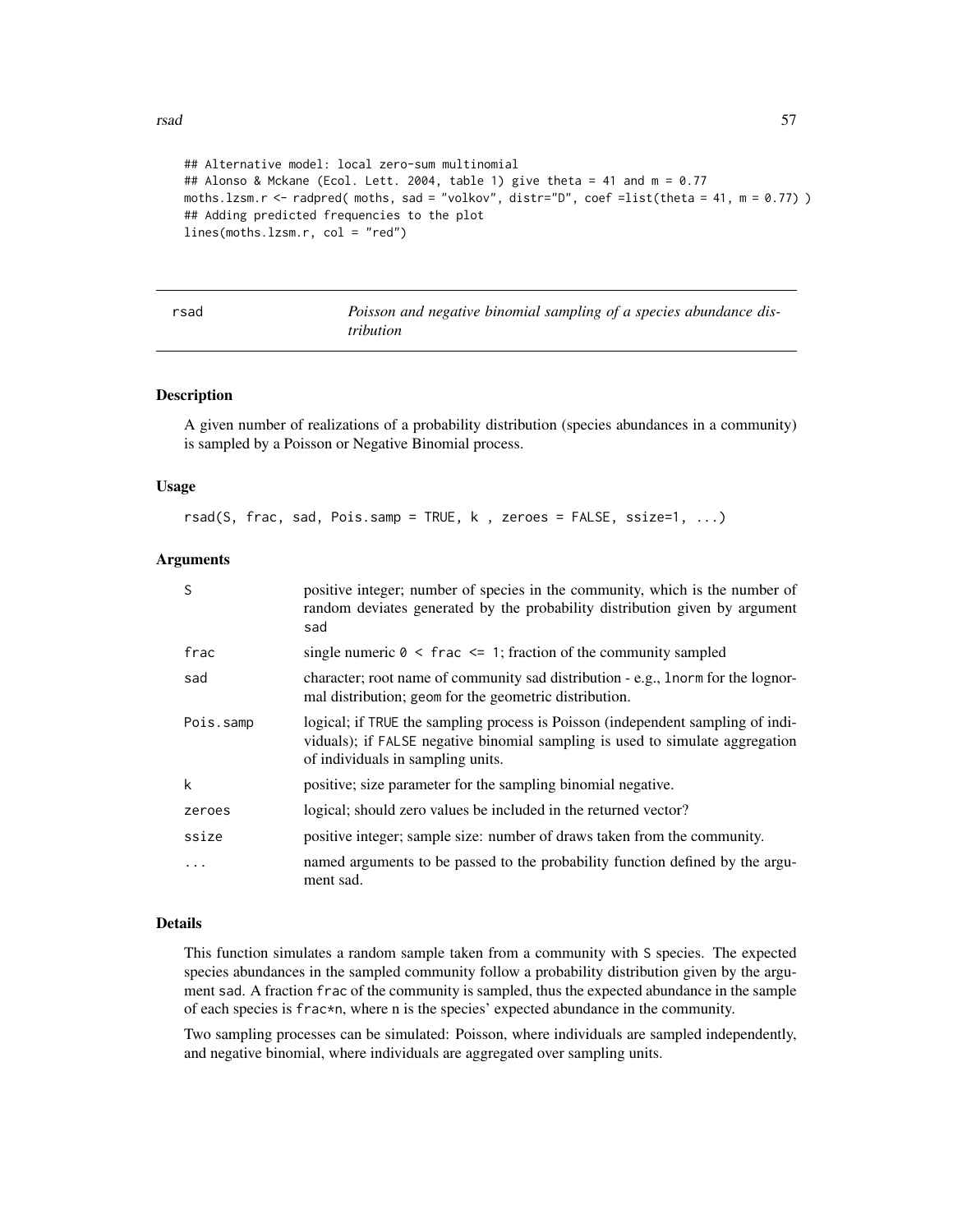```
## Alternative model: local zero-sum multinomial
## Alonso & Mckane (Ecol. Lett. 2004, table 1) give theta = 41 and m = 0.77
moths.lzsm.r <- radpred( moths, sad = "volkov", distr="D", coef =list(theta = 41, m = 0.77) )
## Adding predicted frequencies to the plot
lines(moths.lzsm.r, col = "red")
```

---

rsad — *Poisson and negative binomial sampling of a species abundance distribution*

---

## Description

A given number of realizations of a probability distribution (species abundances in a community) is sampled by a Poisson or Negative Binomial process.

## Usage

```
rsad(S, frac, sad, Pois.samp = TRUE, k , zeroes = FALSE, ssize=1, ...)
```

## Arguments

| | |
|---|---|
| S | positive integer; number of species in the community, which is the number of random deviates generated by the probability distribution given by argument sad |
| frac | single numeric 0 < frac <= 1; fraction of the community sampled |
| sad | character; root name of community sad distribution - e.g., lnorm for the lognormal distribution; geom for the geometric distribution. |
| Pois.samp | logical; if TRUE the sampling process is Poisson (independent sampling of individuals); if FALSE negative binomial sampling is used to simulate aggregation of individuals in sampling units. |
| k | positive; size parameter for the sampling binomial negative. |
| zeroes | logical; should zero values be included in the returned vector? |
| ssize | positive integer; sample size: number of draws taken from the community. |
| ... | named arguments to be passed to the probability function defined by the argument sad. |

## Details

This function simulates a random sample taken from a community with S species. The expected species abundances in the sampled community follow a probability distribution given by the argument sad. A fraction frac of the community is sampled, thus the expected abundance in the sample of each species is frac*n, where n is the species' expected abundance in the community.

Two sampling processes can be simulated: Poisson, where individuals are sampled independently, and negative binomial, where individuals are aggregated over sampling units.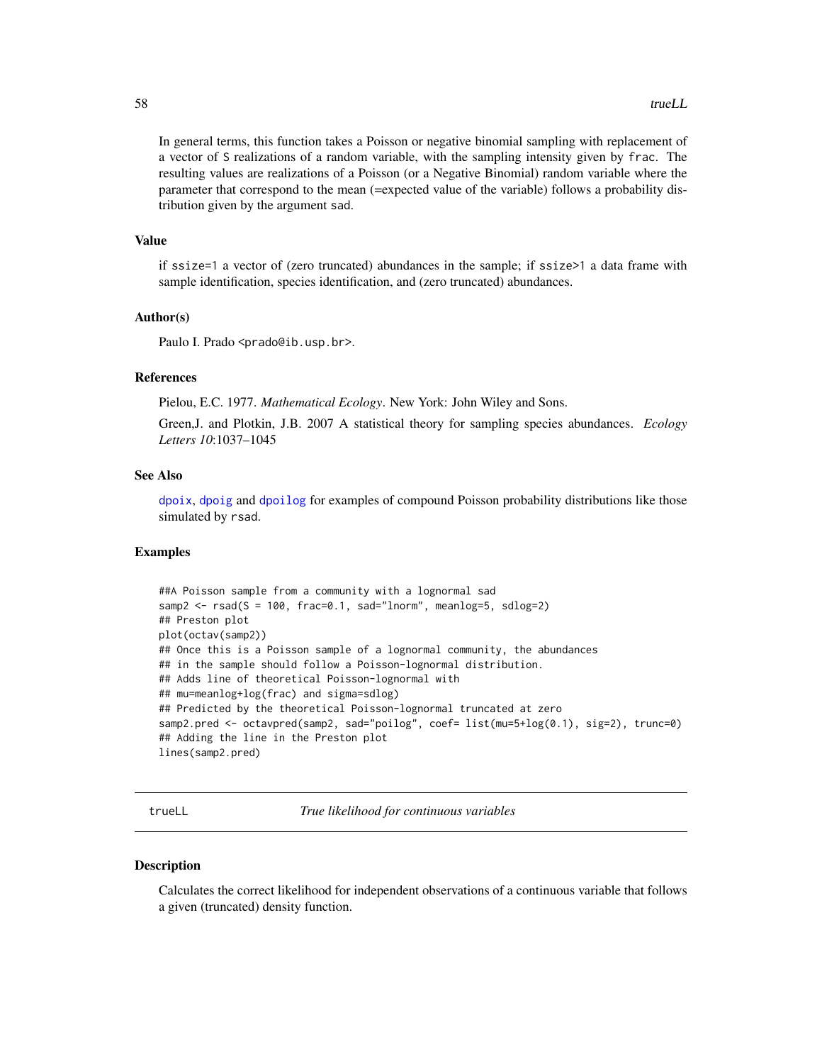In general terms, this function takes a Poisson or negative binomial sampling with replacement of a vector of S realizations of a random variable, with the sampling intensity given by frac. The resulting values are realizations of a Poisson (or a Negative Binomial) random variable where the parameter that correspond to the mean (=expected value of the variable) follows a probability distribution given by the argument sad.

### Value

if ssize=1 a vector of (zero truncated) abundances in the sample; if ssize>1 a data frame with sample identification, species identification, and (zero truncated) abundances.

### Author(s)

Paulo I. Prado <prado@ib.usp.br>.

### References

Pielou, E.C. 1977. *Mathematical Ecology*. New York: John Wiley and Sons.

Green,J. and Plotkin, J.B. 2007 A statistical theory for sampling species abundances. *Ecology Letters 10*:1037–1045

### See Also

dpoix, dpoig and dpoilog for examples of compound Poisson probability distributions like those simulated by rsad.

### Examples

```
##A Poisson sample from a community with a lognormal sad
samp2 <- rsad(S = 100, frac=0.1, sad="lnorm", meanlog=5, sdlog=2)
## Preston plot
plot(octav(samp2))
## Once this is a Poisson sample of a lognormal community, the abundances
## in the sample should follow a Poisson-lognormal distribution.
## Adds line of theoretical Poisson-lognormal with
## mu=meanlog+log(frac) and sigma=sdlog)
## Predicted by the theoretical Poisson-lognormal truncated at zero
samp2.pred <- octavpred(samp2, sad="poilog", coef= list(mu=5+log(0.1), sig=2), trunc=0)
## Adding the line in the Preston plot
lines(samp2.pred)
```

---

## trueLL *True likelihood for continuous variables*

### Description

Calculates the correct likelihood for independent observations of a continuous variable that follows a given (truncated) density function.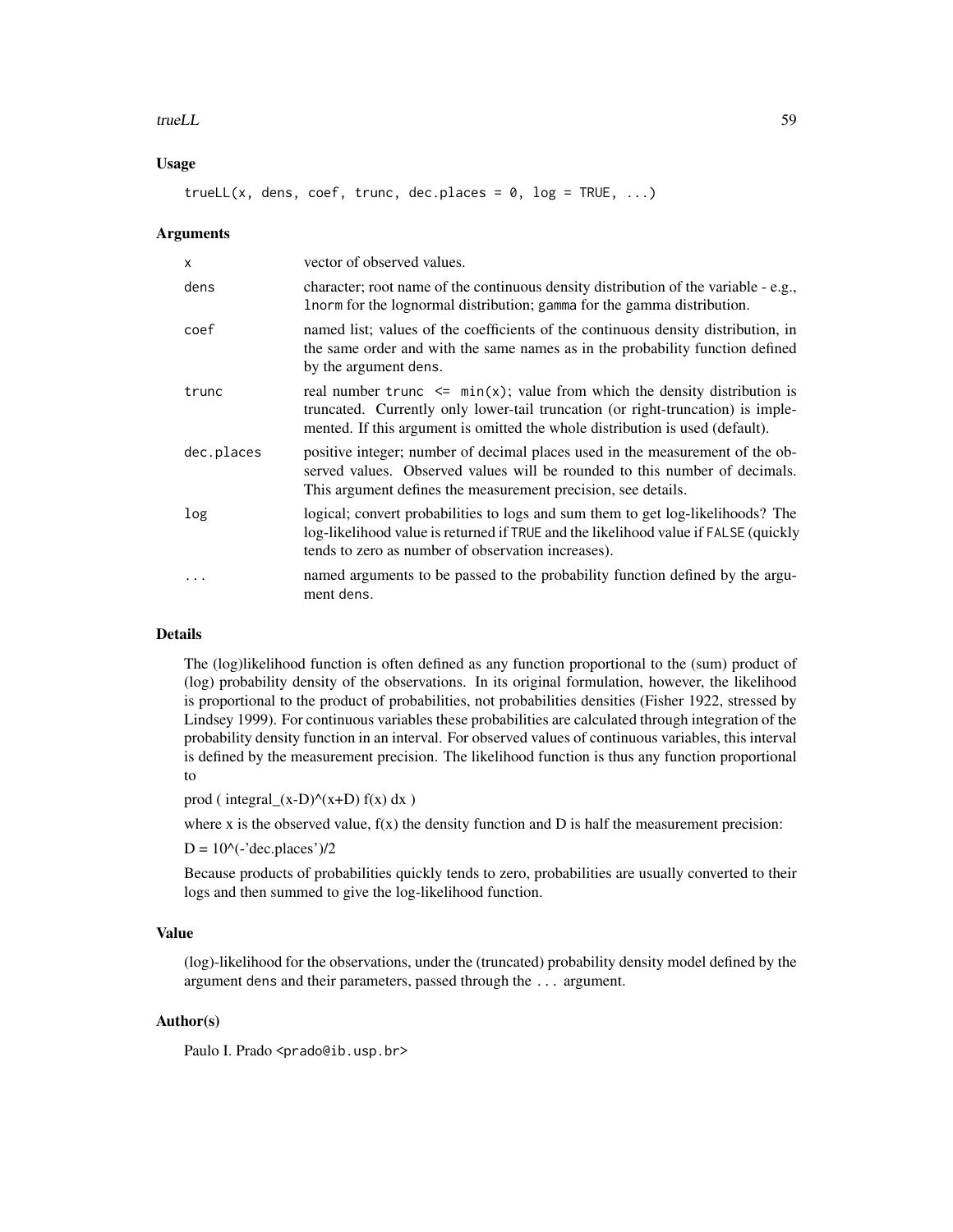### Usage

```
trueLL(x, dens, coef, trunc, dec.places = 0, log = TRUE, ...)
```

### Arguments

| | |
|---|---|
| x | vector of observed values. |
| dens | character; root name of the continuous density distribution of the variable - e.g., `lnorm` for the lognormal distribution; `gamma` for the gamma distribution. |
| coef | named list; values of the coefficients of the continuous density distribution, in the same order and with the same names as in the probability function defined by the argument `dens`. |
| trunc | real number `trunc <= min(x)`; value from which the density distribution is truncated. Currently only lower-tail truncation (or right-truncation) is implemented. If this argument is omitted the whole distribution is used (default). |
| dec.places | positive integer; number of decimal places used in the measurement of the observed values. Observed values will be rounded to this number of decimals. This argument defines the measurement precision, see details. |
| log | logical; convert probabilities to logs and sum them to get log-likelihoods? The log-likelihood value is returned if `TRUE` and the likelihood value if `FALSE` (quickly tends to zero as number of observation increases). |
| ... | named arguments to be passed to the probability function defined by the argument `dens`. |

### Details

The (log)likelihood function is often defined as any function proportional to the (sum) product of (log) probability density of the observations. In its original formulation, however, the likelihood is proportional to the product of probabilities, not probabilities densities (Fisher 1922, stressed by Lindsey 1999). For continuous variables these probabilities are calculated through integration of the probability density function in an interval. For observed values of continuous variables, this interval is defined by the measurement precision. The likelihood function is thus any function proportional to

prod ( integral_(x-D)^(x+D) f(x) dx )

where x is the observed value, f(x) the density function and D is half the measurement precision:

D = 10^(-'dec.places')/2

Because products of probabilities quickly tends to zero, probabilities are usually converted to their logs and then summed to give the log-likelihood function.

### Value

(log)-likelihood for the observations, under the (truncated) probability density model defined by the argument `dens` and their parameters, passed through the `...` argument.

### Author(s)

Paulo I. Prado <prado@ib.usp.br>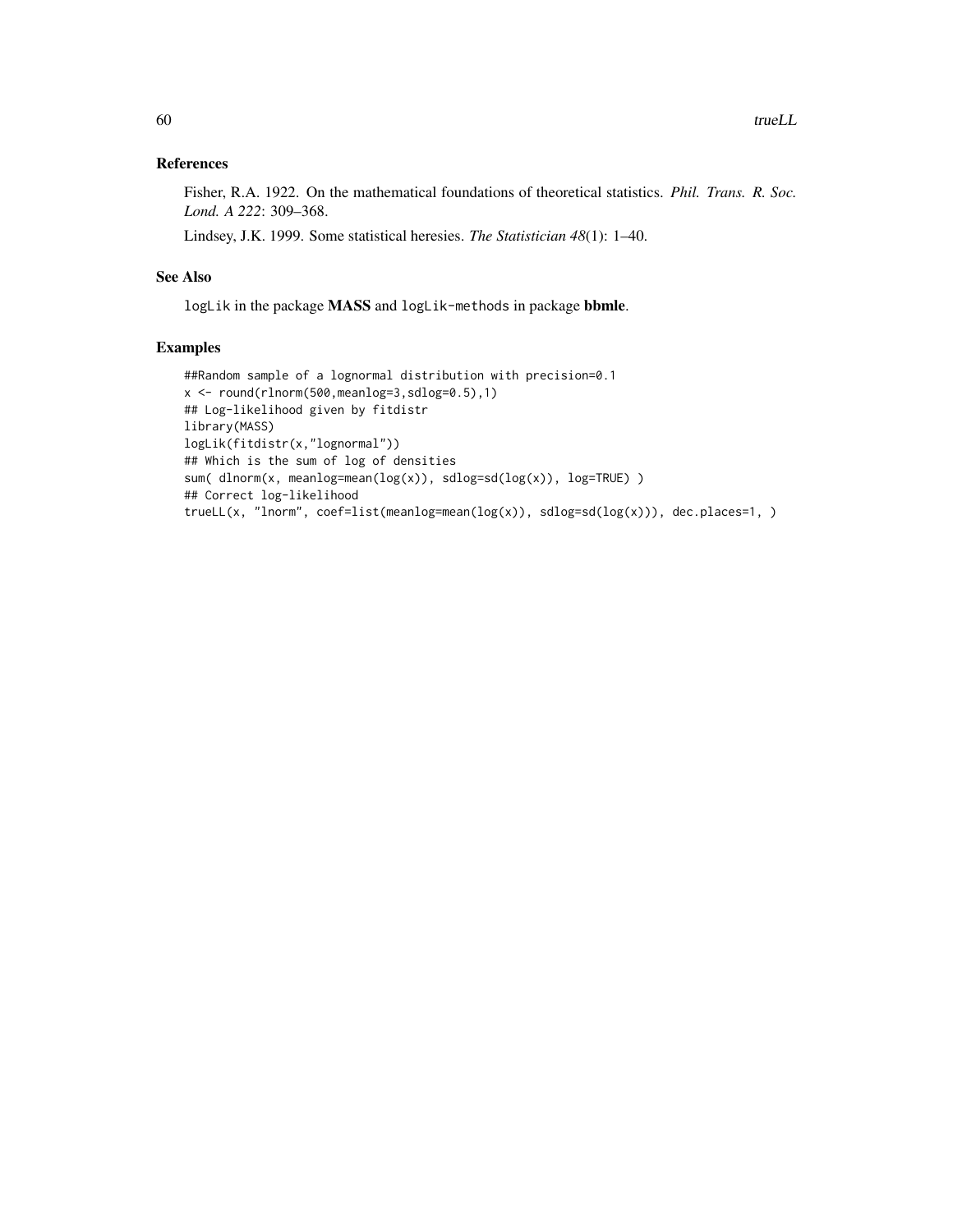## References

Fisher, R.A. 1922. On the mathematical foundations of theoretical statistics. *Phil. Trans. R. Soc. Lond. A 222*: 309–368.

Lindsey, J.K. 1999. Some statistical heresies. *The Statistician 48*(1): 1–40.

## See Also

`logLik` in the package **MASS** and `logLik-methods` in package **bbmle**.

## Examples

```
##Random sample of a lognormal distribution with precision=0.1
x <- round(rlnorm(500,meanlog=3,sdlog=0.5),1)
## Log-likelihood given by fitdistr
library(MASS)
logLik(fitdistr(x,"lognormal"))
## Which is the sum of log of densities
sum( dlnorm(x, meanlog=mean(log(x)), sdlog=sd(log(x)), log=TRUE) )
## Correct log-likelihood
trueLL(x, "lnorm", coef=list(meanlog=mean(log(x)), sdlog=sd(log(x))), dec.places=1, )
```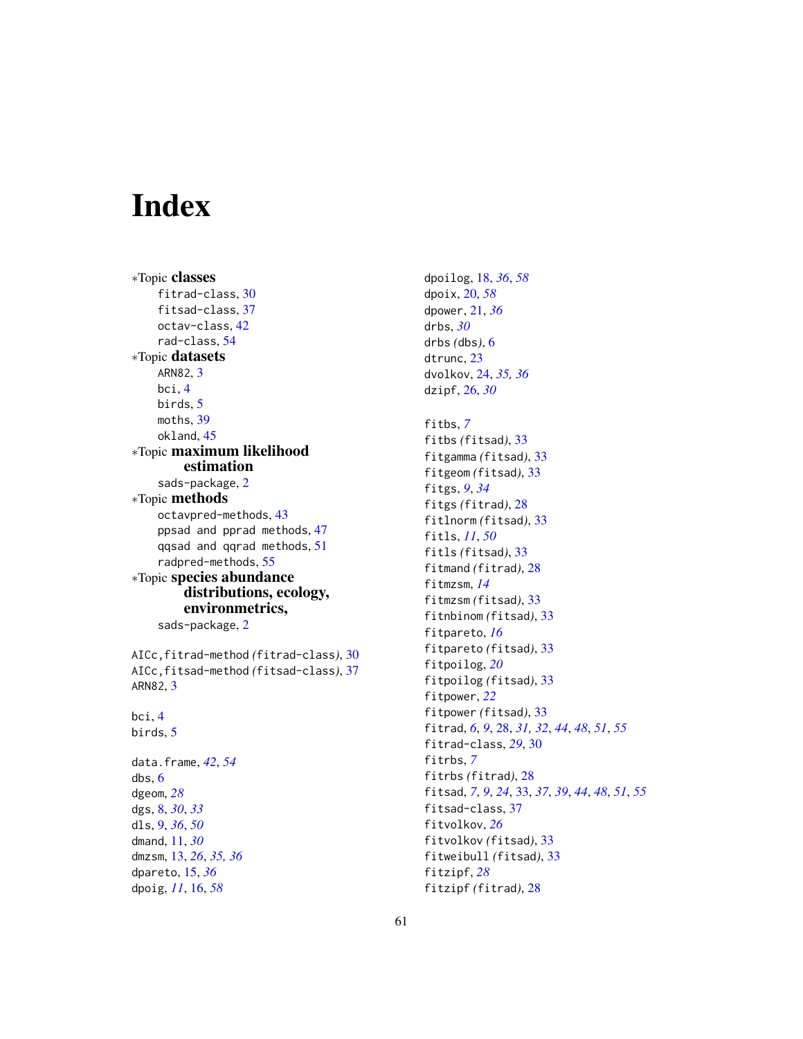# Index

∗Topic **classes**
- fitrad-class, 30
- fitsad-class, 37
- octav-class, 42
- rad-class, 54

∗Topic **datasets**
- ARN82, 3
- bci, 4
- birds, 5
- moths, 39
- okland, 45

∗Topic **maximum likelihood estimation**
- sads-package, 2

∗Topic **methods**
- octavpred-methods, 43
- ppsad and pprad methods, 47
- qqsad and qqrad methods, 51
- radpred-methods, 55

∗Topic **species abundance distributions, ecology, environmetrics,**
- sads-package, 2

AICc,fitrad-method *(fitrad-class)*, 30
AICc,fitsad-method *(fitsad-class)*, 37
ARN82, 3

bci, 4
birds, 5

data.frame, *42*, *54*
dbs, 6
dgeom, *28*
dgs, 8, *30*, *33*
dls, 9, *36*, *50*
dmand, 11, *30*
dmzsm, 13, *26*, *35, 36*
dpareto, 15, *36*
dpoig, *11*, 16, *58*
dpoilog, 18, *36*, *58*
dpoix, 20, *58*
dpower, 21, *36*
drbs, *30*
drbs *(dbs)*, 6
dtrunc, 23
dvolkov, 24, *35, 36*
dzipf, 26, *30*

fitbs, *7*
fitbs *(fitsad)*, 33
fitgamma *(fitsad)*, 33
fitgeom *(fitsad)*, 33
fitgs, *9*, *34*
fitgs *(fitrad)*, 28
fitlnorm *(fitsad)*, 33
fitls, *11*, *50*
fitls *(fitsad)*, 33
fitmand *(fitrad)*, 28
fitmzsm, *14*
fitmzsm *(fitsad)*, 33
fitnbinom *(fitsad)*, 33
fitpareto, *16*
fitpareto *(fitsad)*, 33
fitpoilog, *20*
fitpoilog *(fitsad)*, 33
fitpower, *22*
fitpower *(fitsad)*, 33
fitrad, *6*, *9*, 28, *31, 32*, *44*, *48*, *51*, *55*
fitrad-class, *29*, 30
fitrbs, *7*
fitrbs *(fitrad)*, 28
fitsad, *7*, *9*, *24*, 33, *37*, *39*, *44*, *48*, *51*, *55*
fitsad-class, 37
fitvolkov, *26*
fitvolkov *(fitsad)*, 33
fitweibull *(fitsad)*, 33
fitzipf, *28*
fitzipf *(fitrad)*, 28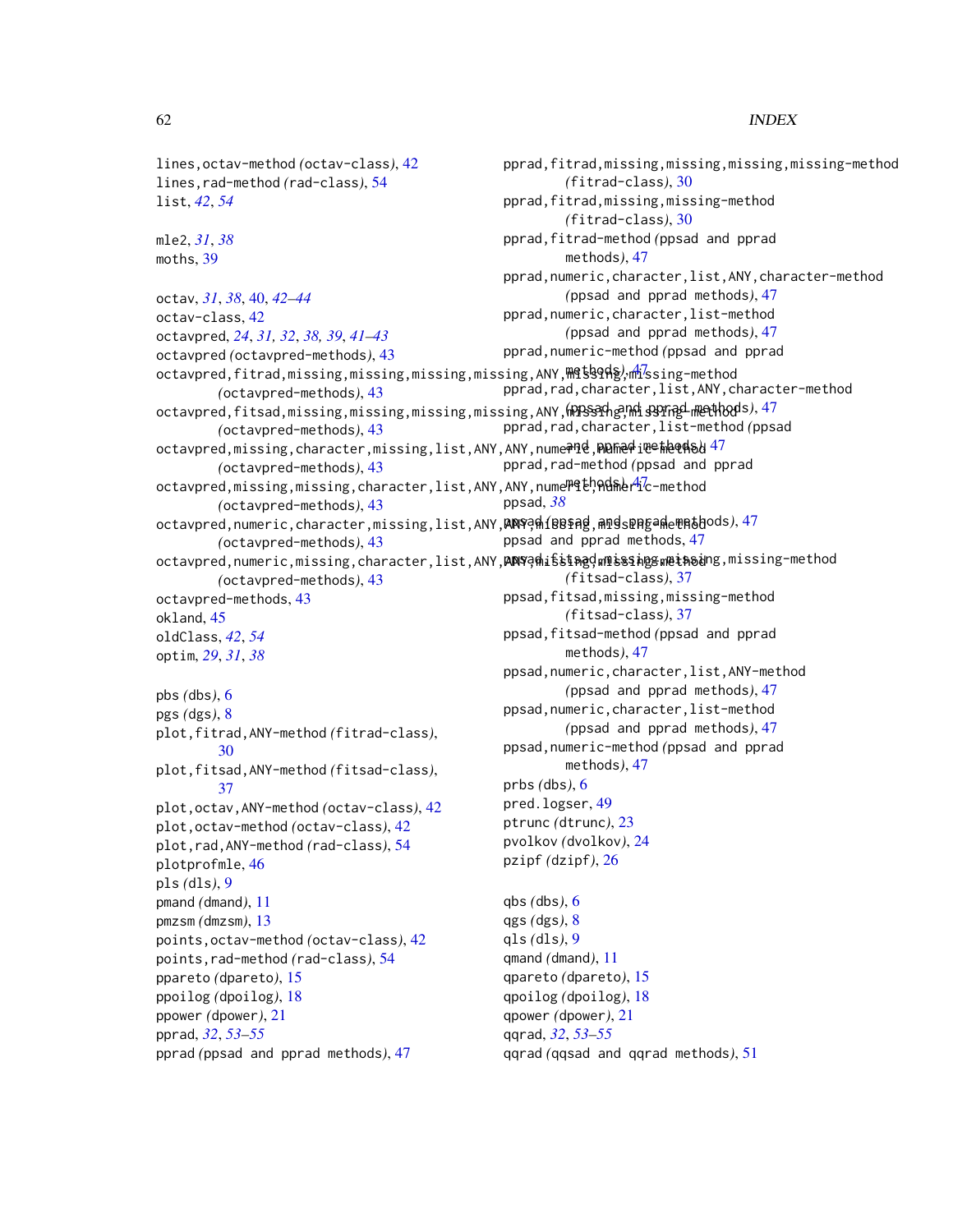lines,octav-method *(octav-class)*, 42
lines,rad-method *(rad-class)*, 54
list, *42*, *54*

mle2, *31*, *38*
moths, 39

octav, *31*, *38*, 40, *42–44*
octav-class, 42
octavpred, *24*, *31, 32*, *38, 39*, *41–43*
octavpred *(octavpred-methods)*, 43
octavpred,fitrad,missing,missing,missing,missing,ANY,missing,missing-method *(octavpred-methods)*, 43
octavpred,fitsad,missing,missing,missing,missing,ANY,missing,missing-method *(octavpred-methods)*, 43
octavpred,missing,character,missing,list,ANY,ANY,numeric,numeric-method *(octavpred-methods)*, 43
octavpred,missing,missing,character,list,ANY,ANY,numeric,numeric-method *(octavpred-methods)*, 43
octavpred,numeric,character,missing,list,ANY,ANY,missing,missing-method *(octavpred-methods)*, 43
octavpred,numeric,missing,character,list,ANY,ANY,missing,missing-method *(octavpred-methods)*, 43
octavpred-methods, 43
okland, 45
oldClass, *42*, *54*
optim, *29*, *31*, *38*

pbs *(dbs)*, 6
pgs *(dgs)*, 8
plot,fitrad,ANY-method *(fitrad-class)*, 30
plot,fitsad,ANY-method *(fitsad-class)*, 37
plot,octav,ANY-method *(octav-class)*, 42
plot,octav-method *(octav-class)*, 42
plot,rad,ANY-method *(rad-class)*, 54
plotprofmle, 46
pls *(dls)*, 9
pmand *(dmand)*, 11
pmzsm *(dmzsm)*, 13
points,octav-method *(octav-class)*, 42
points,rad-method *(rad-class)*, 54
ppareto *(dpareto)*, 15
ppoilog *(dpoilog)*, 18
ppower *(dpower)*, 21
pprad, *32*, *53–55*
pprad *(ppsad and pprad methods)*, 47
pprad,fitrad,missing,missing,missing,missing-method *(fitrad-class)*, 30
pprad,fitrad,missing,missing-method *(fitrad-class)*, 30
pprad,fitrad-method *(ppsad and pprad methods)*, 47
pprad,numeric,character,list,ANY,character-method *(ppsad and pprad methods)*, 47
pprad,numeric,character,list-method *(ppsad and pprad methods)*, 47
pprad,numeric-method *(ppsad and pprad methods)*, 47
pprad,rad,character,list,ANY,character-method *(ppsad and pprad methods)*, 47
pprad,rad,character,list-method *(ppsad and pprad methods)*, 47
pprad,rad-method *(ppsad and pprad methods)*, 47
ppsad, *38*
ppsad *(ppsad and pprad methods)*, 47
ppsad and pprad methods, 47
ppsad,fitsad,missing,missing,missing-method *(fitsad-class)*, 37
ppsad,fitsad,missing,missing-method *(fitsad-class)*, 37
ppsad,fitsad-method *(ppsad and pprad methods)*, 47
ppsad,numeric,character,list,ANY-method *(ppsad and pprad methods)*, 47
ppsad,numeric,character,list-method *(ppsad and pprad methods)*, 47
ppsad,numeric-method *(ppsad and pprad methods)*, 47
prbs *(dbs)*, 6
pred.logser, 49
ptrunc *(dtrunc)*, 23
pvolkov *(dvolkov)*, 24
pzipf *(dzipf)*, 26

qbs *(dbs)*, 6
qgs *(dgs)*, 8
qls *(dls)*, 9
qmand *(dmand)*, 11
qpareto *(dpareto)*, 15
qpoilog *(dpoilog)*, 18
qpower *(dpower)*, 21
qqrad, *32*, *53–55*
qqrad *(qqsad and qqrad methods)*, 51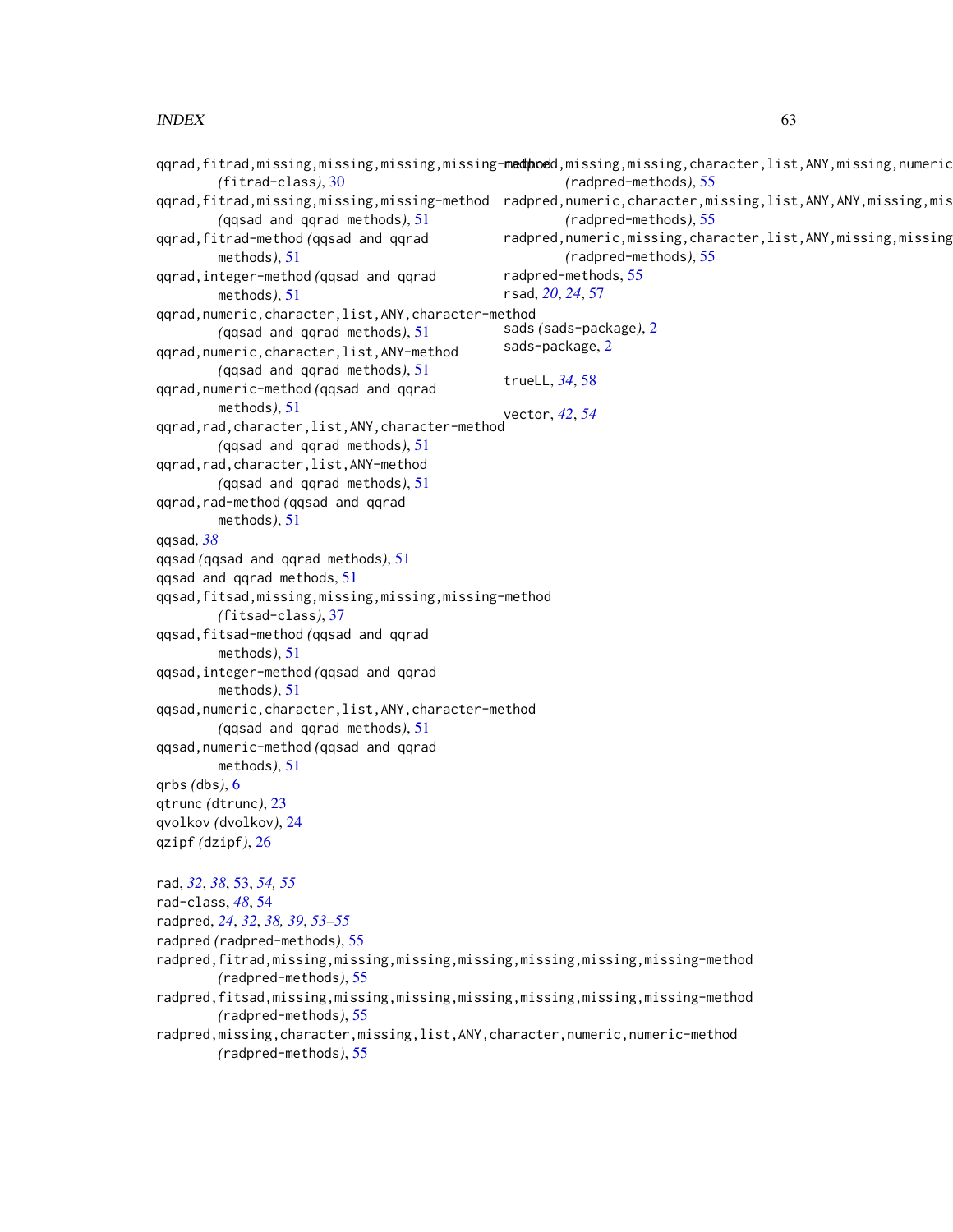qqrad,fitrad,missing,missing,missing,missing-method
*(fitrad-class)*, 30
qqrad,fitrad,missing,missing,missing-method
*(qqsad and qqrad methods)*, 51
qqrad,fitrad-method *(qqsad and qqrad methods)*, 51
qqrad,integer-method *(qqsad and qqrad methods)*, 51
qqrad,numeric,character,list,ANY,character-method
*(qqsad and qqrad methods)*, 51
qqrad,numeric,character,list,ANY-method
*(qqsad and qqrad methods)*, 51
qqrad,numeric-method *(qqsad and qqrad methods)*, 51
qqrad,rad,character,list,ANY,character-method
*(qqsad and qqrad methods)*, 51
qqrad,rad,character,list,ANY-method
*(qqsad and qqrad methods)*, 51
qqrad,rad-method *(qqsad and qqrad methods)*, 51
qqsad, *38*
qqsad *(qqsad and qqrad methods)*, 51
qqsad and qqrad methods, 51
qqsad,fitsad,missing,missing,missing,missing-method
*(fitsad-class)*, 37
qqsad,fitsad-method *(qqsad and qqrad methods)*, 51
qqsad,integer-method *(qqsad and qqrad methods)*, 51
qqsad,numeric,character,list,ANY,character-method
*(qqsad and qqrad methods)*, 51
qqsad,numeric-method *(qqsad and qqrad methods)*, 51
qrbs *(dbs)*, 6
qtrunc *(dtrunc)*, 23
qvolkov *(dvolkov)*, 24
qzipf *(dzipf)*, 26

rad, *32*, *38*, 53, *54, 55*
rad-class, *48*, 54
radpred, *24*, *32*, *38, 39*, *53–55*
radpred *(radpred-methods)*, 55
radpred,fitrad,missing,missing,missing,missing,missing,missing,missing-method
*(radpred-methods)*, 55
radpred,fitsad,missing,missing,missing,missing,missing,missing,missing-method
*(radpred-methods)*, 55
radpred,missing,character,missing,list,ANY,character,numeric,numeric-method
*(radpred-methods)*, 55
radpred,missing,missing,character,list,ANY,missing,numeric
*(radpred-methods)*, 55
radpred,numeric,character,missing,list,ANY,ANY,missing,mis
*(radpred-methods)*, 55
radpred,numeric,missing,character,list,ANY,missing,missing
*(radpred-methods)*, 55
radpred-methods, 55
rsad, *20*, *24*, 57

sads *(sads-package)*, 2
sads-package, 2

trueLL, *34*, 58

vector, *42*, *54*